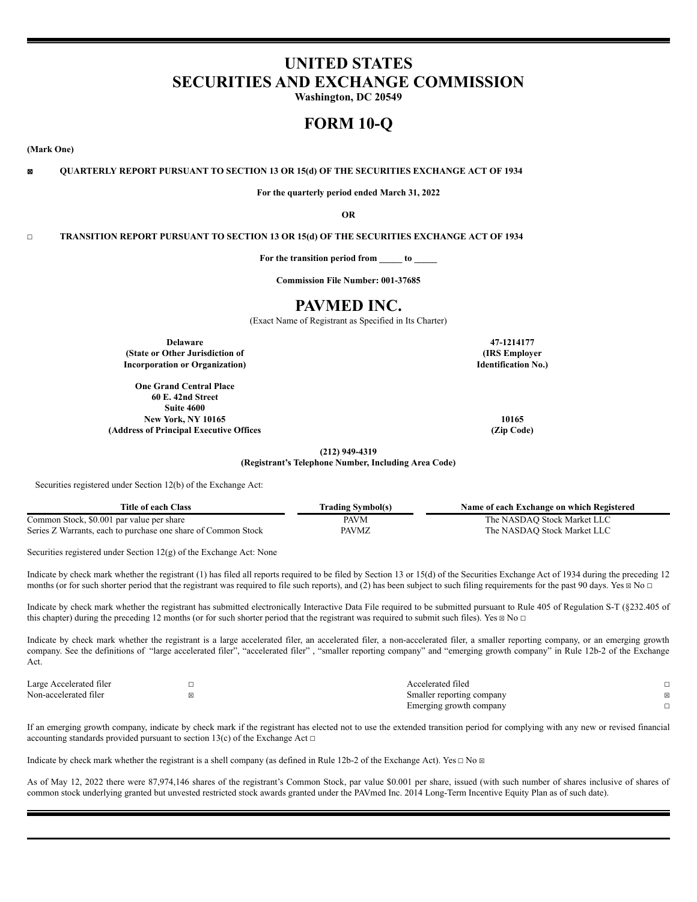# UNITED STATES
# SECURITIES AND EXCHANGE COMMISSION

**Washington, DC 20549**

# FORM 10-Q

**(Mark One)**

☒ **QUARTERLY REPORT PURSUANT TO SECTION 13 OR 15(d) OF THE SECURITIES EXCHANGE ACT OF 1934**

**For the quarterly period ended March 31, 2022**

**OR**

☐ **TRANSITION REPORT PURSUANT TO SECTION 13 OR 15(d) OF THE SECURITIES EXCHANGE ACT OF 1934**

**For the transition period from _____ to _____**

**Commission File Number: 001-37685**

# PAVMED INC.

(Exact Name of Registrant as Specified in Its Charter)

| | |
|---|---|
| **Delaware**<br>**(State or Other Jurisdiction of Incorporation or Organization)** | **47-1214177**<br>**(IRS Employer Identification No.)** |
| **One Grand Central Place**<br>**60 E. 42nd Street**<br>**Suite 4600**<br>**New York, NY 10165**<br>**(Address of Principal Executive Offices** | **10165**<br>**(Zip Code)** |

**(212) 949-4319**
**(Registrant's Telephone Number, Including Area Code)**

Securities registered under Section 12(b) of the Exchange Act:

| Title of each Class | Trading Symbol(s) | Name of each Exchange on which Registered |
|---|---|---|
| Common Stock, $0.001 par value per share | PAVM | The NASDAQ Stock Market LLC |
| Series Z Warrants, each to purchase one share of Common Stock | PAVMZ | The NASDAQ Stock Market LLC |

Securities registered under Section 12(g) of the Exchange Act: None

Indicate by check mark whether the registrant (1) has filed all reports required to be filed by Section 13 or 15(d) of the Securities Exchange Act of 1934 during the preceding 12 months (or for such shorter period that the registrant was required to file such reports), and (2) has been subject to such filing requirements for the past 90 days. Yes ☒ No ☐

Indicate by check mark whether the registrant has submitted electronically Interactive Data File required to be submitted pursuant to Rule 405 of Regulation S-T (§232.405 of this chapter) during the preceding 12 months (or for such shorter period that the registrant was required to submit such files). Yes ☒ No ☐

Indicate by check mark whether the registrant is a large accelerated filer, an accelerated filer, a non-accelerated filer, a smaller reporting company, or an emerging growth company. See the definitions of "large accelerated filer", "accelerated filer" , "smaller reporting company" and "emerging growth company" in Rule 12b-2 of the Exchange Act.

| | | | |
|---|---|---|---|
| Large Accelerated filer | ☐ | Accelerated filed | ☐ |
| Non-accelerated filer | ☒ | Smaller reporting company | ☒ |
| | | Emerging growth company | ☐ |

If an emerging growth company, indicate by check mark if the registrant has elected not to use the extended transition period for complying with any new or revised financial accounting standards provided pursuant to section 13(c) of the Exchange Act ☐

Indicate by check mark whether the registrant is a shell company (as defined in Rule 12b-2 of the Exchange Act). Yes ☐ No ☒

As of May 12, 2022 there were 87,974,146 shares of the registrant's Common Stock, par value $0.001 per share, issued (with such number of shares inclusive of shares of common stock underlying granted but unvested restricted stock awards granted under the PAVmed Inc. 2014 Long-Term Incentive Equity Plan as of such date).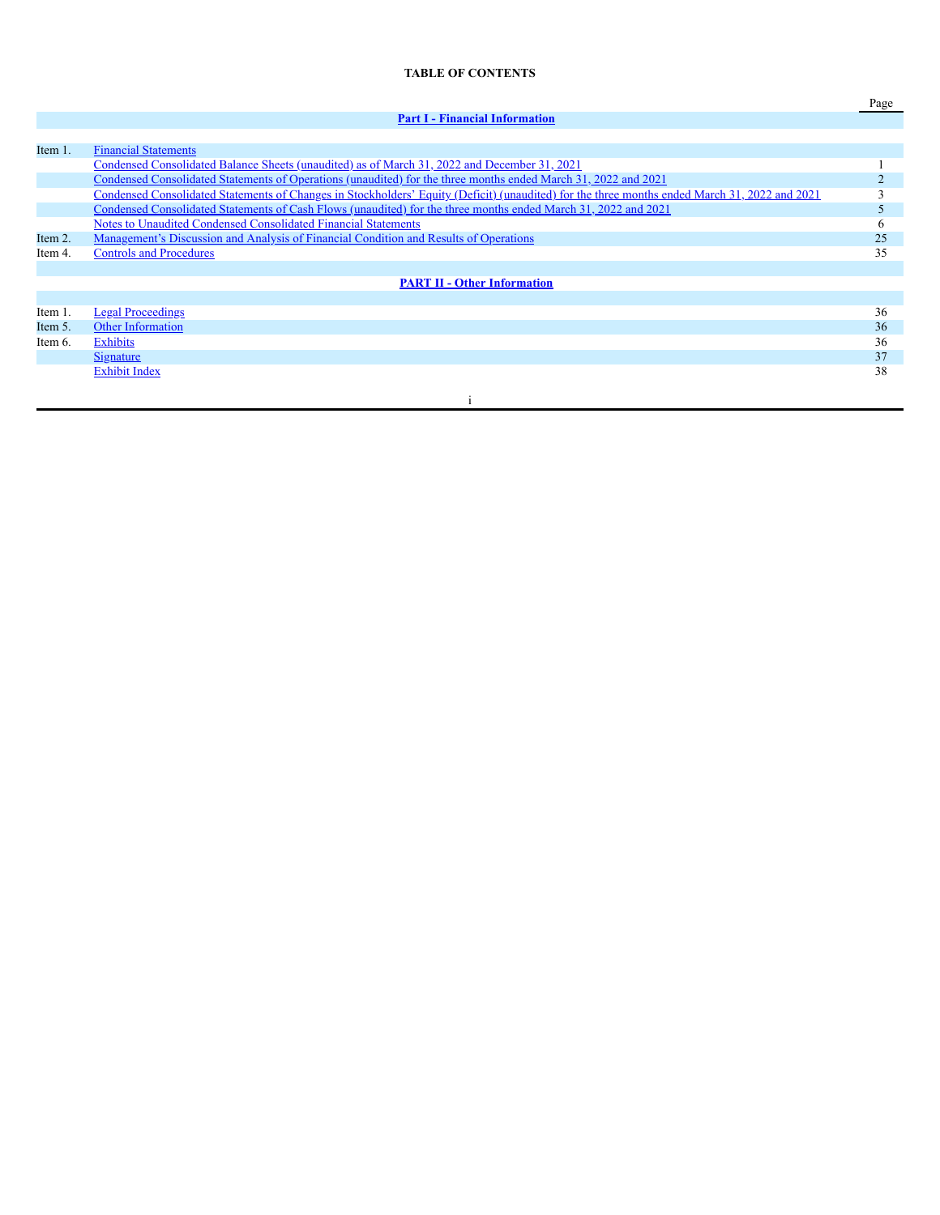**TABLE OF CONTENTS**

| | | Page |
|---|---|---|
| | **Part I - Financial Information** | |
| Item 1. | Financial Statements | |
| | Condensed Consolidated Balance Sheets (unaudited) as of March 31, 2022 and December 31, 2021 | 1 |
| | Condensed Consolidated Statements of Operations (unaudited) for the three months ended March 31, 2022 and 2021 | 2 |
| | Condensed Consolidated Statements of Changes in Stockholders' Equity (Deficit) (unaudited) for the three months ended March 31, 2022 and 2021 | 3 |
| | Condensed Consolidated Statements of Cash Flows (unaudited) for the three months ended March 31, 2022 and 2021 | 5 |
| | Notes to Unaudited Condensed Consolidated Financial Statements | 6 |
| Item 2. | Management's Discussion and Analysis of Financial Condition and Results of Operations | 25 |
| Item 4. | Controls and Procedures | 35 |
| | **PART II - Other Information** | |
| Item 1. | Legal Proceedings | 36 |
| Item 5. | Other Information | 36 |
| Item 6. | Exhibits | 36 |
| | Signature | 37 |
| | Exhibit Index | 38 |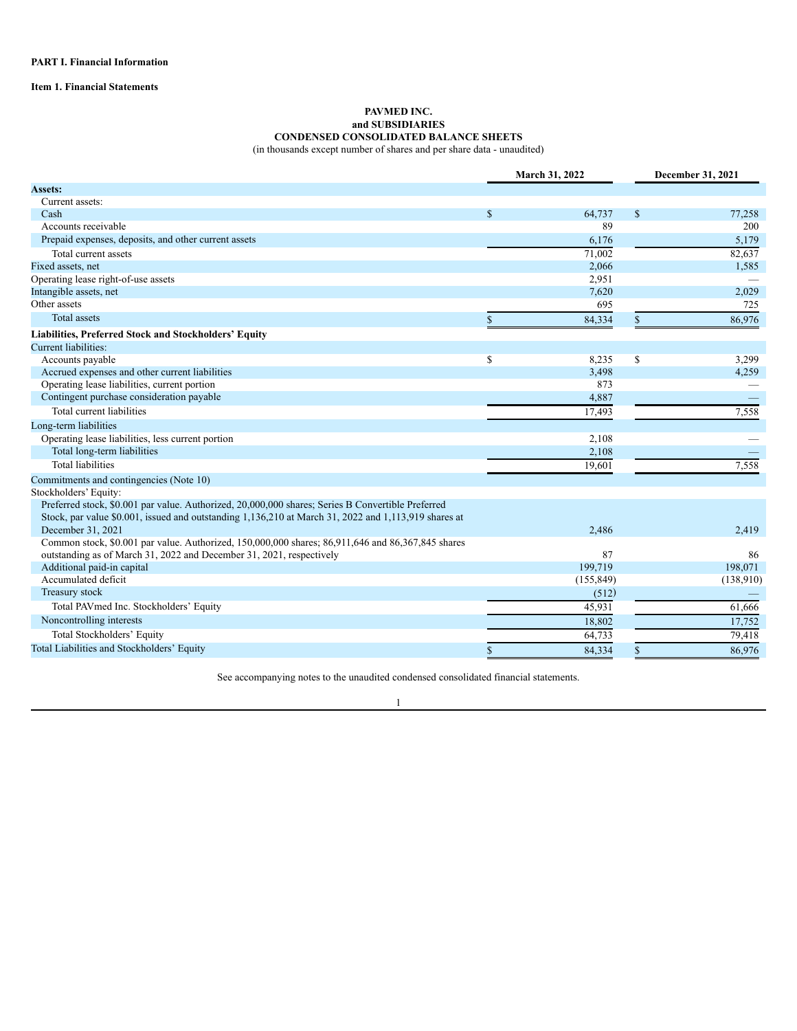**PART I. Financial Information**

**Item 1. Financial Statements**

**PAVMED INC.**
**and SUBSIDIARIES**
**CONDENSED CONSOLIDATED BALANCE SHEETS**
(in thousands except number of shares and per share data - unaudited)

| | March 31, 2022 | December 31, 2021 |
|---|---|---|
| **Assets:** | | |
| Current assets: | | |
| Cash | $ 64,737 | $ 77,258 |
| Accounts receivable | 89 | 200 |
| Prepaid expenses, deposits, and other current assets | 6,176 | 5,179 |
| Total current assets | 71,002 | 82,637 |
| Fixed assets, net | 2,066 | 1,585 |
| Operating lease right-of-use assets | 2,951 | — |
| Intangible assets, net | 7,620 | 2,029 |
| Other assets | 695 | 725 |
| Total assets | $ 84,334 | $ 86,976 |
| **Liabilities, Preferred Stock and Stockholders' Equity** | | |
| Current liabilities: | | |
| Accounts payable | $ 8,235 | $ 3,299 |
| Accrued expenses and other current liabilities | 3,498 | 4,259 |
| Operating lease liabilities, current portion | 873 | — |
| Contingent purchase consideration payable | 4,887 | — |
| Total current liabilities | 17,493 | 7,558 |
| Long-term liabilities | | |
| Operating lease liabilities, less current portion | 2,108 | — |
| Total long-term liabilities | 2,108 | — |
| Total liabilities | 19,601 | 7,558 |
| Commitments and contingencies (Note 10) | | |
| Stockholders' Equity: | | |
| Preferred stock, $0.001 par value. Authorized, 20,000,000 shares; Series B Convertible Preferred Stock, par value $0.001, issued and outstanding 1,136,210 at March 31, 2022 and 1,113,919 shares at December 31, 2021 | 2,486 | 2,419 |
| Common stock, $0.001 par value. Authorized, 150,000,000 shares; 86,911,646 and 86,367,845 shares outstanding as of March 31, 2022 and December 31, 2021, respectively | 87 | 86 |
| Additional paid-in capital | 199,719 | 198,071 |
| Accumulated deficit | (155,849) | (138,910) |
| Treasury stock | (512) | — |
| Total PAVmed Inc. Stockholders' Equity | 45,931 | 61,666 |
| Noncontrolling interests | 18,802 | 17,752 |
| Total Stockholders' Equity | 64,733 | 79,418 |
| Total Liabilities and Stockholders' Equity | $ 84,334 | $ 86,976 |

See accompanying notes to the unaudited condensed consolidated financial statements.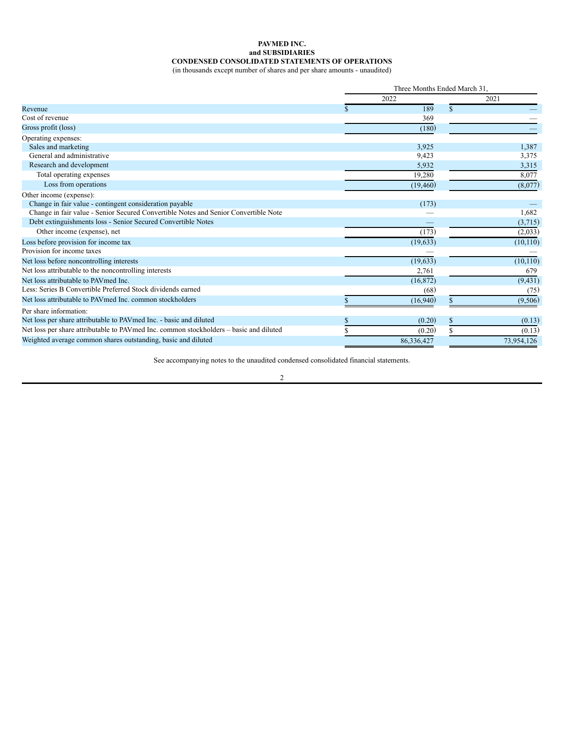**PAVMED INC.**
**and SUBSIDIARIES**
**CONDENSED CONSOLIDATED STATEMENTS OF OPERATIONS**
(in thousands except number of shares and per share amounts - unaudited)

| | Three Months Ended March 31, | |
|---|---|---|
| | 2022 | 2021 |
| Revenue | $ 189 | $ — |
| Cost of revenue | 369 | — |
| Gross profit (loss) | (180) | — |
| Operating expenses: | | |
| Sales and marketing | 3,925 | 1,387 |
| General and administrative | 9,423 | 3,375 |
| Research and development | 5,932 | 3,315 |
| Total operating expenses | 19,280 | 8,077 |
| Loss from operations | (19,460) | (8,077) |
| Other income (expense): | | |
| Change in fair value - contingent consideration payable | (173) | — |
| Change in fair value - Senior Secured Convertible Notes and Senior Convertible Note | — | 1,682 |
| Debt extinguishments loss - Senior Secured Convertible Notes | — | (3,715) |
| Other income (expense), net | (173) | (2,033) |
| Loss before provision for income tax | (19,633) | (10,110) |
| Provision for income taxes | — | — |
| Net loss before noncontrolling interests | (19,633) | (10,110) |
| Net loss attributable to the noncontrolling interests | 2,761 | 679 |
| Net loss attributable to PAVmed Inc. | (16,872) | (9,431) |
| Less: Series B Convertible Preferred Stock dividends earned | (68) | (75) |
| Net loss attributable to PAVmed Inc. common stockholders | $ (16,940) | $ (9,506) |
| Per share information: | | |
| Net loss per share attributable to PAVmed Inc. - basic and diluted | $ (0.20) | $ (0.13) |
| Net loss per share attributable to PAVmed Inc. common stockholders – basic and diluted | $ (0.20) | $ (0.13) |
| Weighted average common shares outstanding, basic and diluted | 86,336,427 | 73,954,126 |

See accompanying notes to the unaudited condensed consolidated financial statements.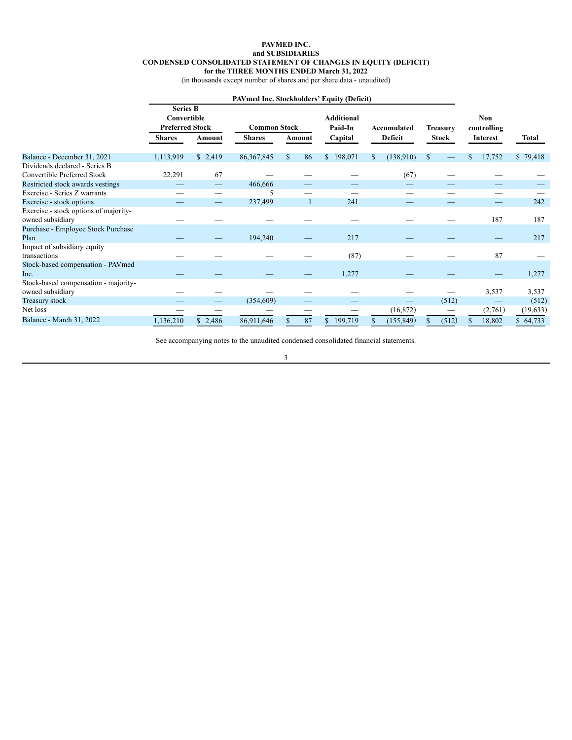**PAVMED INC.**
**and SUBSIDIARIES**
**CONDENSED CONSOLIDATED STATEMENT OF CHANGES IN EQUITY (DEFICIT)**
**for the THREE MONTHS ENDED March 31, 2022**
(in thousands except number of shares and per share data - unaudited)

| | PAVmed Inc. Stockholders' Equity (Deficit) | | | | | | | | | |
|---|---|---|---|---|---|---|---|---|---|---|
| | Series B Convertible Preferred Stock | | Common Stock | | Additional Paid-In | Accumulated | Treasury | Non controlling | |
| | Shares | Amount | Shares | Amount | Capital | Deficit | Stock | Interest | Total |
| Balance - December 31, 2021 | 1,113,919 | $ 2,419 | 86,367,845 | $ 86 | $ 198,071 | $ (138,910) | $ — | $ 17,752 | $ 79,418 |
| Dividends declared - Series B Convertible Preferred Stock | 22,291 | 67 | — | — | — | (67) | — | — | — |
| Restricted stock awards vestings | — | — | 466,666 | — | — | — | — | — | — |
| Exercise - Series Z warrants | — | — | 5 | — | — | — | — | — | — |
| Exercise - stock options | — | — | 237,499 | 1 | 241 | — | — | — | 242 |
| Exercise - stock options of majority-owned subsidiary | — | — | — | — | — | — | — | 187 | 187 |
| Purchase - Employee Stock Purchase Plan | — | — | 194,240 | — | 217 | — | — | — | 217 |
| Impact of subsidiary equity transactions | — | — | — | — | (87) | — | — | 87 | — |
| Stock-based compensation - PAVmed Inc. | — | — | — | — | 1,277 | — | — | — | 1,277 |
| Stock-based compensation - majority-owned subsidiary | — | — | — | — | — | — | — | 3,537 | 3,537 |
| Treasury stock | — | — | (354,609) | — | — | — | (512) | — | (512) |
| Net loss | — | — | — | — | — | (16,872) | — | (2,761) | (19,633) |
| Balance - March 31, 2022 | 1,136,210 | $ 2,486 | 86,911,646 | $ 87 | $ 199,719 | $ (155,849) | $ (512) | $ 18,802 | $ 64,733 |

See accompanying notes to the unaudited condensed consolidated financial statements.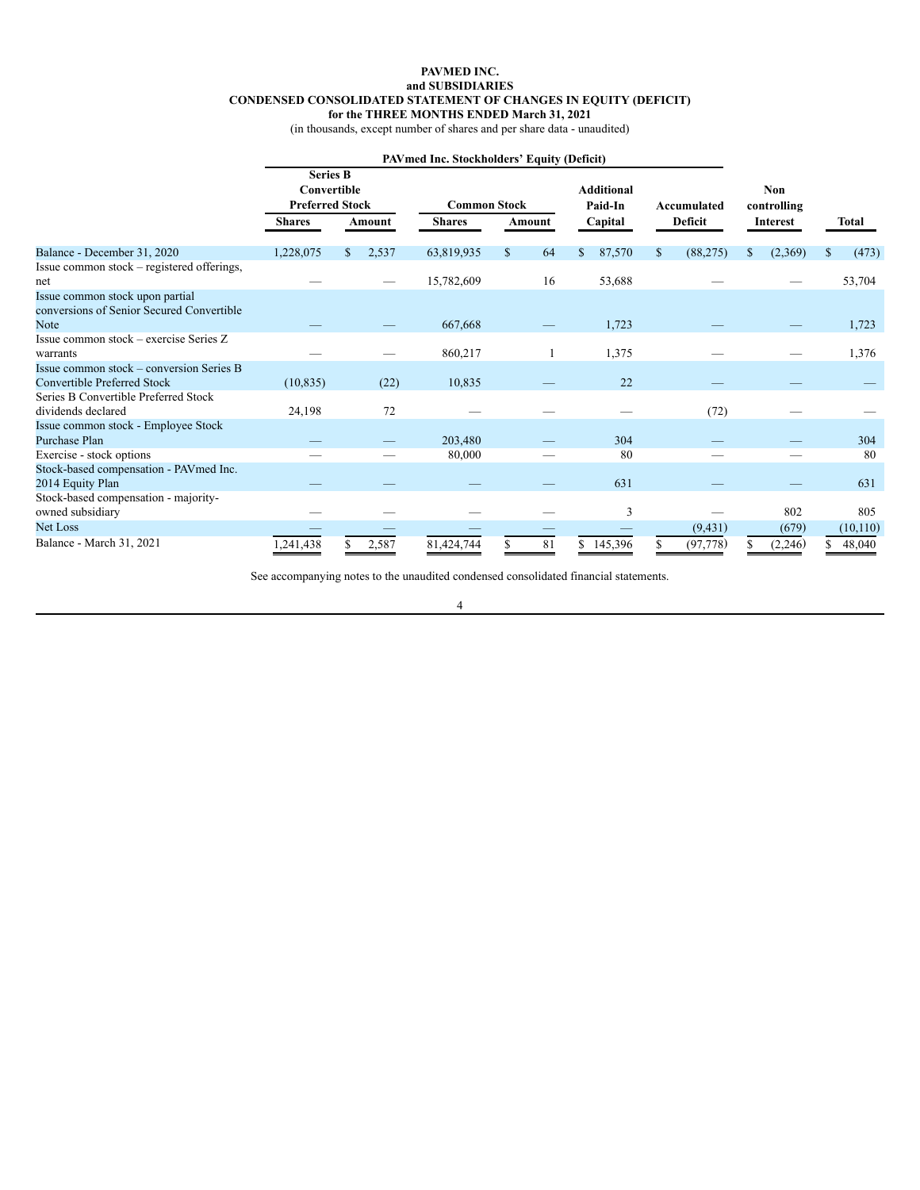**PAVMED INC.**
**and SUBSIDIARIES**
**CONDENSED CONSOLIDATED STATEMENT OF CHANGES IN EQUITY (DEFICIT)**
**for the THREE MONTHS ENDED March 31, 2021**
(in thousands, except number of shares and per share data - unaudited)

| | PAVmed Inc. Stockholders' Equity (Deficit) | | | | | | | |
|---|---|---|---|---|---|---|---|---|
| | Series B Convertible Preferred Stock | | Common Stock | | Additional Paid-In Capital | Accumulated Deficit | Non controlling Interest | Total |
| | Shares | Amount | Shares | Amount | | | | |
| Balance - December 31, 2020 | 1,228,075 | $ 2,537 | 63,819,935 | $ 64 | $ 87,570 | $ (88,275) | $ (2,369) | $ (473) |
| Issue common stock – registered offerings, net | — | — | 15,782,609 | 16 | 53,688 | — | — | 53,704 |
| Issue common stock upon partial conversions of Senior Secured Convertible Note | — | — | 667,668 | — | 1,723 | — | — | 1,723 |
| Issue common stock – exercise Series Z warrants | — | — | 860,217 | 1 | 1,375 | — | — | 1,376 |
| Issue common stock – conversion Series B Convertible Preferred Stock | (10,835) | (22) | 10,835 | — | 22 | — | — | — |
| Series B Convertible Preferred Stock dividends declared | 24,198 | 72 | — | — | — | (72) | — | — |
| Issue common stock - Employee Stock Purchase Plan | — | — | 203,480 | — | 304 | — | — | 304 |
| Exercise - stock options | — | — | 80,000 | — | 80 | — | — | 80 |
| Stock-based compensation - PAVmed Inc. 2014 Equity Plan | — | — | — | — | 631 | — | — | 631 |
| Stock-based compensation - majority-owned subsidiary | — | — | — | — | 3 | — | 802 | 805 |
| Net Loss | — | — | — | — | — | (9,431) | (679) | (10,110) |
| Balance - March 31, 2021 | 1,241,438 | $ 2,587 | 81,424,744 | $ 81 | $ 145,396 | $ (97,778) | $ (2,246) | $ 48,040 |

See accompanying notes to the unaudited condensed consolidated financial statements.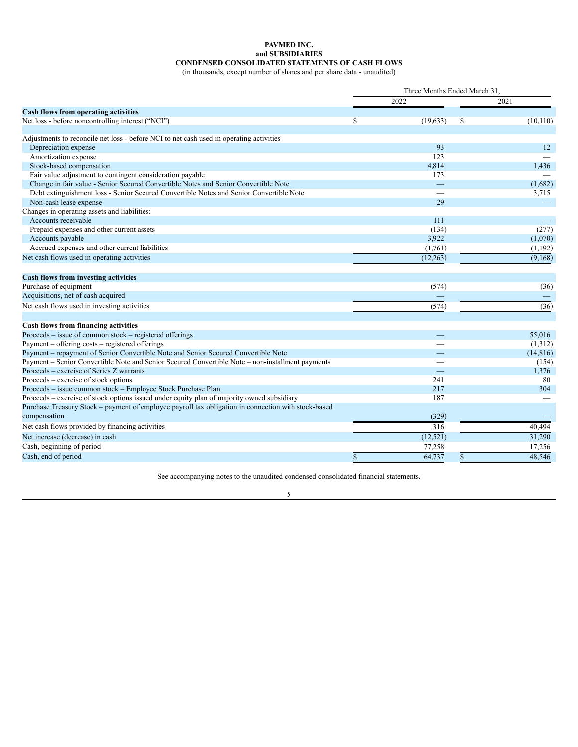**PAVMED INC.**
**and SUBSIDIARIES**
**CONDENSED CONSOLIDATED STATEMENTS OF CASH FLOWS**
(in thousands, except number of shares and per share data - unaudited)

| | Three Months Ended March 31, | |
|---|---|---|
| | 2022 | 2021 |
| **Cash flows from operating activities** | | |
| Net loss - before noncontrolling interest ("NCI") | $ (19,633) | $ (10,110) |
| | | |
| Adjustments to reconcile net loss - before NCI to net cash used in operating activities | | |
| Depreciation expense | 93 | 12 |
| Amortization expense | 123 | — |
| Stock-based compensation | 4,814 | 1,436 |
| Fair value adjustment to contingent consideration payable | 173 | — |
| Change in fair value - Senior Secured Convertible Notes and Senior Convertible Note | — | (1,682) |
| Debt extinguishment loss - Senior Secured Convertible Notes and Senior Convertible Note | — | 3,715 |
| Non-cash lease expense | 29 | — |
| Changes in operating assets and liabilities: | | |
| Accounts receivable | 111 | — |
| Prepaid expenses and other current assets | (134) | (277) |
| Accounts payable | 3,922 | (1,070) |
| Accrued expenses and other current liabilities | (1,761) | (1,192) |
| Net cash flows used in operating activities | (12,263) | (9,168) |
| | | |
| **Cash flows from investing activities** | | |
| Purchase of equipment | (574) | (36) |
| Acquisitions, net of cash acquired | — | — |
| Net cash flows used in investing activities | (574) | (36) |
| | | |
| **Cash flows from financing activities** | | |
| Proceeds – issue of common stock – registered offerings | — | 55,016 |
| Payment – offering costs – registered offerings | — | (1,312) |
| Payment – repayment of Senior Convertible Note and Senior Secured Convertible Note | — | (14,816) |
| Payment – Senior Convertible Note and Senior Secured Convertible Note – non-installment payments | — | (154) |
| Proceeds – exercise of Series Z warrants | — | 1,376 |
| Proceeds – exercise of stock options | 241 | 80 |
| Proceeds – issue common stock – Employee Stock Purchase Plan | 217 | 304 |
| Proceeds – exercise of stock options issued under equity plan of majority owned subsidiary | 187 | — |
| Purchase Treasury Stock – payment of employee payroll tax obligation in connection with stock-based compensation | (329) | — |
| Net cash flows provided by financing activities | 316 | 40,494 |
| Net increase (decrease) in cash | (12,521) | 31,290 |
| Cash, beginning of period | 77,258 | 17,256 |
| Cash, end of period | $ 64,737 | $ 48,546 |

See accompanying notes to the unaudited condensed consolidated financial statements.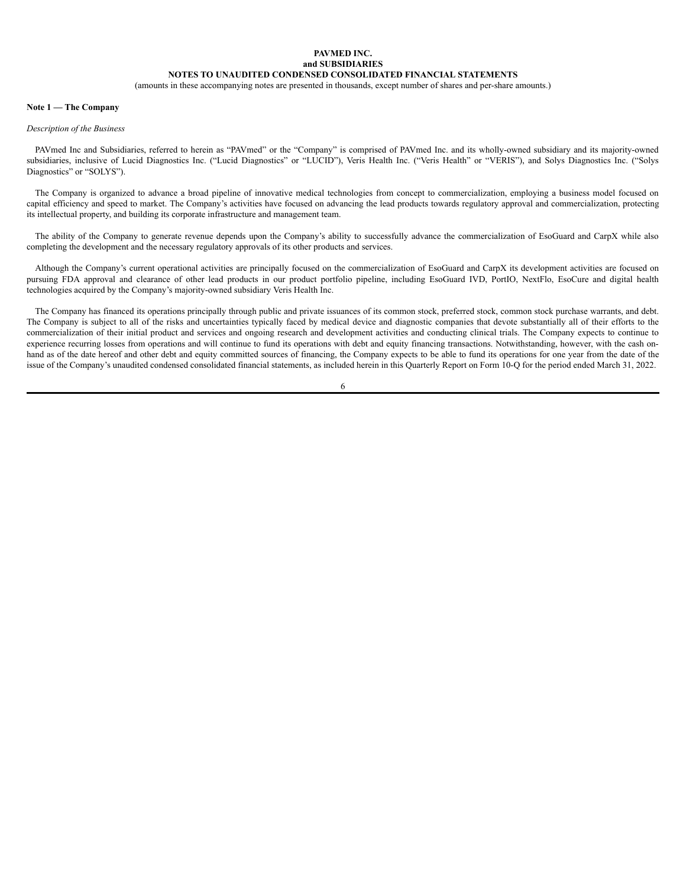**PAVMED INC.**
**and SUBSIDIARIES**
**NOTES TO UNAUDITED CONDENSED CONSOLIDATED FINANCIAL STATEMENTS**
(amounts in these accompanying notes are presented in thousands, except number of shares and per-share amounts.)

**Note 1 — The Company**

*Description of the Business*

PAVmed Inc and Subsidiaries, referred to herein as "PAVmed" or the "Company" is comprised of PAVmed Inc. and its wholly-owned subsidiary and its majority-owned subsidiaries, inclusive of Lucid Diagnostics Inc. ("Lucid Diagnostics" or "LUCID"), Veris Health Inc. ("Veris Health" or "VERIS"), and Solys Diagnostics Inc. ("Solys Diagnostics" or "SOLYS").

The Company is organized to advance a broad pipeline of innovative medical technologies from concept to commercialization, employing a business model focused on capital efficiency and speed to market. The Company's activities have focused on advancing the lead products towards regulatory approval and commercialization, protecting its intellectual property, and building its corporate infrastructure and management team.

The ability of the Company to generate revenue depends upon the Company's ability to successfully advance the commercialization of EsoGuard and CarpX while also completing the development and the necessary regulatory approvals of its other products and services.

Although the Company's current operational activities are principally focused on the commercialization of EsoGuard and CarpX its development activities are focused on pursuing FDA approval and clearance of other lead products in our product portfolio pipeline, including EsoGuard IVD, PortIO, NextFlo, EsoCure and digital health technologies acquired by the Company's majority-owned subsidiary Veris Health Inc.

The Company has financed its operations principally through public and private issuances of its common stock, preferred stock, common stock purchase warrants, and debt. The Company is subject to all of the risks and uncertainties typically faced by medical device and diagnostic companies that devote substantially all of their efforts to the commercialization of their initial product and services and ongoing research and development activities and conducting clinical trials. The Company expects to continue to experience recurring losses from operations and will continue to fund its operations with debt and equity financing transactions. Notwithstanding, however, with the cash on-hand as of the date hereof and other debt and equity committed sources of financing, the Company expects to be able to fund its operations for one year from the date of the issue of the Company's unaudited condensed consolidated financial statements, as included herein in this Quarterly Report on Form 10-Q for the period ended March 31, 2022.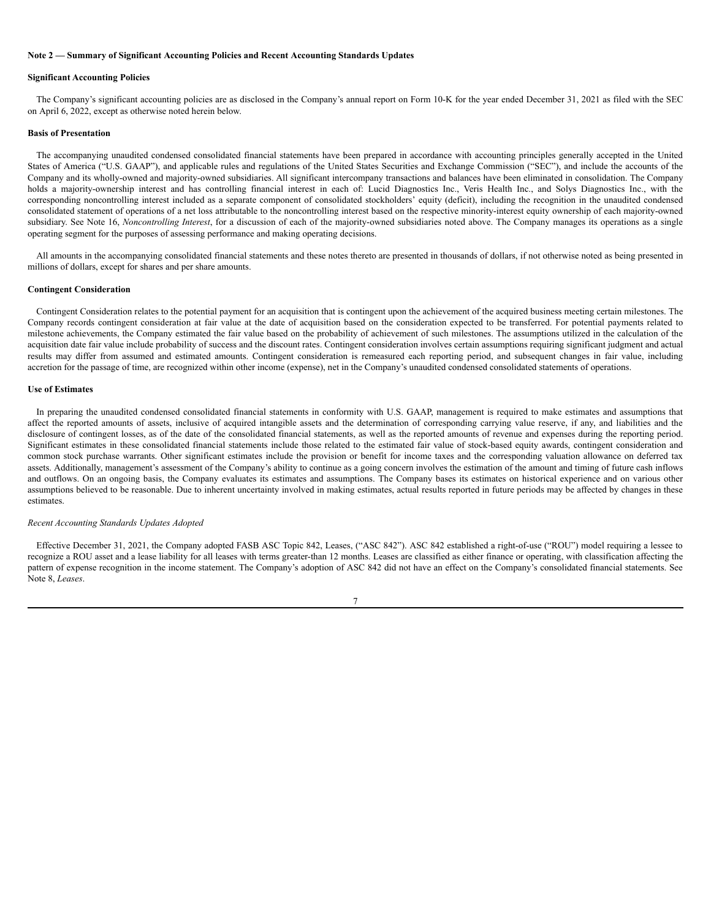**Note 2 — Summary of Significant Accounting Policies and Recent Accounting Standards Updates**

**Significant Accounting Policies**

The Company's significant accounting policies are as disclosed in the Company's annual report on Form 10-K for the year ended December 31, 2021 as filed with the SEC on April 6, 2022, except as otherwise noted herein below.

**Basis of Presentation**

The accompanying unaudited condensed consolidated financial statements have been prepared in accordance with accounting principles generally accepted in the United States of America ("U.S. GAAP"), and applicable rules and regulations of the United States Securities and Exchange Commission ("SEC"), and include the accounts of the Company and its wholly-owned and majority-owned subsidiaries. All significant intercompany transactions and balances have been eliminated in consolidation. The Company holds a majority-ownership interest and has controlling financial interest in each of: Lucid Diagnostics Inc., Veris Health Inc., and Solys Diagnostics Inc., with the corresponding noncontrolling interest included as a separate component of consolidated stockholders' equity (deficit), including the recognition in the unaudited condensed consolidated statement of operations of a net loss attributable to the noncontrolling interest based on the respective minority-interest equity ownership of each majority-owned subsidiary. See Note 16, *Noncontrolling Interest*, for a discussion of each of the majority-owned subsidiaries noted above. The Company manages its operations as a single operating segment for the purposes of assessing performance and making operating decisions.

All amounts in the accompanying consolidated financial statements and these notes thereto are presented in thousands of dollars, if not otherwise noted as being presented in millions of dollars, except for shares and per share amounts.

**Contingent Consideration**

Contingent Consideration relates to the potential payment for an acquisition that is contingent upon the achievement of the acquired business meeting certain milestones. The Company records contingent consideration at fair value at the date of acquisition based on the consideration expected to be transferred. For potential payments related to milestone achievements, the Company estimated the fair value based on the probability of achievement of such milestones. The assumptions utilized in the calculation of the acquisition date fair value include probability of success and the discount rates. Contingent consideration involves certain assumptions requiring significant judgment and actual results may differ from assumed and estimated amounts. Contingent consideration is remeasured each reporting period, and subsequent changes in fair value, including accretion for the passage of time, are recognized within other income (expense), net in the Company's unaudited condensed consolidated statements of operations.

**Use of Estimates**

In preparing the unaudited condensed consolidated financial statements in conformity with U.S. GAAP, management is required to make estimates and assumptions that affect the reported amounts of assets, inclusive of acquired intangible assets and the determination of corresponding carrying value reserve, if any, and liabilities and the disclosure of contingent losses, as of the date of the consolidated financial statements, as well as the reported amounts of revenue and expenses during the reporting period. Significant estimates in these consolidated financial statements include those related to the estimated fair value of stock-based equity awards, contingent consideration and common stock purchase warrants. Other significant estimates include the provision or benefit for income taxes and the corresponding valuation allowance on deferred tax assets. Additionally, management's assessment of the Company's ability to continue as a going concern involves the estimation of the amount and timing of future cash inflows and outflows. On an ongoing basis, the Company evaluates its estimates and assumptions. The Company bases its estimates on historical experience and on various other assumptions believed to be reasonable. Due to inherent uncertainty involved in making estimates, actual results reported in future periods may be affected by changes in these estimates.

*Recent Accounting Standards Updates Adopted*

Effective December 31, 2021, the Company adopted FASB ASC Topic 842, Leases, ("ASC 842"). ASC 842 established a right-of-use ("ROU") model requiring a lessee to recognize a ROU asset and a lease liability for all leases with terms greater-than 12 months. Leases are classified as either finance or operating, with classification affecting the pattern of expense recognition in the income statement. The Company's adoption of ASC 842 did not have an effect on the Company's consolidated financial statements. See Note 8, *Leases*.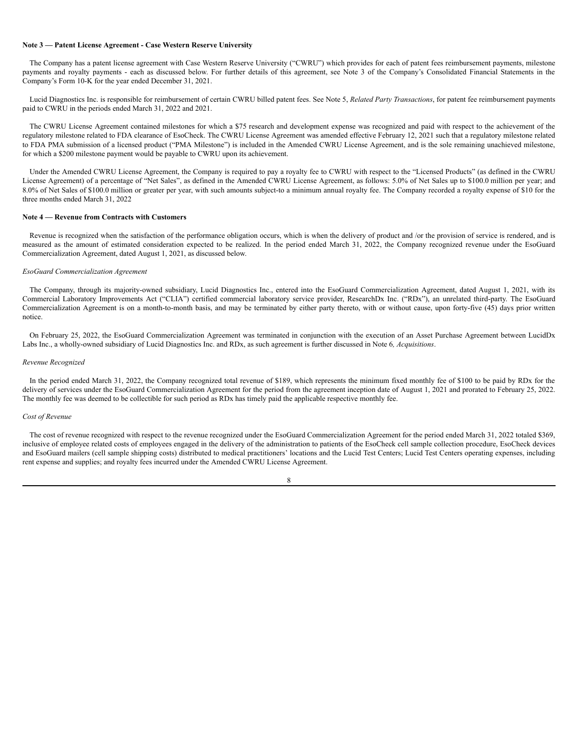**Note 3 — Patent License Agreement - Case Western Reserve University**

The Company has a patent license agreement with Case Western Reserve University ("CWRU") which provides for each of patent fees reimbursement payments, milestone payments and royalty payments - each as discussed below. For further details of this agreement, see Note 3 of the Company's Consolidated Financial Statements in the Company's Form 10-K for the year ended December 31, 2021.

Lucid Diagnostics Inc. is responsible for reimbursement of certain CWRU billed patent fees. See Note 5, *Related Party Transactions*, for patent fee reimbursement payments paid to CWRU in the periods ended March 31, 2022 and 2021.

The CWRU License Agreement contained milestones for which a $75 research and development expense was recognized and paid with respect to the achievement of the regulatory milestone related to FDA clearance of EsoCheck. The CWRU License Agreement was amended effective February 12, 2021 such that a regulatory milestone related to FDA PMA submission of a licensed product ("PMA Milestone") is included in the Amended CWRU License Agreement, and is the sole remaining unachieved milestone, for which a $200 milestone payment would be payable to CWRU upon its achievement.

Under the Amended CWRU License Agreement, the Company is required to pay a royalty fee to CWRU with respect to the "Licensed Products" (as defined in the CWRU License Agreement) of a percentage of "Net Sales", as defined in the Amended CWRU License Agreement, as follows: 5.0% of Net Sales up to $100.0 million per year; and 8.0% of Net Sales of $100.0 million or greater per year, with such amounts subject-to a minimum annual royalty fee. The Company recorded a royalty expense of $10 for the three months ended March 31, 2022

**Note 4 — Revenue from Contracts with Customers**

Revenue is recognized when the satisfaction of the performance obligation occurs, which is when the delivery of product and /or the provision of service is rendered, and is measured as the amount of estimated consideration expected to be realized. In the period ended March 31, 2022, the Company recognized revenue under the EsoGuard Commercialization Agreement, dated August 1, 2021, as discussed below.

*EsoGuard Commercialization Agreement*

The Company, through its majority-owned subsidiary, Lucid Diagnostics Inc., entered into the EsoGuard Commercialization Agreement, dated August 1, 2021, with its Commercial Laboratory Improvements Act ("CLIA") certified commercial laboratory service provider, ResearchDx Inc. ("RDx"), an unrelated third-party. The EsoGuard Commercialization Agreement is on a month-to-month basis, and may be terminated by either party thereto, with or without cause, upon forty-five (45) days prior written notice.

On February 25, 2022, the EsoGuard Commercialization Agreement was terminated in conjunction with the execution of an Asset Purchase Agreement between LucidDx Labs Inc., a wholly-owned subsidiary of Lucid Diagnostics Inc. and RDx, as such agreement is further discussed in Note 6*, Acquisitions*.

*Revenue Recognized*

In the period ended March 31, 2022, the Company recognized total revenue of $189, which represents the minimum fixed monthly fee of $100 to be paid by RDx for the delivery of services under the EsoGuard Commercialization Agreement for the period from the agreement inception date of August 1, 2021 and prorated to February 25, 2022. The monthly fee was deemed to be collectible for such period as RDx has timely paid the applicable respective monthly fee.

*Cost of Revenue*

The cost of revenue recognized with respect to the revenue recognized under the EsoGuard Commercialization Agreement for the period ended March 31, 2022 totaled $369, inclusive of employee related costs of employees engaged in the delivery of the administration to patients of the EsoCheck cell sample collection procedure, EsoCheck devices and EsoGuard mailers (cell sample shipping costs) distributed to medical practitioners' locations and the Lucid Test Centers; Lucid Test Centers operating expenses, including rent expense and supplies; and royalty fees incurred under the Amended CWRU License Agreement.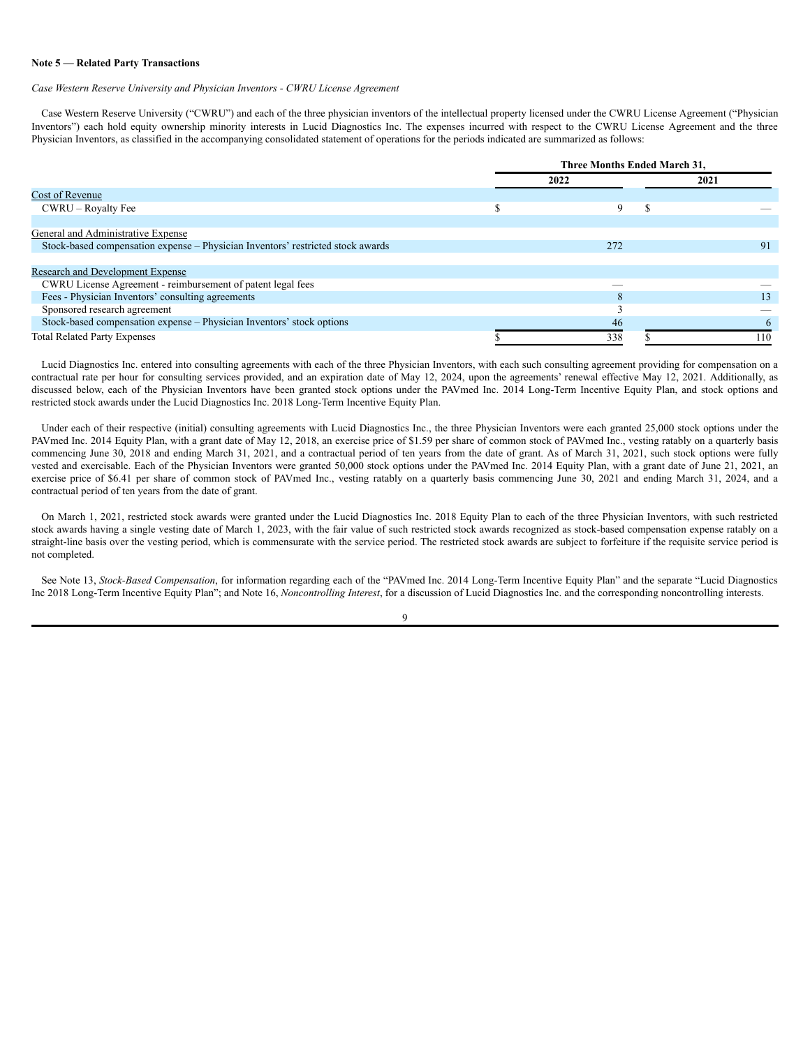**Note 5 — Related Party Transactions**

*Case Western Reserve University and Physician Inventors - CWRU License Agreement*

Case Western Reserve University ("CWRU") and each of the three physician inventors of the intellectual property licensed under the CWRU License Agreement ("Physician Inventors") each hold equity ownership minority interests in Lucid Diagnostics Inc. The expenses incurred with respect to the CWRU License Agreement and the three Physician Inventors, as classified in the accompanying consolidated statement of operations for the periods indicated are summarized as follows:

| | Three Months Ended March 31, | |
|---|---|---|
| | 2022 | 2021 |
| Cost of Revenue | | |
| CWRU – Royalty Fee | $ 9 | $ — |
| | | |
| General and Administrative Expense | | |
| Stock-based compensation expense – Physician Inventors' restricted stock awards | 272 | 91 |
| | | |
| Research and Development Expense | | |
| CWRU License Agreement - reimbursement of patent legal fees | — | — |
| Fees - Physician Inventors' consulting agreements | 8 | 13 |
| Sponsored research agreement | 3 | — |
| Stock-based compensation expense – Physician Inventors' stock options | 46 | 6 |
| Total Related Party Expenses | $ 338 | $ 110 |

Lucid Diagnostics Inc. entered into consulting agreements with each of the three Physician Inventors, with each such consulting agreement providing for compensation on a contractual rate per hour for consulting services provided, and an expiration date of May 12, 2024, upon the agreements' renewal effective May 12, 2021. Additionally, as discussed below, each of the Physician Inventors have been granted stock options under the PAVmed Inc. 2014 Long-Term Incentive Equity Plan, and stock options and restricted stock awards under the Lucid Diagnostics Inc. 2018 Long-Term Incentive Equity Plan.

Under each of their respective (initial) consulting agreements with Lucid Diagnostics Inc., the three Physician Inventors were each granted 25,000 stock options under the PAVmed Inc. 2014 Equity Plan, with a grant date of May 12, 2018, an exercise price of $1.59 per share of common stock of PAVmed Inc., vesting ratably on a quarterly basis commencing June 30, 2018 and ending March 31, 2021, and a contractual period of ten years from the date of grant. As of March 31, 2021, such stock options were fully vested and exercisable. Each of the Physician Inventors were granted 50,000 stock options under the PAVmed Inc. 2014 Equity Plan, with a grant date of June 21, 2021, an exercise price of $6.41 per share of common stock of PAVmed Inc., vesting ratably on a quarterly basis commencing June 30, 2021 and ending March 31, 2024, and a contractual period of ten years from the date of grant.

On March 1, 2021, restricted stock awards were granted under the Lucid Diagnostics Inc. 2018 Equity Plan to each of the three Physician Inventors, with such restricted stock awards having a single vesting date of March 1, 2023, with the fair value of such restricted stock awards recognized as stock-based compensation expense ratably on a straight-line basis over the vesting period, which is commensurate with the service period. The restricted stock awards are subject to forfeiture if the requisite service period is not completed.

See Note 13, *Stock-Based Compensation*, for information regarding each of the "PAVmed Inc. 2014 Long-Term Incentive Equity Plan" and the separate "Lucid Diagnostics Inc 2018 Long-Term Incentive Equity Plan"; and Note 16, *Noncontrolling Interest*, for a discussion of Lucid Diagnostics Inc. and the corresponding noncontrolling interests.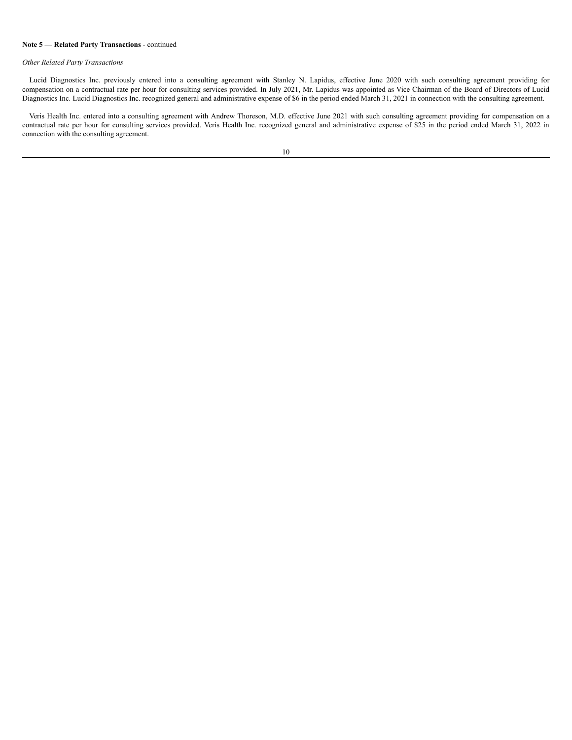**Note 5 — Related Party Transactions** - continued

*Other Related Party Transactions*

Lucid Diagnostics Inc. previously entered into a consulting agreement with Stanley N. Lapidus, effective June 2020 with such consulting agreement providing for compensation on a contractual rate per hour for consulting services provided. In July 2021, Mr. Lapidus was appointed as Vice Chairman of the Board of Directors of Lucid Diagnostics Inc. Lucid Diagnostics Inc. recognized general and administrative expense of $6 in the period ended March 31, 2021 in connection with the consulting agreement.

Veris Health Inc. entered into a consulting agreement with Andrew Thoreson, M.D. effective June 2021 with such consulting agreement providing for compensation on a contractual rate per hour for consulting services provided. Veris Health Inc. recognized general and administrative expense of $25 in the period ended March 31, 2022 in connection with the consulting agreement.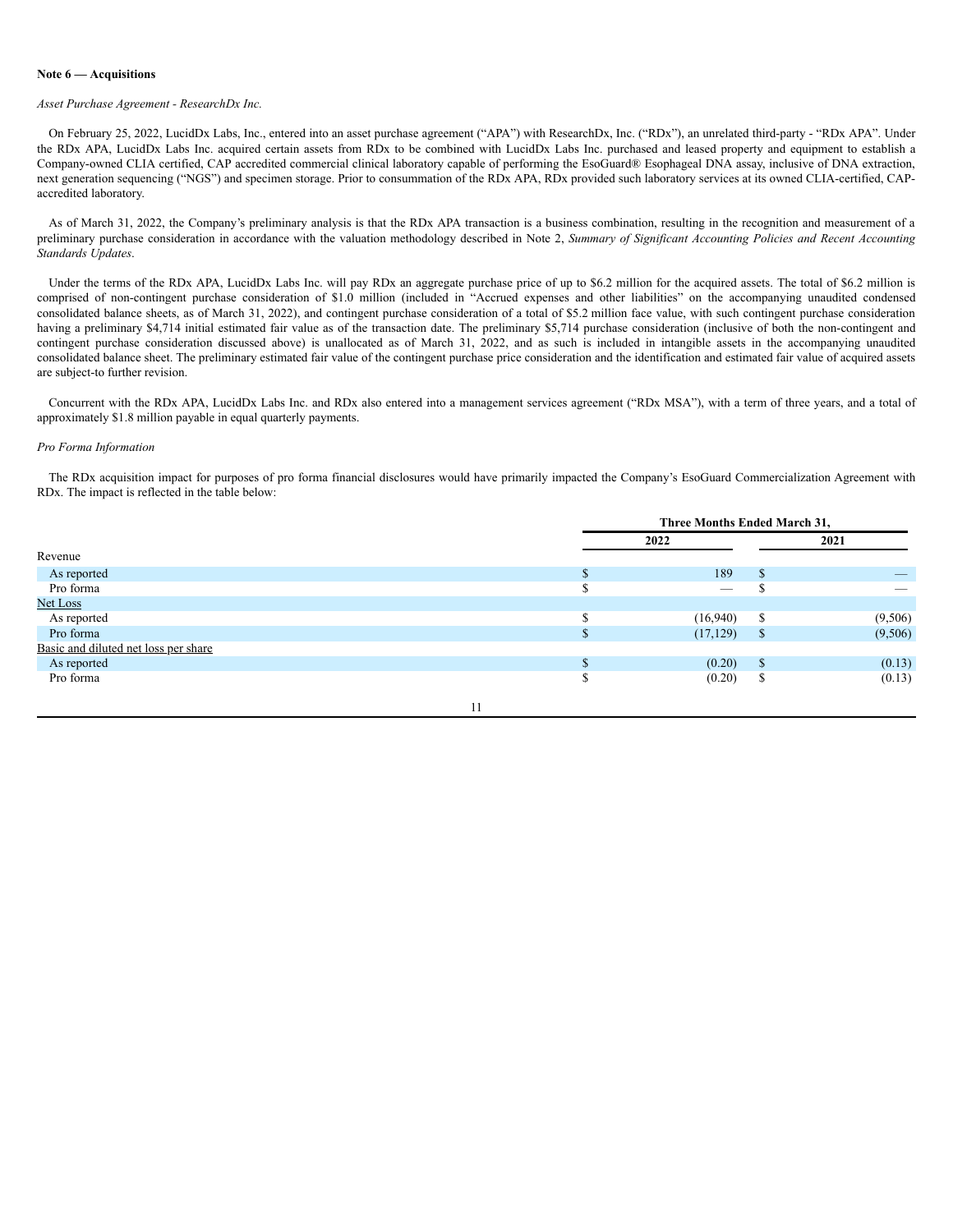**Note 6 — Acquisitions**

*Asset Purchase Agreement - ResearchDx Inc.*

On February 25, 2022, LucidDx Labs, Inc., entered into an asset purchase agreement ("APA") with ResearchDx, Inc. ("RDx"), an unrelated third-party - "RDx APA". Under the RDx APA, LucidDx Labs Inc. acquired certain assets from RDx to be combined with LucidDx Labs Inc. purchased and leased property and equipment to establish a Company-owned CLIA certified, CAP accredited commercial clinical laboratory capable of performing the EsoGuard® Esophageal DNA assay, inclusive of DNA extraction, next generation sequencing ("NGS") and specimen storage. Prior to consummation of the RDx APA, RDx provided such laboratory services at its owned CLIA-certified, CAP-accredited laboratory.

As of March 31, 2022, the Company's preliminary analysis is that the RDx APA transaction is a business combination, resulting in the recognition and measurement of a preliminary purchase consideration in accordance with the valuation methodology described in Note 2, *Summary of Significant Accounting Policies and Recent Accounting Standards Updates*.

Under the terms of the RDx APA, LucidDx Labs Inc. will pay RDx an aggregate purchase price of up to $6.2 million for the acquired assets. The total of $6.2 million is comprised of non-contingent purchase consideration of $1.0 million (included in "Accrued expenses and other liabilities" on the accompanying unaudited condensed consolidated balance sheets, as of March 31, 2022), and contingent purchase consideration of a total of $5.2 million face value, with such contingent purchase consideration having a preliminary $4,714 initial estimated fair value as of the transaction date. The preliminary $5,714 purchase consideration (inclusive of both the non-contingent and contingent purchase consideration discussed above) is unallocated as of March 31, 2022, and as such is included in intangible assets in the accompanying unaudited consolidated balance sheet. The preliminary estimated fair value of the contingent purchase price consideration and the identification and estimated fair value of acquired assets are subject-to further revision.

Concurrent with the RDx APA, LucidDx Labs Inc. and RDx also entered into a management services agreement ("RDx MSA"), with a term of three years, and a total of approximately $1.8 million payable in equal quarterly payments.

*Pro Forma Information*

The RDx acquisition impact for purposes of pro forma financial disclosures would have primarily impacted the Company's EsoGuard Commercialization Agreement with RDx. The impact is reflected in the table below:

| | Three Months Ended March 31, | |
|---|---|---|
| | 2022 | 2021 |
| Revenue | | |
| As reported | $ 189 | $ — |
| Pro forma | $ — | $ — |
| Net Loss | | |
| As reported | $ (16,940) | $ (9,506) |
| Pro forma | $ (17,129) | $ (9,506) |
| Basic and diluted net loss per share | | |
| As reported | $ (0.20) | $ (0.13) |
| Pro forma | $ (0.20) | $ (0.13) |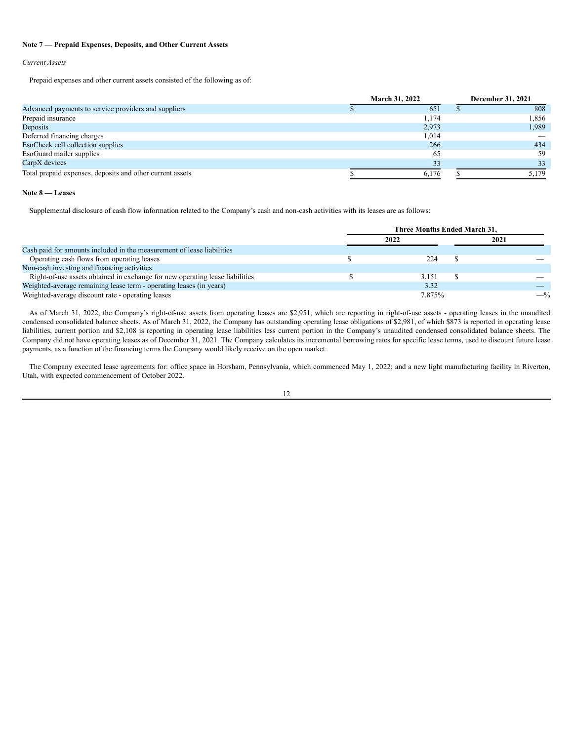**Note 7 — Prepaid Expenses, Deposits, and Other Current Assets**

*Current Assets*

Prepaid expenses and other current assets consisted of the following as of:

| | March 31, 2022 | December 31, 2021 |
|---|---|---|
| Advanced payments to service providers and suppliers | $ 651 | $ 808 |
| Prepaid insurance | 1,174 | 1,856 |
| Deposits | 2,973 | 1,989 |
| Deferred financing charges | 1,014 | — |
| EsoCheck cell collection supplies | 266 | 434 |
| EsoGuard mailer supplies | 65 | 59 |
| CarpX devices | 33 | 33 |
| Total prepaid expenses, deposits and other current assets | $ 6,176 | $ 5,179 |

**Note 8 — Leases**

Supplemental disclosure of cash flow information related to the Company's cash and non-cash activities with its leases are as follows:

| | Three Months Ended March 31, | |
|---|---|---|
| | 2022 | 2021 |
| Cash paid for amounts included in the measurement of lease liabilities | | |
| Operating cash flows from operating leases | $ 224 | $ — |
| Non-cash investing and financing activities | | |
| Right-of-use assets obtained in exchange for new operating lease liabilities | $ 3,151 | $ — |
| Weighted-average remaining lease term - operating leases (in years) | 3.32 | — |
| Weighted-average discount rate - operating leases | 7.875% | —% |

As of March 31, 2022, the Company's right-of-use assets from operating leases are $2,951, which are reporting in right-of-use assets - operating leases in the unaudited condensed consolidated balance sheets. As of March 31, 2022, the Company has outstanding operating lease obligations of $2,981, of which $873 is reported in operating lease liabilities, current portion and $2,108 is reporting in operating lease liabilities less current portion in the Company's unaudited condensed consolidated balance sheets. The Company did not have operating leases as of December 31, 2021. The Company calculates its incremental borrowing rates for specific lease terms, used to discount future lease payments, as a function of the financing terms the Company would likely receive on the open market.

The Company executed lease agreements for: office space in Horsham, Pennsylvania, which commenced May 1, 2022; and a new light manufacturing facility in Riverton, Utah, with expected commencement of October 2022.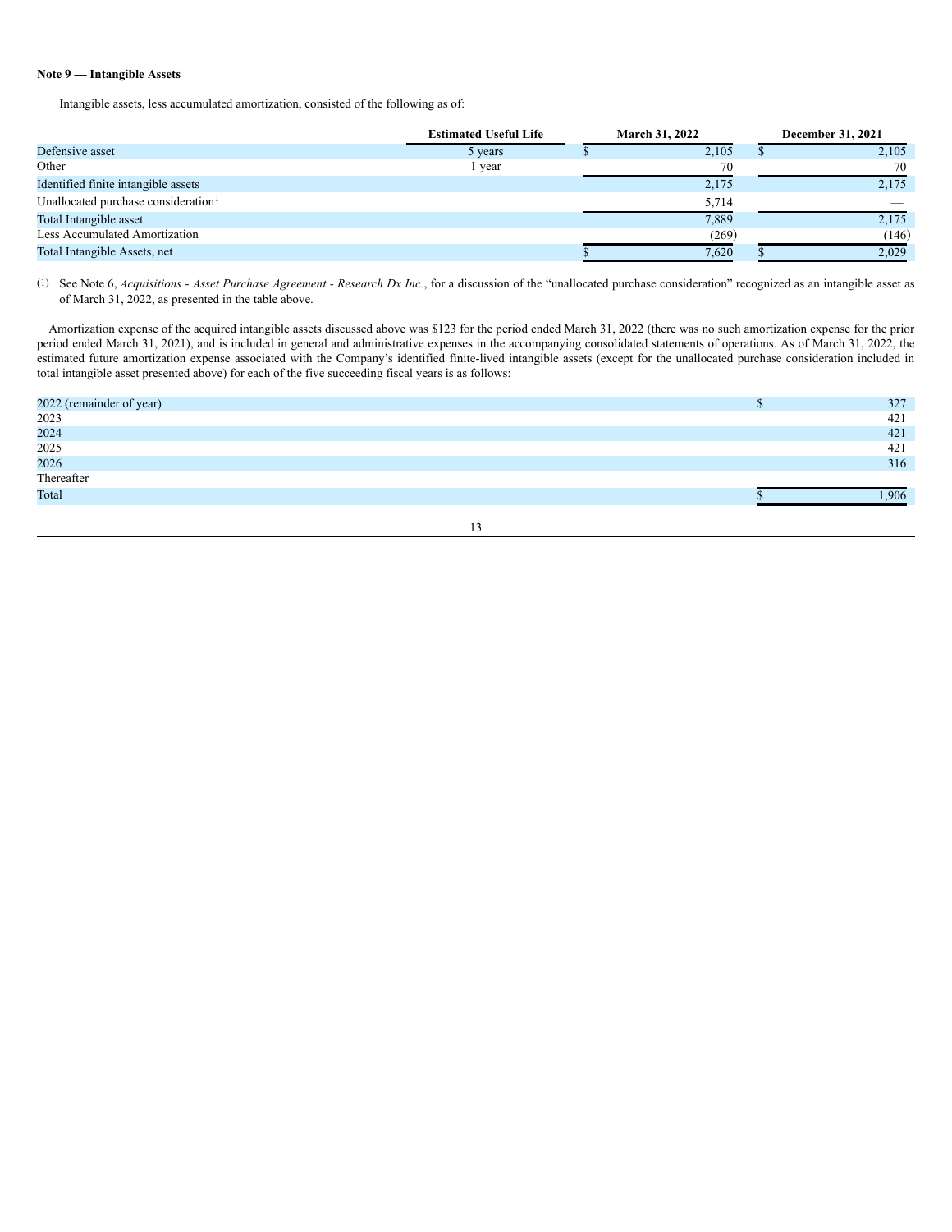**Note 9 — Intangible Assets**

Intangible assets, less accumulated amortization, consisted of the following as of:

| | Estimated Useful Life | March 31, 2022 | December 31, 2021 |
|---|---|---|---|
| Defensive asset | 5 years | $ 2,105 | $ 2,105 |
| Other | 1 year | 70 | 70 |
| Identified finite intangible assets | | 2,175 | 2,175 |
| Unallocated purchase consideration[1] | | 5,714 | — |
| Total Intangible asset | | 7,889 | 2,175 |
| Less Accumulated Amortization | | (269) | (146) |
| Total Intangible Assets, net | | $ 7,620 | $ 2,029 |

(1) See Note 6, *Acquisitions - Asset Purchase Agreement - Research Dx Inc.*, for a discussion of the "unallocated purchase consideration" recognized as an intangible asset as of March 31, 2022, as presented in the table above.

Amortization expense of the acquired intangible assets discussed above was $123 for the period ended March 31, 2022 (there was no such amortization expense for the prior period ended March 31, 2021), and is included in general and administrative expenses in the accompanying consolidated statements of operations. As of March 31, 2022, the estimated future amortization expense associated with the Company's identified finite-lived intangible assets (except for the unallocated purchase consideration included in total intangible asset presented above) for each of the five succeeding fiscal years is as follows:

| | |
|---|---|
| 2022 (remainder of year) | $ 327 |
| 2023 | 421 |
| 2024 | 421 |
| 2025 | 421 |
| 2026 | 316 |
| Thereafter | — |
| Total | $ 1,906 |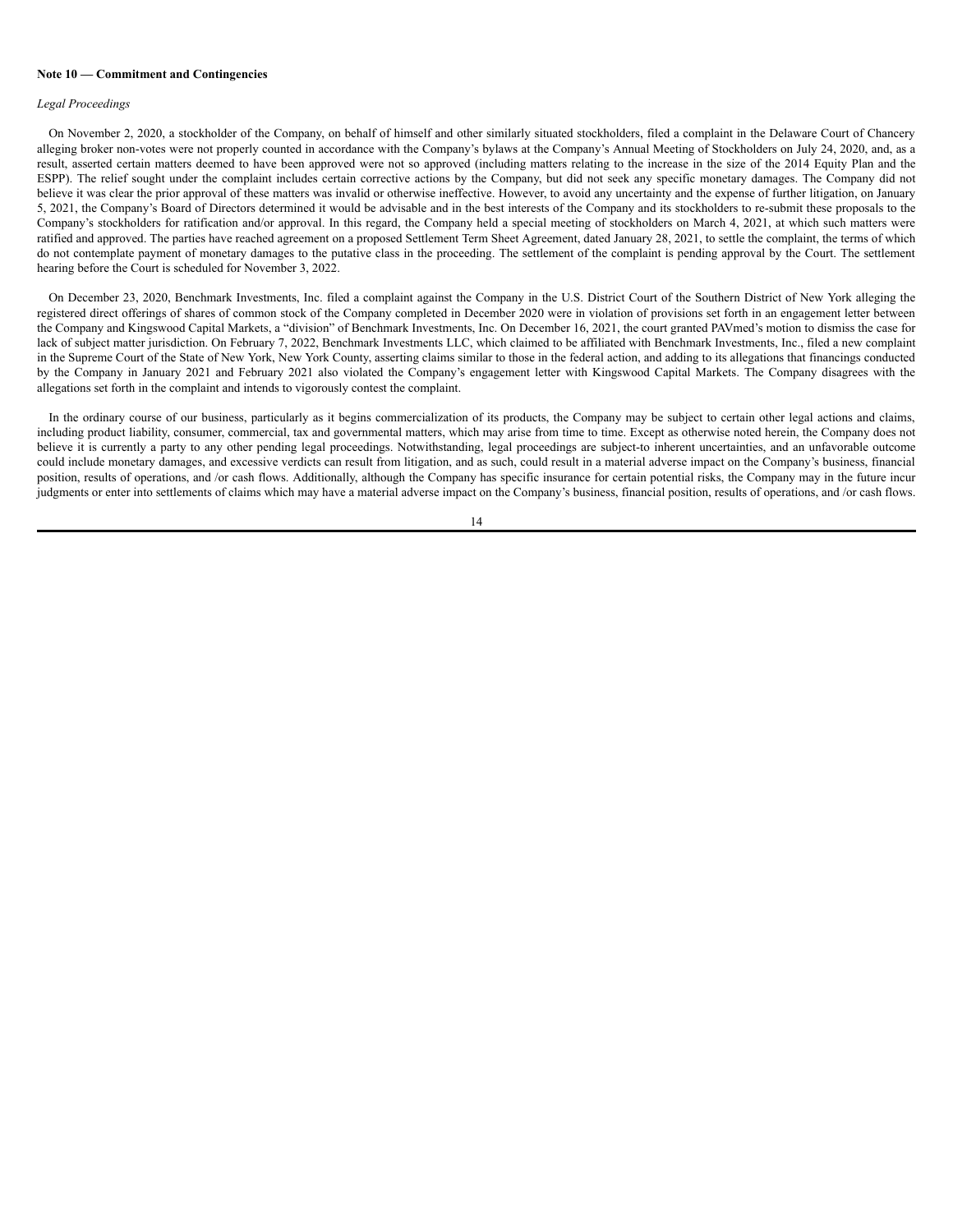**Note 10 — Commitment and Contingencies**

*Legal Proceedings*

On November 2, 2020, a stockholder of the Company, on behalf of himself and other similarly situated stockholders, filed a complaint in the Delaware Court of Chancery alleging broker non-votes were not properly counted in accordance with the Company's bylaws at the Company's Annual Meeting of Stockholders on July 24, 2020, and, as a result, asserted certain matters deemed to have been approved were not so approved (including matters relating to the increase in the size of the 2014 Equity Plan and the ESPP). The relief sought under the complaint includes certain corrective actions by the Company, but did not seek any specific monetary damages. The Company did not believe it was clear the prior approval of these matters was invalid or otherwise ineffective. However, to avoid any uncertainty and the expense of further litigation, on January 5, 2021, the Company's Board of Directors determined it would be advisable and in the best interests of the Company and its stockholders to re-submit these proposals to the Company's stockholders for ratification and/or approval. In this regard, the Company held a special meeting of stockholders on March 4, 2021, at which such matters were ratified and approved. The parties have reached agreement on a proposed Settlement Term Sheet Agreement, dated January 28, 2021, to settle the complaint, the terms of which do not contemplate payment of monetary damages to the putative class in the proceeding. The settlement of the complaint is pending approval by the Court. The settlement hearing before the Court is scheduled for November 3, 2022.

On December 23, 2020, Benchmark Investments, Inc. filed a complaint against the Company in the U.S. District Court of the Southern District of New York alleging the registered direct offerings of shares of common stock of the Company completed in December 2020 were in violation of provisions set forth in an engagement letter between the Company and Kingswood Capital Markets, a "division" of Benchmark Investments, Inc. On December 16, 2021, the court granted PAVmed's motion to dismiss the case for lack of subject matter jurisdiction. On February 7, 2022, Benchmark Investments LLC, which claimed to be affiliated with Benchmark Investments, Inc., filed a new complaint in the Supreme Court of the State of New York, New York County, asserting claims similar to those in the federal action, and adding to its allegations that financings conducted by the Company in January 2021 and February 2021 also violated the Company's engagement letter with Kingswood Capital Markets. The Company disagrees with the allegations set forth in the complaint and intends to vigorously contest the complaint.

In the ordinary course of our business, particularly as it begins commercialization of its products, the Company may be subject to certain other legal actions and claims, including product liability, consumer, commercial, tax and governmental matters, which may arise from time to time. Except as otherwise noted herein, the Company does not believe it is currently a party to any other pending legal proceedings. Notwithstanding, legal proceedings are subject-to inherent uncertainties, and an unfavorable outcome could include monetary damages, and excessive verdicts can result from litigation, and as such, could result in a material adverse impact on the Company's business, financial position, results of operations, and /or cash flows. Additionally, although the Company has specific insurance for certain potential risks, the Company may in the future incur judgments or enter into settlements of claims which may have a material adverse impact on the Company's business, financial position, results of operations, and /or cash flows.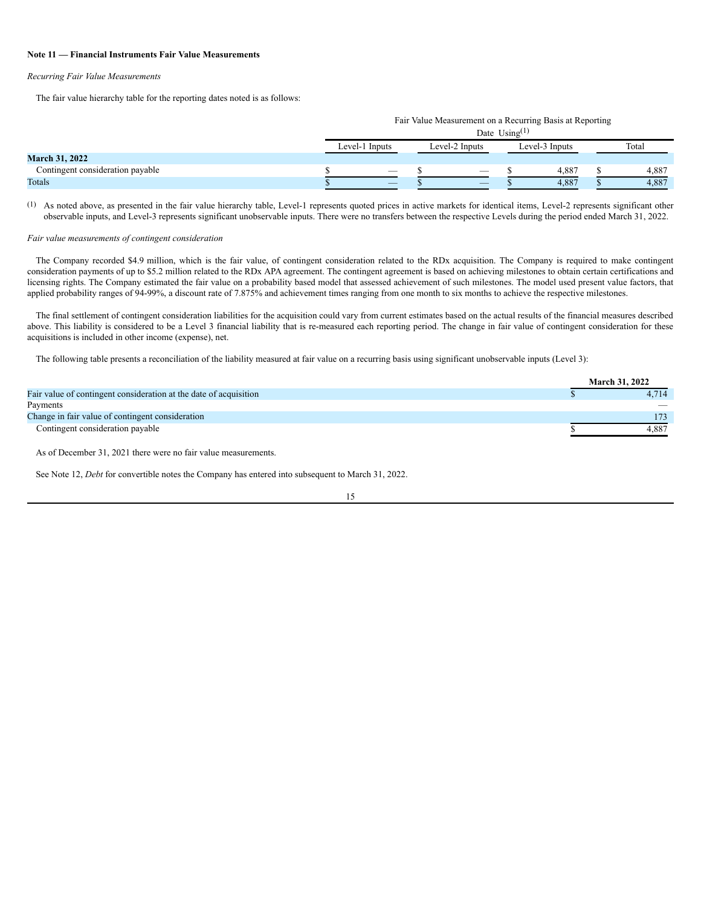**Note 11 — Financial Instruments Fair Value Measurements**

*Recurring Fair Value Measurements*

The fair value hierarchy table for the reporting dates noted is as follows:

| | Fair Value Measurement on a Recurring Basis at Reporting Date Using[(1)] | | | |
|---|---|---|---|---|
| | Level-1 Inputs | Level-2 Inputs | Level-3 Inputs | Total |
| **March 31, 2022** | | | | |
| Contingent consideration payable | $ — | $ — | $ 4,887 | $ 4,887 |
| Totals | $ — | $ — | $ 4,887 | $ 4,887 |

(1) As noted above, as presented in the fair value hierarchy table, Level-1 represents quoted prices in active markets for identical items, Level-2 represents significant other observable inputs, and Level-3 represents significant unobservable inputs. There were no transfers between the respective Levels during the period ended March 31, 2022.

*Fair value measurements of contingent consideration*

The Company recorded $4.9 million, which is the fair value, of contingent consideration related to the RDx acquisition. The Company is required to make contingent consideration payments of up to $5.2 million related to the RDx APA agreement. The contingent agreement is based on achieving milestones to obtain certain certifications and licensing rights. The Company estimated the fair value on a probability based model that assessed achievement of such milestones. The model used present value factors, that applied probability ranges of 94-99%, a discount rate of 7.875% and achievement times ranging from one month to six months to achieve the respective milestones.

The final settlement of contingent consideration liabilities for the acquisition could vary from current estimates based on the actual results of the financial measures described above. This liability is considered to be a Level 3 financial liability that is re-measured each reporting period. The change in fair value of contingent consideration for these acquisitions is included in other income (expense), net.

The following table presents a reconciliation of the liability measured at fair value on a recurring basis using significant unobservable inputs (Level 3):

| | March 31, 2022 |
|---|---|
| Fair value of contingent consideration at the date of acquisition | $ 4,714 |
| Payments | — |
| Change in fair value of contingent consideration | 173 |
| Contingent consideration payable | $ 4,887 |

As of December 31, 2021 there were no fair value measurements.

See Note 12, *Debt* for convertible notes the Company has entered into subsequent to March 31, 2022.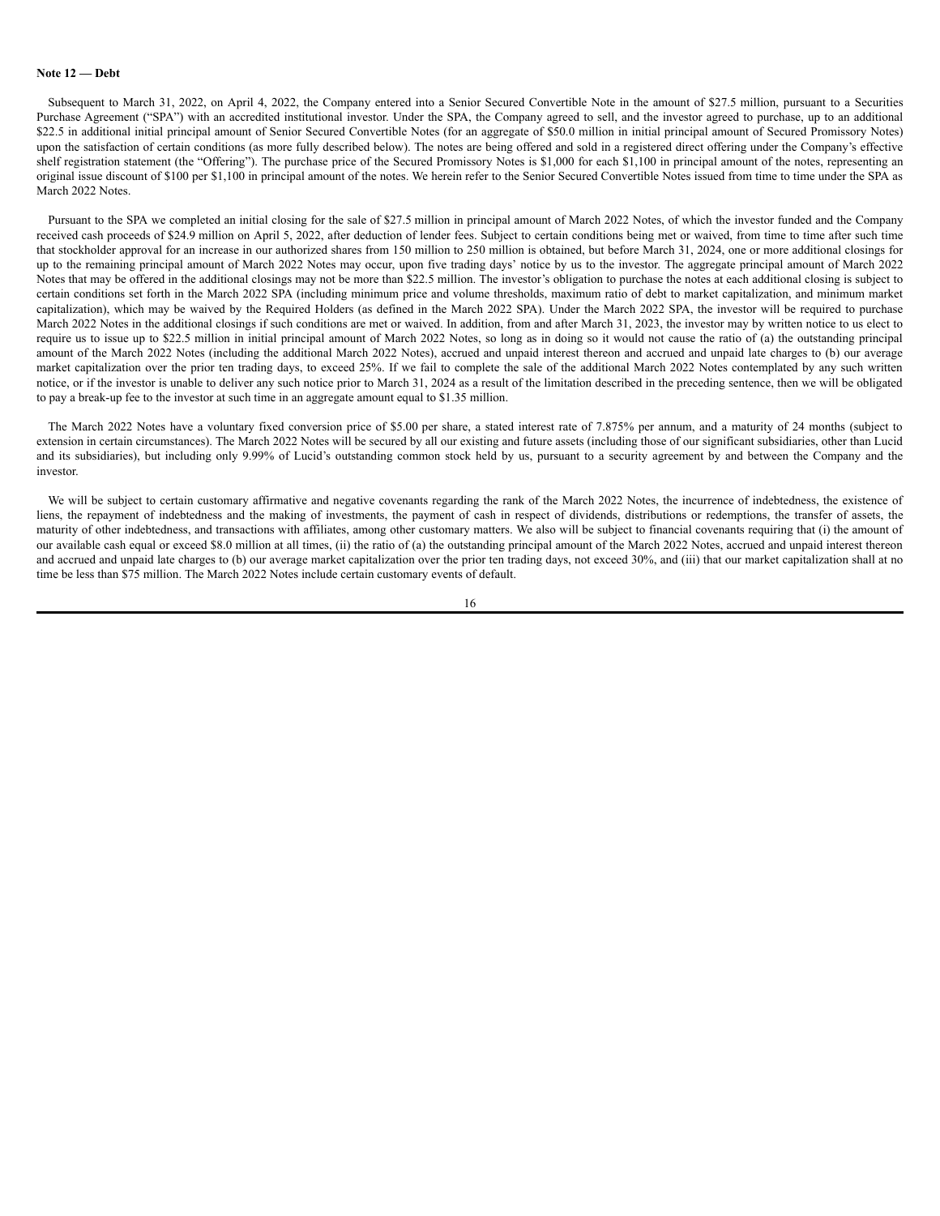**Note 12 — Debt**

Subsequent to March 31, 2022, on April 4, 2022, the Company entered into a Senior Secured Convertible Note in the amount of $27.5 million, pursuant to a Securities Purchase Agreement ("SPA") with an accredited institutional investor. Under the SPA, the Company agreed to sell, and the investor agreed to purchase, up to an additional $22.5 in additional initial principal amount of Senior Secured Convertible Notes (for an aggregate of $50.0 million in initial principal amount of Secured Promissory Notes) upon the satisfaction of certain conditions (as more fully described below). The notes are being offered and sold in a registered direct offering under the Company's effective shelf registration statement (the "Offering"). The purchase price of the Secured Promissory Notes is $1,000 for each $1,100 in principal amount of the notes, representing an original issue discount of $100 per $1,100 in principal amount of the notes. We herein refer to the Senior Secured Convertible Notes issued from time to time under the SPA as March 2022 Notes.

Pursuant to the SPA we completed an initial closing for the sale of $27.5 million in principal amount of March 2022 Notes, of which the investor funded and the Company received cash proceeds of $24.9 million on April 5, 2022, after deduction of lender fees. Subject to certain conditions being met or waived, from time to time after such time that stockholder approval for an increase in our authorized shares from 150 million to 250 million is obtained, but before March 31, 2024, one or more additional closings for up to the remaining principal amount of March 2022 Notes may occur, upon five trading days' notice by us to the investor. The aggregate principal amount of March 2022 Notes that may be offered in the additional closings may not be more than $22.5 million. The investor's obligation to purchase the notes at each additional closing is subject to certain conditions set forth in the March 2022 SPA (including minimum price and volume thresholds, maximum ratio of debt to market capitalization, and minimum market capitalization), which may be waived by the Required Holders (as defined in the March 2022 SPA). Under the March 2022 SPA, the investor will be required to purchase March 2022 Notes in the additional closings if such conditions are met or waived. In addition, from and after March 31, 2023, the investor may by written notice to us elect to require us to issue up to $22.5 million in initial principal amount of March 2022 Notes, so long as in doing so it would not cause the ratio of (a) the outstanding principal amount of the March 2022 Notes (including the additional March 2022 Notes), accrued and unpaid interest thereon and accrued and unpaid late charges to (b) our average market capitalization over the prior ten trading days, to exceed 25%. If we fail to complete the sale of the additional March 2022 Notes contemplated by any such written notice, or if the investor is unable to deliver any such notice prior to March 31, 2024 as a result of the limitation described in the preceding sentence, then we will be obligated to pay a break-up fee to the investor at such time in an aggregate amount equal to $1.35 million.

The March 2022 Notes have a voluntary fixed conversion price of $5.00 per share, a stated interest rate of 7.875% per annum, and a maturity of 24 months (subject to extension in certain circumstances). The March 2022 Notes will be secured by all our existing and future assets (including those of our significant subsidiaries, other than Lucid and its subsidiaries), but including only 9.99% of Lucid's outstanding common stock held by us, pursuant to a security agreement by and between the Company and the investor.

We will be subject to certain customary affirmative and negative covenants regarding the rank of the March 2022 Notes, the incurrence of indebtedness, the existence of liens, the repayment of indebtedness and the making of investments, the payment of cash in respect of dividends, distributions or redemptions, the transfer of assets, the maturity of other indebtedness, and transactions with affiliates, among other customary matters. We also will be subject to financial covenants requiring that (i) the amount of our available cash equal or exceed $8.0 million at all times, (ii) the ratio of (a) the outstanding principal amount of the March 2022 Notes, accrued and unpaid interest thereon and accrued and unpaid late charges to (b) our average market capitalization over the prior ten trading days, not exceed 30%, and (iii) that our market capitalization shall at no time be less than $75 million. The March 2022 Notes include certain customary events of default.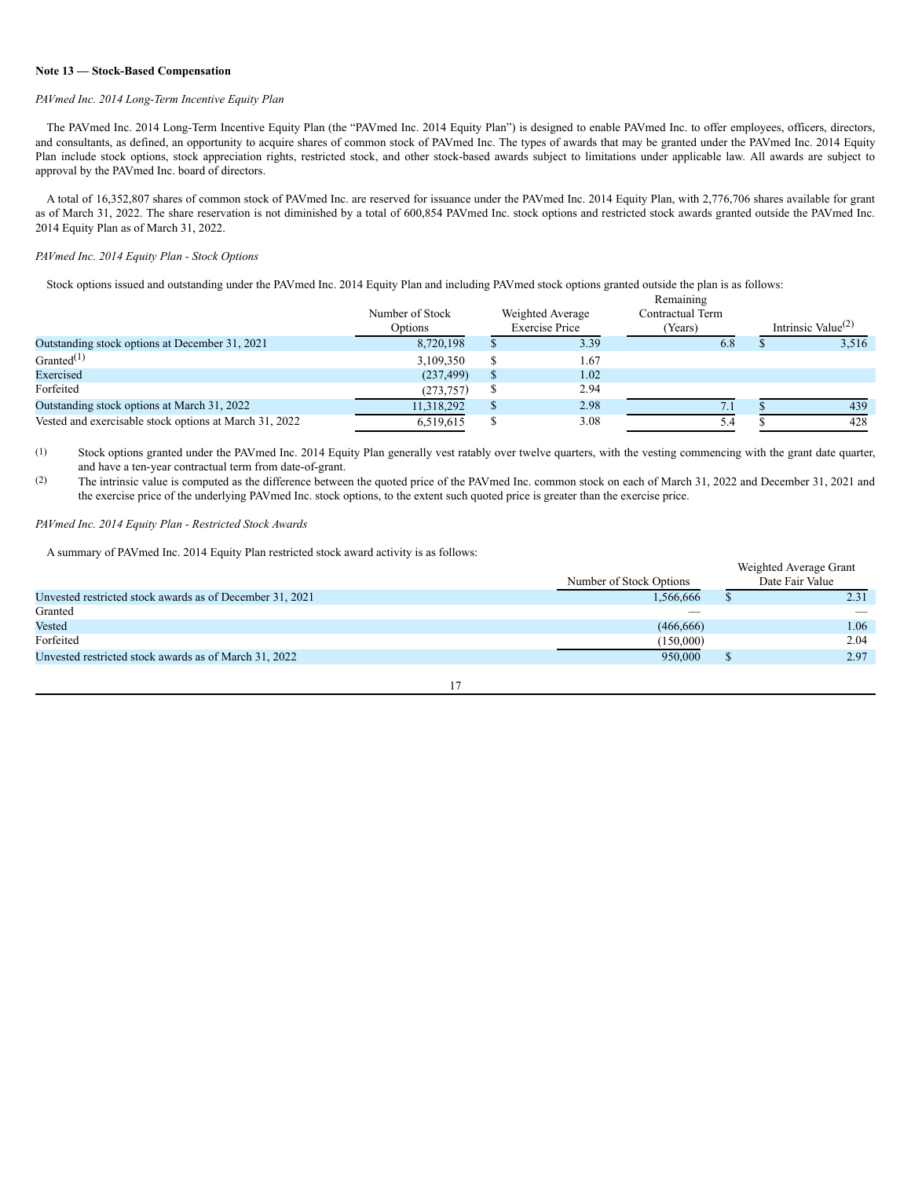**Note 13 — Stock-Based Compensation**

*PAVmed Inc. 2014 Long-Term Incentive Equity Plan*

The PAVmed Inc. 2014 Long-Term Incentive Equity Plan (the "PAVmed Inc. 2014 Equity Plan") is designed to enable PAVmed Inc. to offer employees, officers, directors, and consultants, as defined, an opportunity to acquire shares of common stock of PAVmed Inc. The types of awards that may be granted under the PAVmed Inc. 2014 Equity Plan include stock options, stock appreciation rights, restricted stock, and other stock-based awards subject to limitations under applicable law. All awards are subject to approval by the PAVmed Inc. board of directors.

A total of 16,352,807 shares of common stock of PAVmed Inc. are reserved for issuance under the PAVmed Inc. 2014 Equity Plan, with 2,776,706 shares available for grant as of March 31, 2022. The share reservation is not diminished by a total of 600,854 PAVmed Inc. stock options and restricted stock awards granted outside the PAVmed Inc. 2014 Equity Plan as of March 31, 2022.

*PAVmed Inc. 2014 Equity Plan - Stock Options*

Stock options issued and outstanding under the PAVmed Inc. 2014 Equity Plan and including PAVmed stock options granted outside the plan is as follows:

| | Number of Stock Options | Weighted Average Exercise Price | Remaining Contractual Term (Years) | Intrinsic Value[(2)] |
|---|---|---|---|---|
| Outstanding stock options at December 31, 2021 | 8,720,198 | $ 3.39 | 6.8 | $ 3,516 |
| Granted[(1)] | 3,109,350 | $ 1.67 | | |
| Exercised | (237,499) | $ 1.02 | | |
| Forfeited | (273,757) | $ 2.94 | | |
| Outstanding stock options at March 31, 2022 | 11,318,292 | $ 2.98 | 7.1 | $ 439 |
| Vested and exercisable stock options at March 31, 2022 | 6,519,615 | $ 3.08 | 5.4 | $ 428 |

(1) Stock options granted under the PAVmed Inc. 2014 Equity Plan generally vest ratably over twelve quarters, with the vesting commencing with the grant date quarter, and have a ten-year contractual term from date-of-grant.

(2) The intrinsic value is computed as the difference between the quoted price of the PAVmed Inc. common stock on each of March 31, 2022 and December 31, 2021 and the exercise price of the underlying PAVmed Inc. stock options, to the extent such quoted price is greater than the exercise price.

*PAVmed Inc. 2014 Equity Plan - Restricted Stock Awards*

A summary of PAVmed Inc. 2014 Equity Plan restricted stock award activity is as follows:

| | Number of Stock Options | Weighted Average Grant Date Fair Value |
|---|---|---|
| Unvested restricted stock awards as of December 31, 2021 | 1,566,666 | $ 2.31 |
| Granted | — | — |
| Vested | (466,666) | 1.06 |
| Forfeited | (150,000) | 2.04 |
| Unvested restricted stock awards as of March 31, 2022 | 950,000 | $ 2.97 |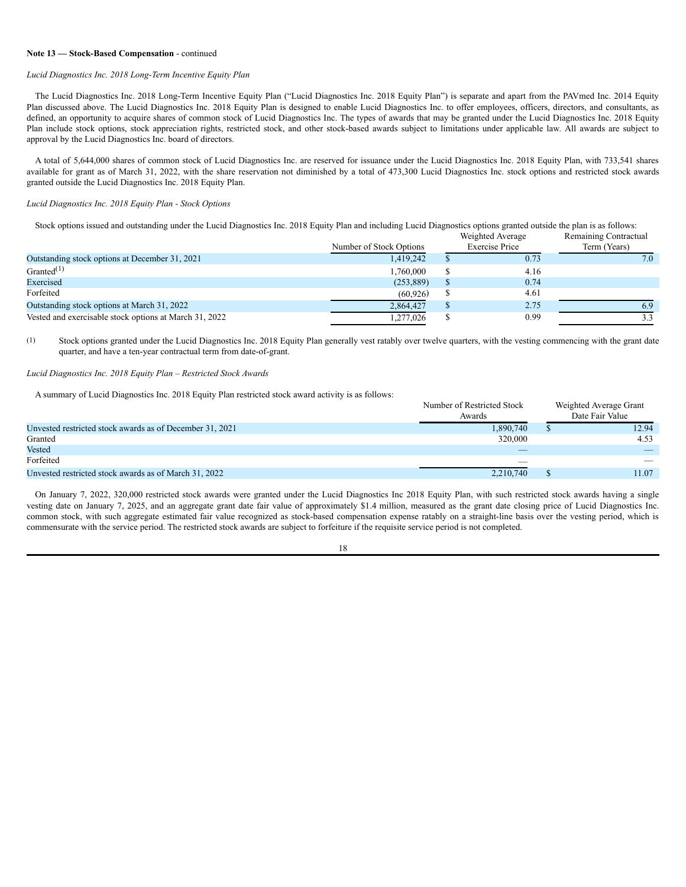**Note 13 — Stock-Based Compensation** - continued

*Lucid Diagnostics Inc. 2018 Long-Term Incentive Equity Plan*

The Lucid Diagnostics Inc. 2018 Long-Term Incentive Equity Plan ("Lucid Diagnostics Inc. 2018 Equity Plan") is separate and apart from the PAVmed Inc. 2014 Equity Plan discussed above. The Lucid Diagnostics Inc. 2018 Equity Plan is designed to enable Lucid Diagnostics Inc. to offer employees, officers, directors, and consultants, as defined, an opportunity to acquire shares of common stock of Lucid Diagnostics Inc. The types of awards that may be granted under the Lucid Diagnostics Inc. 2018 Equity Plan include stock options, stock appreciation rights, restricted stock, and other stock-based awards subject to limitations under applicable law. All awards are subject to approval by the Lucid Diagnostics Inc. board of directors.

A total of 5,644,000 shares of common stock of Lucid Diagnostics Inc. are reserved for issuance under the Lucid Diagnostics Inc. 2018 Equity Plan, with 733,541 shares available for grant as of March 31, 2022, with the share reservation not diminished by a total of 473,300 Lucid Diagnostics Inc. stock options and restricted stock awards granted outside the Lucid Diagnostics Inc. 2018 Equity Plan.

*Lucid Diagnostics Inc. 2018 Equity Plan - Stock Options*

Stock options issued and outstanding under the Lucid Diagnostics Inc. 2018 Equity Plan and including Lucid Diagnostics options granted outside the plan is as follows:

| | Number of Stock Options | Weighted Average Exercise Price | Remaining Contractual Term (Years) |
|---|---|---|---|
| Outstanding stock options at December 31, 2021 | 1,419,242 | $ 0.73 | 7.0 |
| Granted[(1)] | 1,760,000 | $ 4.16 | |
| Exercised | (253,889) | $ 0.74 | |
| Forfeited | (60,926) | $ 4.61 | |
| Outstanding stock options at March 31, 2022 | 2,864,427 | $ 2.75 | 6.9 |
| Vested and exercisable stock options at March 31, 2022 | 1,277,026 | $ 0.99 | 3.3 |

(1) Stock options granted under the Lucid Diagnostics Inc. 2018 Equity Plan generally vest ratably over twelve quarters, with the vesting commencing with the grant date quarter, and have a ten-year contractual term from date-of-grant.

*Lucid Diagnostics Inc. 2018 Equity Plan – Restricted Stock Awards*

A summary of Lucid Diagnostics Inc. 2018 Equity Plan restricted stock award activity is as follows:

| | Number of Restricted Stock Awards | Weighted Average Grant Date Fair Value |
|---|---|---|
| Unvested restricted stock awards as of December 31, 2021 | 1,890,740 | $ 12.94 |
| Granted | 320,000 | 4.53 |
| Vested | — | — |
| Forfeited | — | — |
| Unvested restricted stock awards as of March 31, 2022 | 2,210,740 | $ 11.07 |

On January 7, 2022, 320,000 restricted stock awards were granted under the Lucid Diagnostics Inc 2018 Equity Plan, with such restricted stock awards having a single vesting date on January 7, 2025, and an aggregate grant date fair value of approximately $1.4 million, measured as the grant date closing price of Lucid Diagnostics Inc. common stock, with such aggregate estimated fair value recognized as stock-based compensation expense ratably on a straight-line basis over the vesting period, which is commensurate with the service period. The restricted stock awards are subject to forfeiture if the requisite service period is not completed.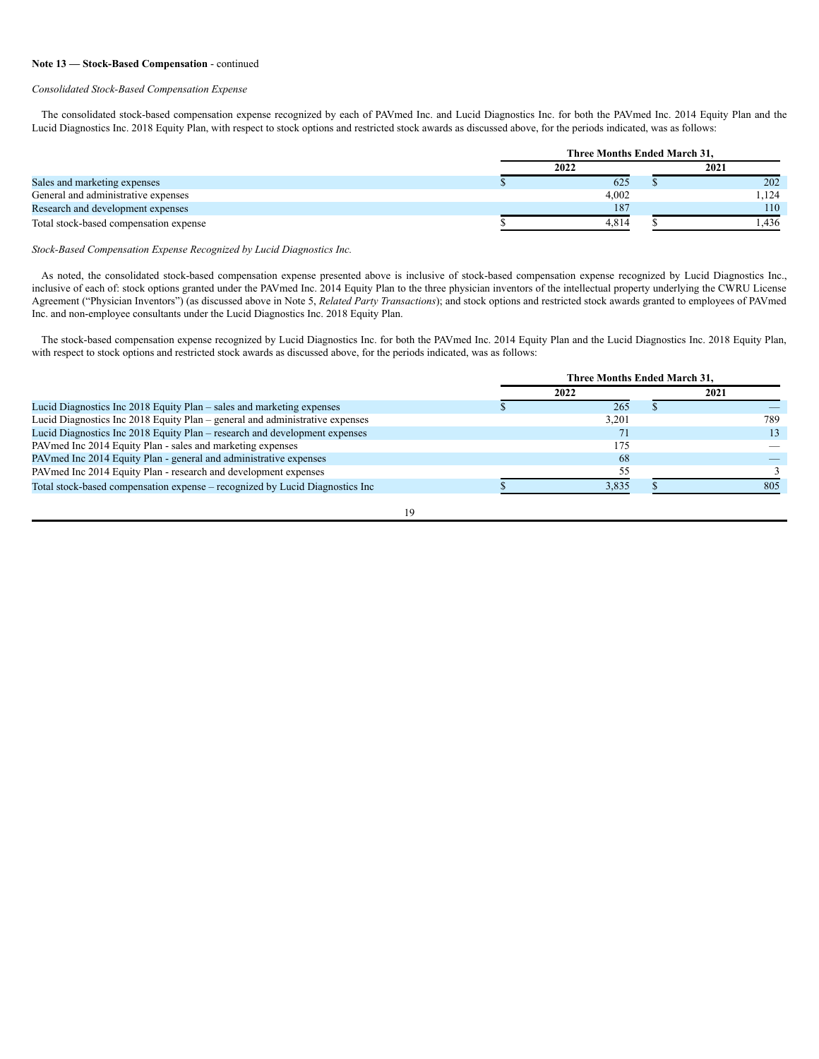**Note 13 — Stock-Based Compensation** - continued

*Consolidated Stock-Based Compensation Expense*

The consolidated stock-based compensation expense recognized by each of PAVmed Inc. and Lucid Diagnostics Inc. for both the PAVmed Inc. 2014 Equity Plan and the Lucid Diagnostics Inc. 2018 Equity Plan, with respect to stock options and restricted stock awards as discussed above, for the periods indicated, was as follows:

| | Three Months Ended March 31, | |
|---|---|---|
| | 2022 | 2021 |
| Sales and marketing expenses | $ 625 | $ 202 |
| General and administrative expenses | 4,002 | 1,124 |
| Research and development expenses | 187 | 110 |
| Total stock-based compensation expense | $ 4,814 | $ 1,436 |

*Stock-Based Compensation Expense Recognized by Lucid Diagnostics Inc.*

As noted, the consolidated stock-based compensation expense presented above is inclusive of stock-based compensation expense recognized by Lucid Diagnostics Inc., inclusive of each of: stock options granted under the PAVmed Inc. 2014 Equity Plan to the three physician inventors of the intellectual property underlying the CWRU License Agreement ("Physician Inventors") (as discussed above in Note 5, *Related Party Transactions*); and stock options and restricted stock awards granted to employees of PAVmed Inc. and non-employee consultants under the Lucid Diagnostics Inc. 2018 Equity Plan.

The stock-based compensation expense recognized by Lucid Diagnostics Inc. for both the PAVmed Inc. 2014 Equity Plan and the Lucid Diagnostics Inc. 2018 Equity Plan, with respect to stock options and restricted stock awards as discussed above, for the periods indicated, was as follows:

| | Three Months Ended March 31, | |
|---|---|---|
| | 2022 | 2021 |
| Lucid Diagnostics Inc 2018 Equity Plan – sales and marketing expenses | $ 265 | $ — |
| Lucid Diagnostics Inc 2018 Equity Plan – general and administrative expenses | 3,201 | 789 |
| Lucid Diagnostics Inc 2018 Equity Plan – research and development expenses | 71 | 13 |
| PAVmed Inc 2014 Equity Plan - sales and marketing expenses | 175 | — |
| PAVmed Inc 2014 Equity Plan - general and administrative expenses | 68 | — |
| PAVmed Inc 2014 Equity Plan - research and development expenses | 55 | 3 |
| Total stock-based compensation expense – recognized by Lucid Diagnostics Inc | $ 3,835 | $ 805 |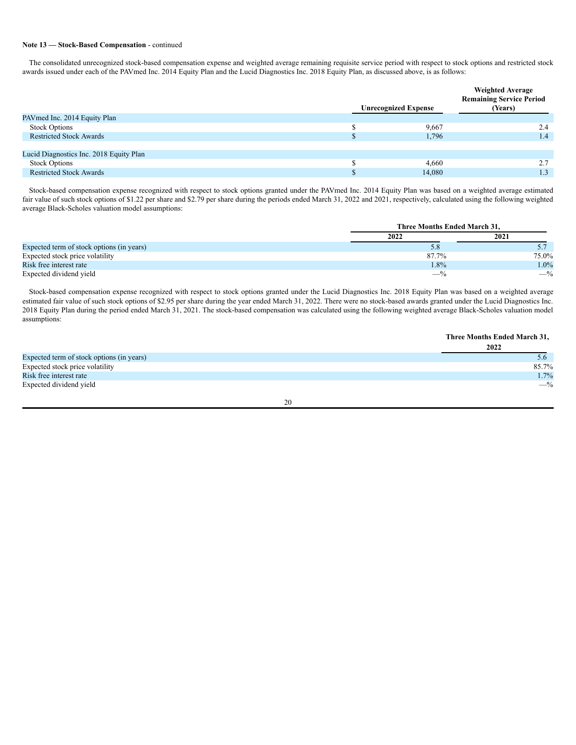**Note 13 — Stock-Based Compensation** - continued

The consolidated unrecognized stock-based compensation expense and weighted average remaining requisite service period with respect to stock options and restricted stock awards issued under each of the PAVmed Inc. 2014 Equity Plan and the Lucid Diagnostics Inc. 2018 Equity Plan, as discussed above, is as follows:

| | Unrecognized Expense | Weighted Average Remaining Service Period (Years) |
|---|---|---|
| PAVmed Inc. 2014 Equity Plan | | |
| Stock Options | $ 9,667 | 2.4 |
| Restricted Stock Awards | $ 1,796 | 1.4 |
| | | |
| Lucid Diagnostics Inc. 2018 Equity Plan | | |
| Stock Options | $ 4,660 | 2.7 |
| Restricted Stock Awards | $ 14,080 | 1.3 |

Stock-based compensation expense recognized with respect to stock options granted under the PAVmed Inc. 2014 Equity Plan was based on a weighted average estimated fair value of such stock options of $1.22 per share and $2.79 per share during the periods ended March 31, 2022 and 2021, respectively, calculated using the following weighted average Black-Scholes valuation model assumptions:

| | Three Months Ended March 31, | |
|---|---|---|
| | 2022 | 2021 |
| Expected term of stock options (in years) | 5.8 | 5.7 |
| Expected stock price volatility | 87.7% | 75.0% |
| Risk free interest rate | 1.8% | 1.0% |
| Expected dividend yield | —% | —% |

Stock-based compensation expense recognized with respect to stock options granted under the Lucid Diagnostics Inc. 2018 Equity Plan was based on a weighted average estimated fair value of such stock options of $2.95 per share during the year ended March 31, 2022. There were no stock-based awards granted under the Lucid Diagnostics Inc. 2018 Equity Plan during the period ended March 31, 2021. The stock-based compensation was calculated using the following weighted average Black-Scholes valuation model assumptions:

| | Three Months Ended March 31, |
|---|---|
| | 2022 |
| Expected term of stock options (in years) | 5.6 |
| Expected stock price volatility | 85.7% |
| Risk free interest rate | 1.7% |
| Expected dividend yield | —% |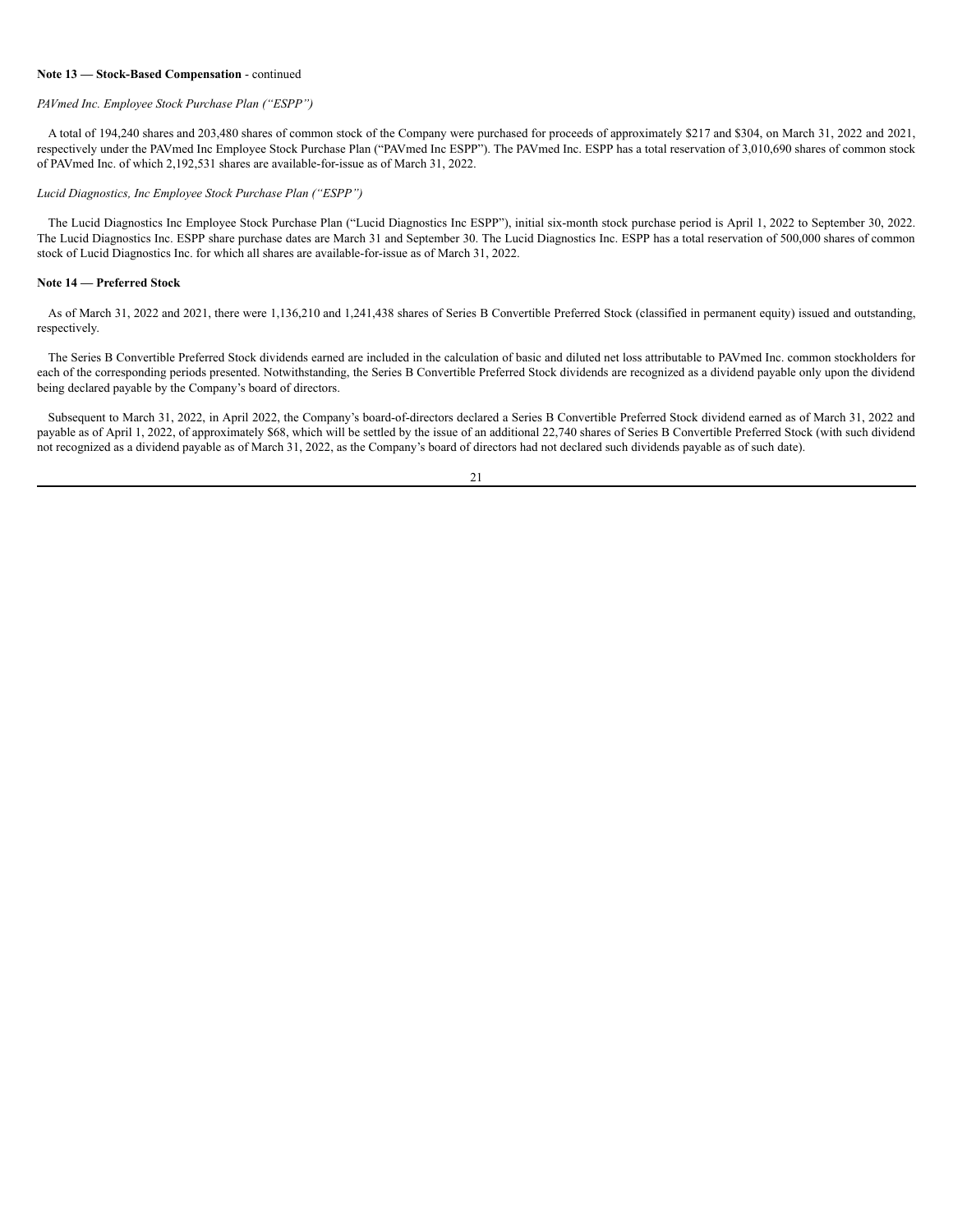**Note 13 — Stock-Based Compensation** - continued

*PAVmed Inc. Employee Stock Purchase Plan (“ESPP”)*

A total of 194,240 shares and 203,480 shares of common stock of the Company were purchased for proceeds of approximately $217 and $304, on March 31, 2022 and 2021, respectively under the PAVmed Inc Employee Stock Purchase Plan (“PAVmed Inc ESPP”). The PAVmed Inc. ESPP has a total reservation of 3,010,690 shares of common stock of PAVmed Inc. of which 2,192,531 shares are available-for-issue as of March 31, 2022.

*Lucid Diagnostics, Inc Employee Stock Purchase Plan (“ESPP”)*

The Lucid Diagnostics Inc Employee Stock Purchase Plan (“Lucid Diagnostics Inc ESPP”), initial six-month stock purchase period is April 1, 2022 to September 30, 2022. The Lucid Diagnostics Inc. ESPP share purchase dates are March 31 and September 30. The Lucid Diagnostics Inc. ESPP has a total reservation of 500,000 shares of common stock of Lucid Diagnostics Inc. for which all shares are available-for-issue as of March 31, 2022.

**Note 14 — Preferred Stock**

As of March 31, 2022 and 2021, there were 1,136,210 and 1,241,438 shares of Series B Convertible Preferred Stock (classified in permanent equity) issued and outstanding, respectively.

The Series B Convertible Preferred Stock dividends earned are included in the calculation of basic and diluted net loss attributable to PAVmed Inc. common stockholders for each of the corresponding periods presented. Notwithstanding, the Series B Convertible Preferred Stock dividends are recognized as a dividend payable only upon the dividend being declared payable by the Company’s board of directors.

Subsequent to March 31, 2022, in April 2022, the Company’s board-of-directors declared a Series B Convertible Preferred Stock dividend earned as of March 31, 2022 and payable as of April 1, 2022, of approximately $68, which will be settled by the issue of an additional 22,740 shares of Series B Convertible Preferred Stock (with such dividend not recognized as a dividend payable as of March 31, 2022, as the Company’s board of directors had not declared such dividends payable as of such date).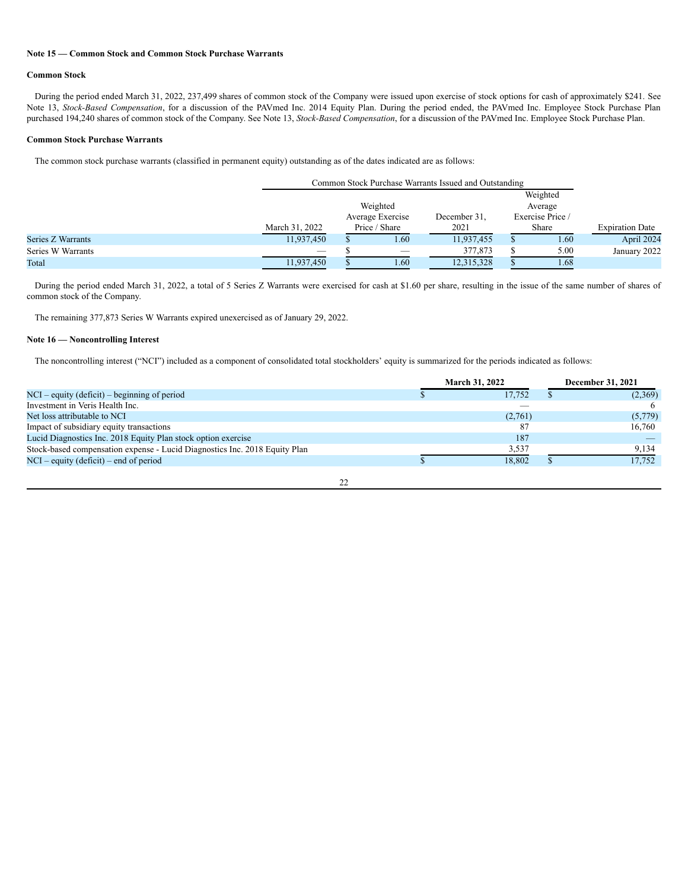**Note 15 — Common Stock and Common Stock Purchase Warrants**

**Common Stock**

During the period ended March 31, 2022, 237,499 shares of common stock of the Company were issued upon exercise of stock options for cash of approximately $241. See Note 13, *Stock-Based Compensation*, for a discussion of the PAVmed Inc. 2014 Equity Plan. During the period ended, the PAVmed Inc. Employee Stock Purchase Plan purchased 194,240 shares of common stock of the Company. See Note 13, *Stock-Based Compensation*, for a discussion of the PAVmed Inc. Employee Stock Purchase Plan.

**Common Stock Purchase Warrants**

The common stock purchase warrants (classified in permanent equity) outstanding as of the dates indicated are as follows:

| | Common Stock Purchase Warrants Issued and Outstanding | | | | |
|---|---|---|---|---|---|
| | March 31, 2022 | Weighted Average Exercise Price / Share | December 31, 2021 | Weighted Average Exercise Price / Share | Expiration Date |
| Series Z Warrants | 11,937,450 | $ 1.60 | 11,937,455 | $ 1.60 | April 2024 |
| Series W Warrants | — | $ — | 377,873 | $ 5.00 | January 2022 |
| Total | 11,937,450 | $ 1.60 | 12,315,328 | $ 1.68 | |

During the period ended March 31, 2022, a total of 5 Series Z Warrants were exercised for cash at $1.60 per share, resulting in the issue of the same number of shares of common stock of the Company.

The remaining 377,873 Series W Warrants expired unexercised as of January 29, 2022.

**Note 16 — Noncontrolling Interest**

The noncontrolling interest ("NCI") included as a component of consolidated total stockholders' equity is summarized for the periods indicated as follows:

| | March 31, 2022 | December 31, 2021 |
|---|---|---|
| NCI – equity (deficit) – beginning of period | $ 17,752 | $ (2,369) |
| Investment in Veris Health Inc. | — | 6 |
| Net loss attributable to NCI | (2,761) | (5,779) |
| Impact of subsidiary equity transactions | 87 | 16,760 |
| Lucid Diagnostics Inc. 2018 Equity Plan stock option exercise | 187 | — |
| Stock-based compensation expense - Lucid Diagnostics Inc. 2018 Equity Plan | 3,537 | 9,134 |
| NCI – equity (deficit) – end of period | $ 18,802 | $ 17,752 |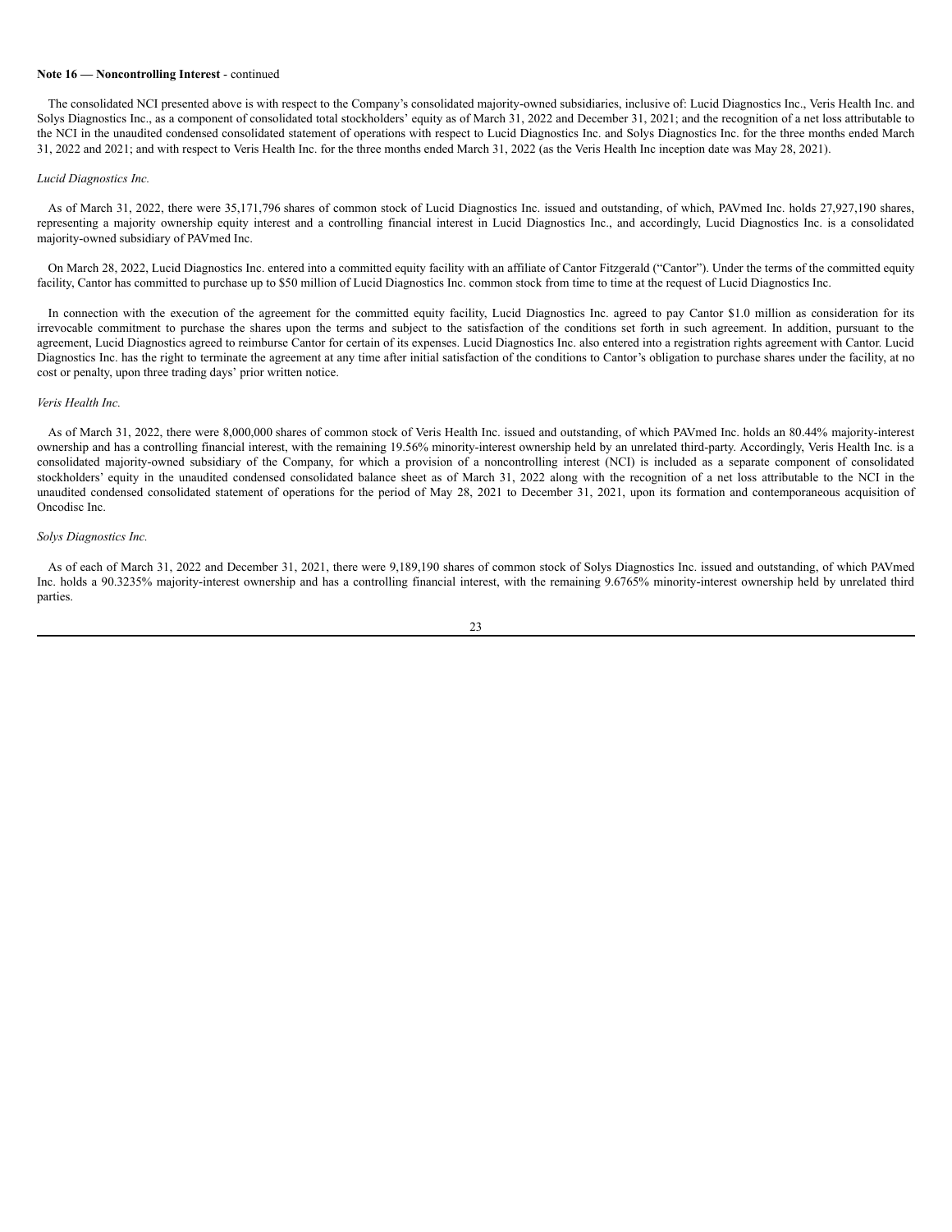**Note 16 — Noncontrolling Interest** - continued

The consolidated NCI presented above is with respect to the Company's consolidated majority-owned subsidiaries, inclusive of: Lucid Diagnostics Inc., Veris Health Inc. and Solys Diagnostics Inc., as a component of consolidated total stockholders' equity as of March 31, 2022 and December 31, 2021; and the recognition of a net loss attributable to the NCI in the unaudited condensed consolidated statement of operations with respect to Lucid Diagnostics Inc. and Solys Diagnostics Inc. for the three months ended March 31, 2022 and 2021; and with respect to Veris Health Inc. for the three months ended March 31, 2022 (as the Veris Health Inc inception date was May 28, 2021).

*Lucid Diagnostics Inc.*

As of March 31, 2022, there were 35,171,796 shares of common stock of Lucid Diagnostics Inc. issued and outstanding, of which, PAVmed Inc. holds 27,927,190 shares, representing a majority ownership equity interest and a controlling financial interest in Lucid Diagnostics Inc., and accordingly, Lucid Diagnostics Inc. is a consolidated majority-owned subsidiary of PAVmed Inc.

On March 28, 2022, Lucid Diagnostics Inc. entered into a committed equity facility with an affiliate of Cantor Fitzgerald ("Cantor"). Under the terms of the committed equity facility, Cantor has committed to purchase up to $50 million of Lucid Diagnostics Inc. common stock from time to time at the request of Lucid Diagnostics Inc.

In connection with the execution of the agreement for the committed equity facility, Lucid Diagnostics Inc. agreed to pay Cantor $1.0 million as consideration for its irrevocable commitment to purchase the shares upon the terms and subject to the satisfaction of the conditions set forth in such agreement. In addition, pursuant to the agreement, Lucid Diagnostics agreed to reimburse Cantor for certain of its expenses. Lucid Diagnostics Inc. also entered into a registration rights agreement with Cantor. Lucid Diagnostics Inc. has the right to terminate the agreement at any time after initial satisfaction of the conditions to Cantor's obligation to purchase shares under the facility, at no cost or penalty, upon three trading days' prior written notice.

*Veris Health Inc.*

As of March 31, 2022, there were 8,000,000 shares of common stock of Veris Health Inc. issued and outstanding, of which PAVmed Inc. holds an 80.44% majority-interest ownership and has a controlling financial interest, with the remaining 19.56% minority-interest ownership held by an unrelated third-party. Accordingly, Veris Health Inc. is a consolidated majority-owned subsidiary of the Company, for which a provision of a noncontrolling interest (NCI) is included as a separate component of consolidated stockholders' equity in the unaudited condensed consolidated balance sheet as of March 31, 2022 along with the recognition of a net loss attributable to the NCI in the unaudited condensed consolidated statement of operations for the period of May 28, 2021 to December 31, 2021, upon its formation and contemporaneous acquisition of Oncodisc Inc.

*Solys Diagnostics Inc.*

As of each of March 31, 2022 and December 31, 2021, there were 9,189,190 shares of common stock of Solys Diagnostics Inc. issued and outstanding, of which PAVmed Inc. holds a 90.3235% majority-interest ownership and has a controlling financial interest, with the remaining 9.6765% minority-interest ownership held by unrelated third parties.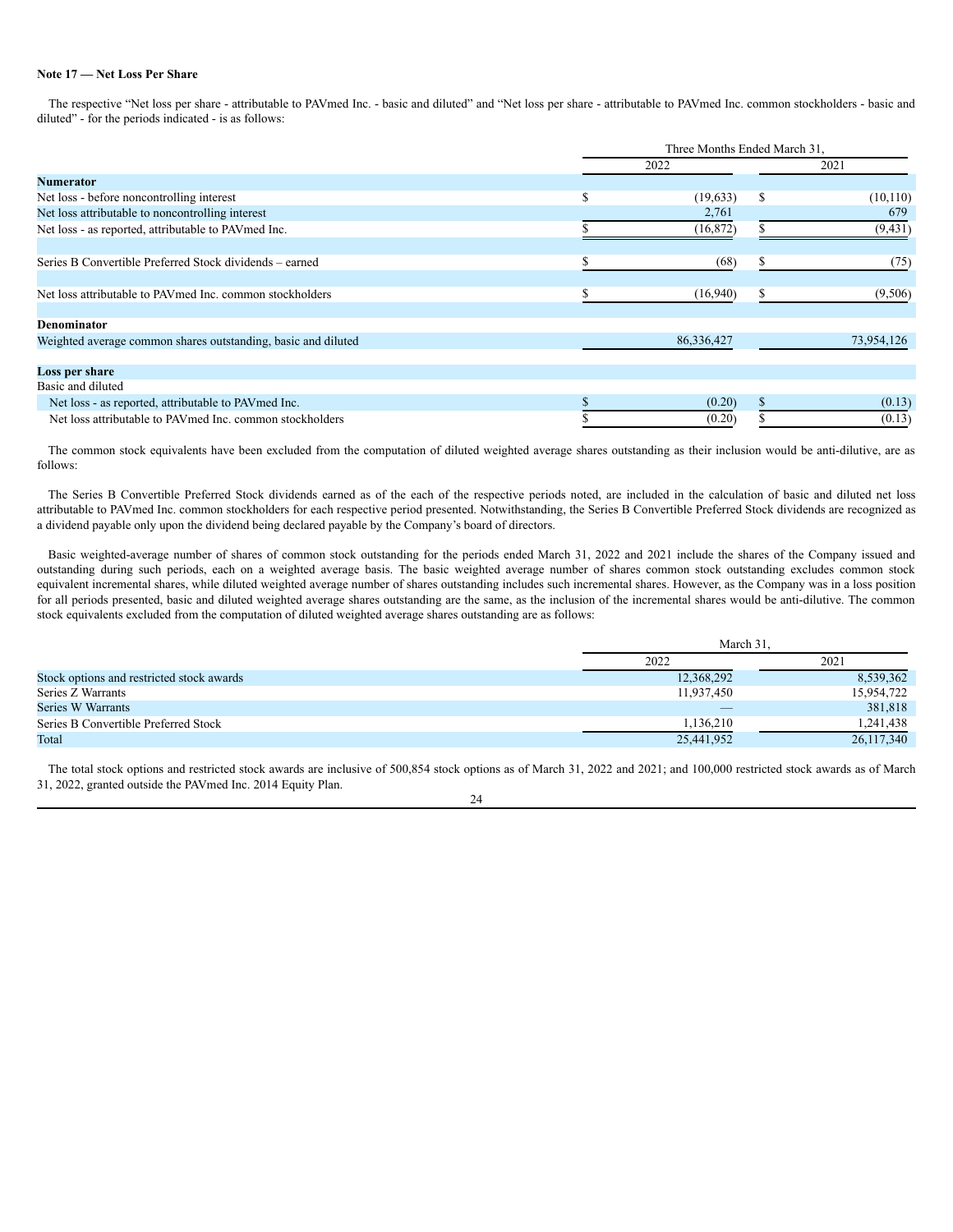**Note 17 — Net Loss Per Share**

The respective "Net loss per share - attributable to PAVmed Inc. - basic and diluted" and "Net loss per share - attributable to PAVmed Inc. common stockholders - basic and diluted" - for the periods indicated - is as follows:

| | Three Months Ended March 31, | |
|---|---|---|
| | 2022 | 2021 |
| **Numerator** | | |
| Net loss - before noncontrolling interest | $ (19,633) | $ (10,110) |
| Net loss attributable to noncontrolling interest | 2,761 | 679 |
| Net loss - as reported, attributable to PAVmed Inc. | $ (16,872) | $ (9,431) |
| Series B Convertible Preferred Stock dividends – earned | $ (68) | $ (75) |
| Net loss attributable to PAVmed Inc. common stockholders | $ (16,940) | $ (9,506) |
| **Denominator** | | |
| Weighted average common shares outstanding, basic and diluted | 86,336,427 | 73,954,126 |
| **Loss per share** | | |
| Basic and diluted | | |
| Net loss - as reported, attributable to PAVmed Inc. | $ (0.20) | $ (0.13) |
| Net loss attributable to PAVmed Inc. common stockholders | $ (0.20) | $ (0.13) |

The common stock equivalents have been excluded from the computation of diluted weighted average shares outstanding as their inclusion would be anti-dilutive, are as follows:

The Series B Convertible Preferred Stock dividends earned as of the each of the respective periods noted, are included in the calculation of basic and diluted net loss attributable to PAVmed Inc. common stockholders for each respective period presented. Notwithstanding, the Series B Convertible Preferred Stock dividends are recognized as a dividend payable only upon the dividend being declared payable by the Company's board of directors.

Basic weighted-average number of shares of common stock outstanding for the periods ended March 31, 2022 and 2021 include the shares of the Company issued and outstanding during such periods, each on a weighted average basis. The basic weighted average number of shares common stock outstanding excludes common stock equivalent incremental shares, while diluted weighted average number of shares outstanding includes such incremental shares. However, as the Company was in a loss position for all periods presented, basic and diluted weighted average shares outstanding are the same, as the inclusion of the incremental shares would be anti-dilutive. The common stock equivalents excluded from the computation of diluted weighted average shares outstanding are as follows:

| | March 31, | |
|---|---|---|
| | 2022 | 2021 |
| Stock options and restricted stock awards | 12,368,292 | 8,539,362 |
| Series Z Warrants | 11,937,450 | 15,954,722 |
| Series W Warrants | — | 381,818 |
| Series B Convertible Preferred Stock | 1,136,210 | 1,241,438 |
| Total | 25,441,952 | 26,117,340 |

The total stock options and restricted stock awards are inclusive of 500,854 stock options as of March 31, 2022 and 2021; and 100,000 restricted stock awards as of March 31, 2022, granted outside the PAVmed Inc. 2014 Equity Plan.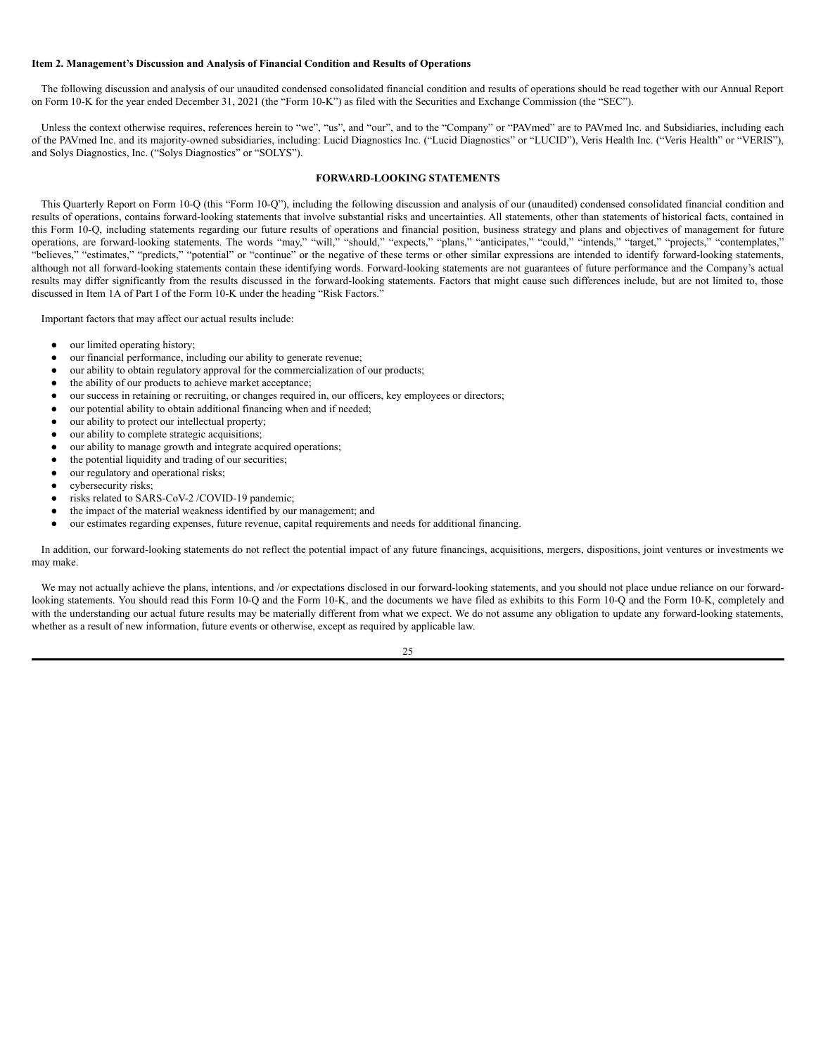**Item 2. Management's Discussion and Analysis of Financial Condition and Results of Operations**

The following discussion and analysis of our unaudited condensed consolidated financial condition and results of operations should be read together with our Annual Report on Form 10-K for the year ended December 31, 2021 (the "Form 10-K") as filed with the Securities and Exchange Commission (the "SEC").

Unless the context otherwise requires, references herein to "we", "us", and "our", and to the "Company" or "PAVmed" are to PAVmed Inc. and Subsidiaries, including each of the PAVmed Inc. and its majority-owned subsidiaries, including: Lucid Diagnostics Inc. ("Lucid Diagnostics" or "LUCID"), Veris Health Inc. ("Veris Health" or "VERIS"), and Solys Diagnostics, Inc. ("Solys Diagnostics" or "SOLYS").

## FORWARD-LOOKING STATEMENTS

This Quarterly Report on Form 10-Q (this "Form 10-Q"), including the following discussion and analysis of our (unaudited) condensed consolidated financial condition and results of operations, contains forward-looking statements that involve substantial risks and uncertainties. All statements, other than statements of historical facts, contained in this Form 10-Q, including statements regarding our future results of operations and financial position, business strategy and plans and objectives of management for future operations, are forward-looking statements. The words "may," "will," "should," "expects," "plans," "anticipates," "could," "intends," "target," "projects," "contemplates," "believes," "estimates," "predicts," "potential" or "continue" or the negative of these terms or other similar expressions are intended to identify forward-looking statements, although not all forward-looking statements contain these identifying words. Forward-looking statements are not guarantees of future performance and the Company's actual results may differ significantly from the results discussed in the forward-looking statements. Factors that might cause such differences include, but are not limited to, those discussed in Item 1A of Part I of the Form 10-K under the heading "Risk Factors."

Important factors that may affect our actual results include:

- our limited operating history;
- our financial performance, including our ability to generate revenue;
- our ability to obtain regulatory approval for the commercialization of our products;
- the ability of our products to achieve market acceptance;
- our success in retaining or recruiting, or changes required in, our officers, key employees or directors;
- our potential ability to obtain additional financing when and if needed;
- our ability to protect our intellectual property;
- our ability to complete strategic acquisitions;
- our ability to manage growth and integrate acquired operations;
- the potential liquidity and trading of our securities;
- our regulatory and operational risks;
- cybersecurity risks;
- risks related to SARS-CoV-2 /COVID-19 pandemic;
- the impact of the material weakness identified by our management; and
- our estimates regarding expenses, future revenue, capital requirements and needs for additional financing.

In addition, our forward-looking statements do not reflect the potential impact of any future financings, acquisitions, mergers, dispositions, joint ventures or investments we may make.

We may not actually achieve the plans, intentions, and /or expectations disclosed in our forward-looking statements, and you should not place undue reliance on our forward-looking statements. You should read this Form 10-Q and the Form 10-K, and the documents we have filed as exhibits to this Form 10-Q and the Form 10-K, completely and with the understanding our actual future results may be materially different from what we expect. We do not assume any obligation to update any forward-looking statements, whether as a result of new information, future events or otherwise, except as required by applicable law.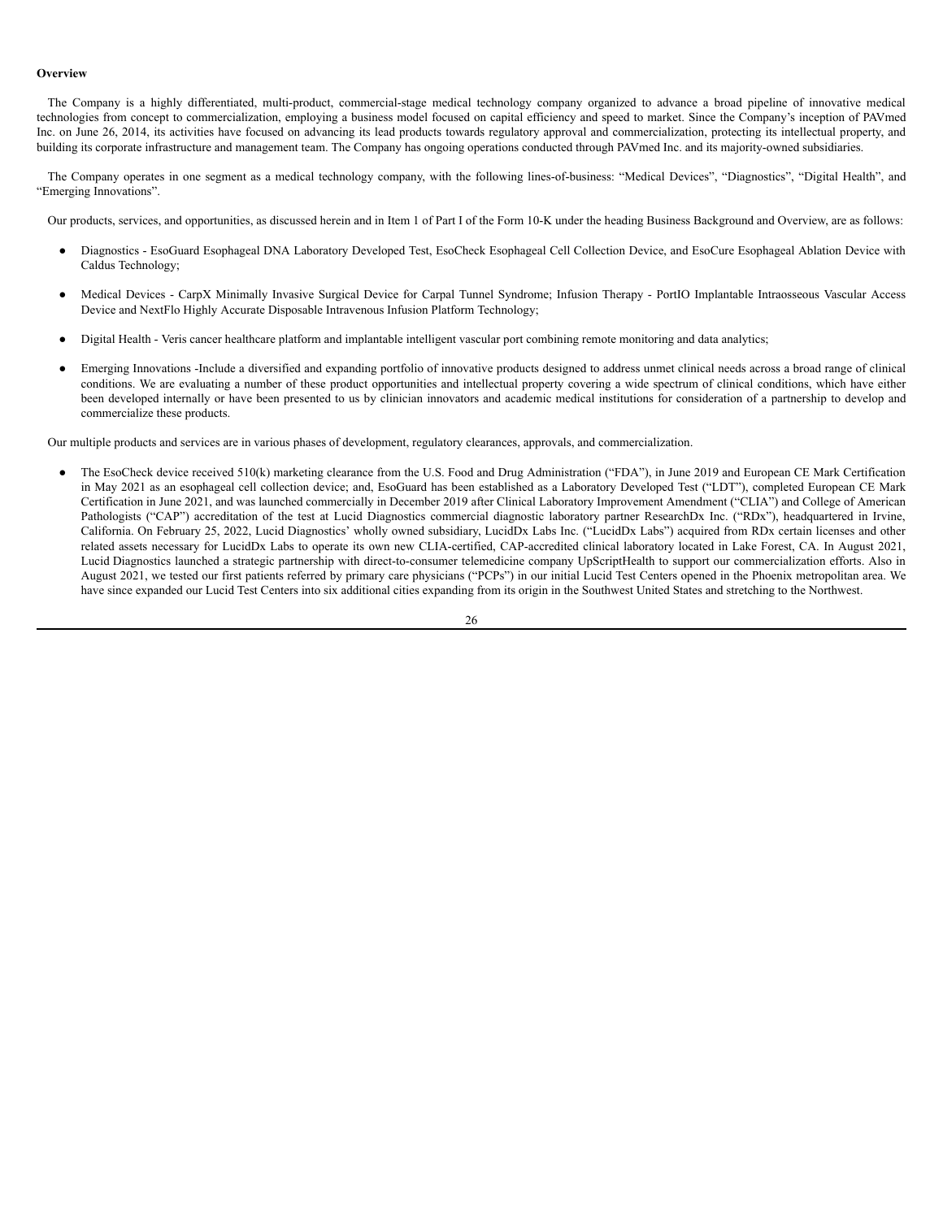**Overview**

The Company is a highly differentiated, multi-product, commercial-stage medical technology company organized to advance a broad pipeline of innovative medical technologies from concept to commercialization, employing a business model focused on capital efficiency and speed to market. Since the Company's inception of PAVmed Inc. on June 26, 2014, its activities have focused on advancing its lead products towards regulatory approval and commercialization, protecting its intellectual property, and building its corporate infrastructure and management team. The Company has ongoing operations conducted through PAVmed Inc. and its majority-owned subsidiaries.

The Company operates in one segment as a medical technology company, with the following lines-of-business: "Medical Devices", "Diagnostics", "Digital Health", and "Emerging Innovations".

Our products, services, and opportunities, as discussed herein and in Item 1 of Part I of the Form 10-K under the heading Business Background and Overview, are as follows:

- Diagnostics - EsoGuard Esophageal DNA Laboratory Developed Test, EsoCheck Esophageal Cell Collection Device, and EsoCure Esophageal Ablation Device with Caldus Technology;
- Medical Devices - CarpX Minimally Invasive Surgical Device for Carpal Tunnel Syndrome; Infusion Therapy - PortIO Implantable Intraosseous Vascular Access Device and NextFlo Highly Accurate Disposable Intravenous Infusion Platform Technology;
- Digital Health - Veris cancer healthcare platform and implantable intelligent vascular port combining remote monitoring and data analytics;
- Emerging Innovations -Include a diversified and expanding portfolio of innovative products designed to address unmet clinical needs across a broad range of clinical conditions. We are evaluating a number of these product opportunities and intellectual property covering a wide spectrum of clinical conditions, which have either been developed internally or have been presented to us by clinician innovators and academic medical institutions for consideration of a partnership to develop and commercialize these products.

Our multiple products and services are in various phases of development, regulatory clearances, approvals, and commercialization.

- The EsoCheck device received 510(k) marketing clearance from the U.S. Food and Drug Administration ("FDA"), in June 2019 and European CE Mark Certification in May 2021 as an esophageal cell collection device; and, EsoGuard has been established as a Laboratory Developed Test ("LDT"), completed European CE Mark Certification in June 2021, and was launched commercially in December 2019 after Clinical Laboratory Improvement Amendment ("CLIA") and College of American Pathologists ("CAP") accreditation of the test at Lucid Diagnostics commercial diagnostic laboratory partner ResearchDx Inc. ("RDx"), headquartered in Irvine, California. On February 25, 2022, Lucid Diagnostics' wholly owned subsidiary, LucidDx Labs Inc. ("LucidDx Labs") acquired from RDx certain licenses and other related assets necessary for LucidDx Labs to operate its own new CLIA-certified, CAP-accredited clinical laboratory located in Lake Forest, CA. In August 2021, Lucid Diagnostics launched a strategic partnership with direct-to-consumer telemedicine company UpScriptHealth to support our commercialization efforts. Also in August 2021, we tested our first patients referred by primary care physicians ("PCPs") in our initial Lucid Test Centers opened in the Phoenix metropolitan area. We have since expanded our Lucid Test Centers into six additional cities expanding from its origin in the Southwest United States and stretching to the Northwest.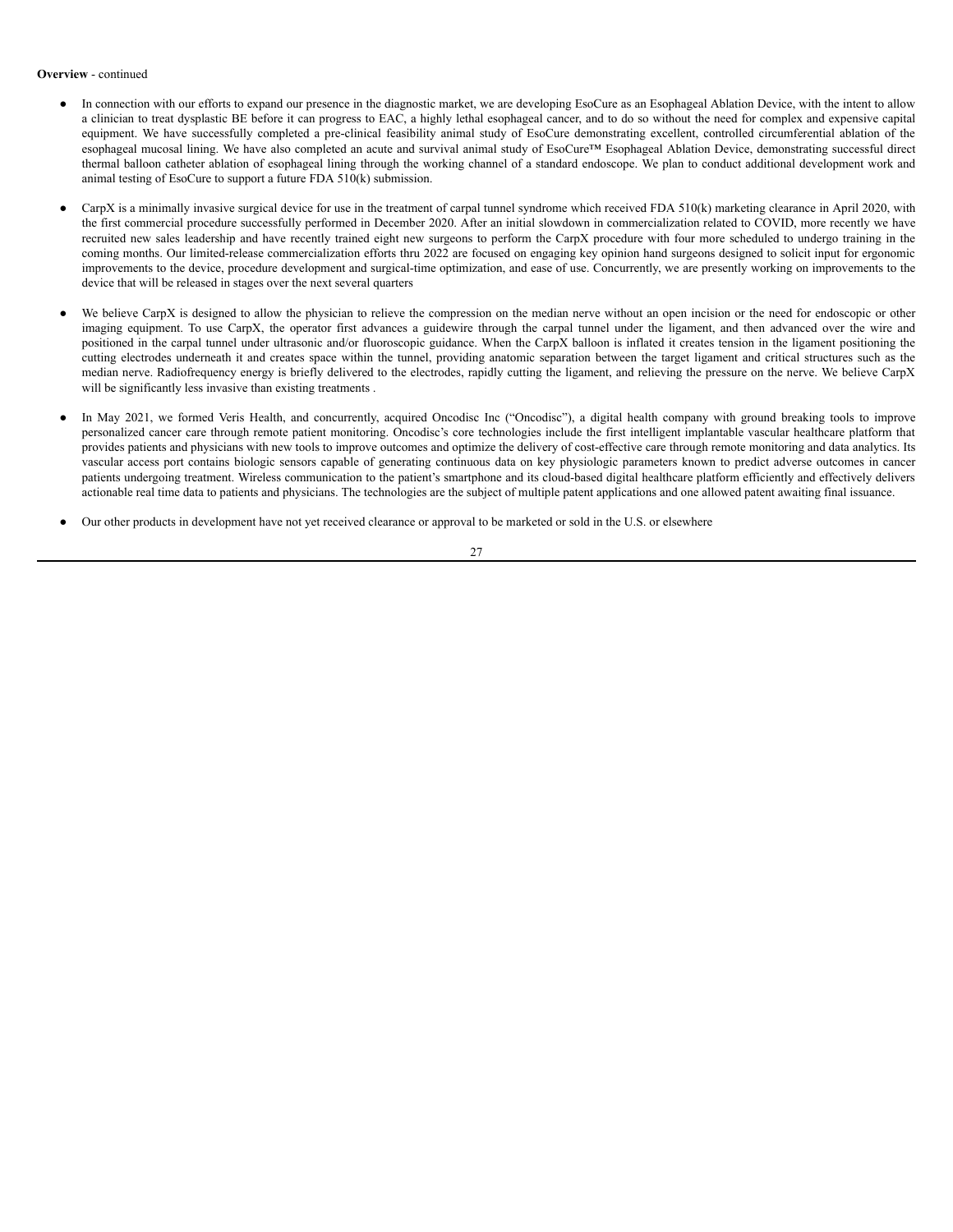**Overview** - continued

- In connection with our efforts to expand our presence in the diagnostic market, we are developing EsoCure as an Esophageal Ablation Device, with the intent to allow a clinician to treat dysplastic BE before it can progress to EAC, a highly lethal esophageal cancer, and to do so without the need for complex and expensive capital equipment. We have successfully completed a pre-clinical feasibility animal study of EsoCure demonstrating excellent, controlled circumferential ablation of the esophageal mucosal lining. We have also completed an acute and survival animal study of EsoCure™ Esophageal Ablation Device, demonstrating successful direct thermal balloon catheter ablation of esophageal lining through the working channel of a standard endoscope. We plan to conduct additional development work and animal testing of EsoCure to support a future FDA 510(k) submission.

- CarpX is a minimally invasive surgical device for use in the treatment of carpal tunnel syndrome which received FDA 510(k) marketing clearance in April 2020, with the first commercial procedure successfully performed in December 2020. After an initial slowdown in commercialization related to COVID, more recently we have recruited new sales leadership and have recently trained eight new surgeons to perform the CarpX procedure with four more scheduled to undergo training in the coming months. Our limited-release commercialization efforts thru 2022 are focused on engaging key opinion hand surgeons designed to solicit input for ergonomic improvements to the device, procedure development and surgical-time optimization, and ease of use. Concurrently, we are presently working on improvements to the device that will be released in stages over the next several quarters

- We believe CarpX is designed to allow the physician to relieve the compression on the median nerve without an open incision or the need for endoscopic or other imaging equipment. To use CarpX, the operator first advances a guidewire through the carpal tunnel under the ligament, and then advanced over the wire and positioned in the carpal tunnel under ultrasonic and/or fluoroscopic guidance. When the CarpX balloon is inflated it creates tension in the ligament positioning the cutting electrodes underneath it and creates space within the tunnel, providing anatomic separation between the target ligament and critical structures such as the median nerve. Radiofrequency energy is briefly delivered to the electrodes, rapidly cutting the ligament, and relieving the pressure on the nerve. We believe CarpX will be significantly less invasive than existing treatments .

- In May 2021, we formed Veris Health, and concurrently, acquired Oncodisc Inc ("Oncodisc"), a digital health company with ground breaking tools to improve personalized cancer care through remote patient monitoring. Oncodisc's core technologies include the first intelligent implantable vascular healthcare platform that provides patients and physicians with new tools to improve outcomes and optimize the delivery of cost-effective care through remote monitoring and data analytics. Its vascular access port contains biologic sensors capable of generating continuous data on key physiologic parameters known to predict adverse outcomes in cancer patients undergoing treatment. Wireless communication to the patient's smartphone and its cloud-based digital healthcare platform efficiently and effectively delivers actionable real time data to patients and physicians. The technologies are the subject of multiple patent applications and one allowed patent awaiting final issuance.

- Our other products in development have not yet received clearance or approval to be marketed or sold in the U.S. or elsewhere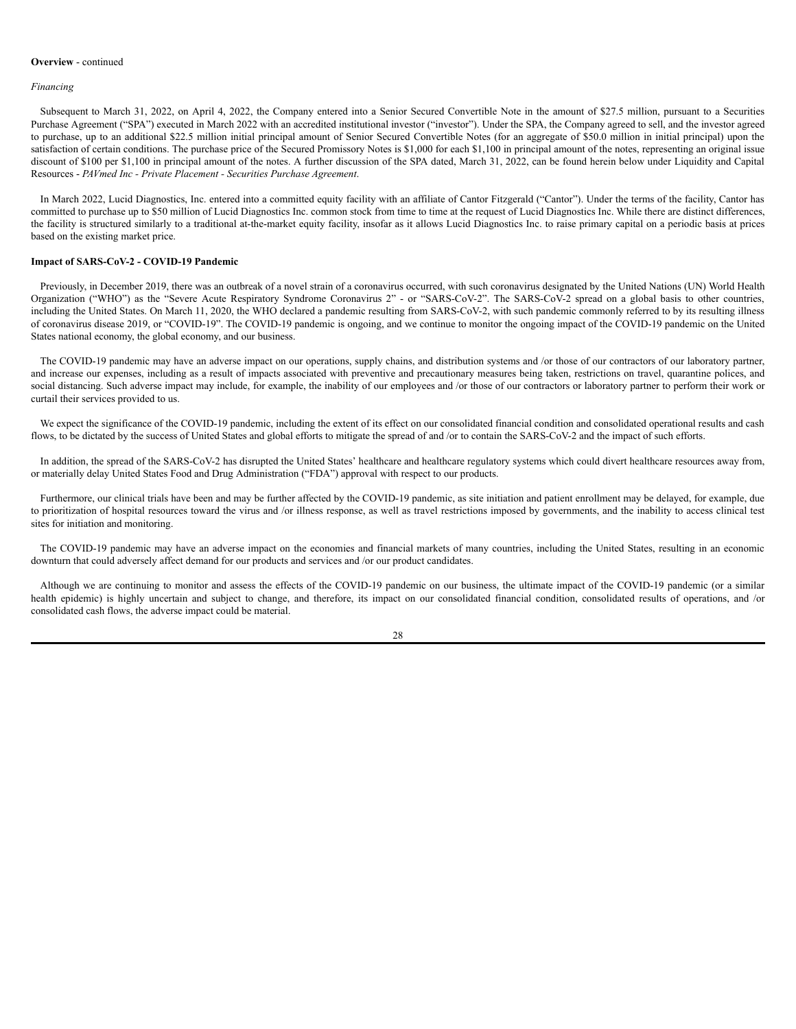**Overview** - continued

*Financing*

Subsequent to March 31, 2022, on April 4, 2022, the Company entered into a Senior Secured Convertible Note in the amount of $27.5 million, pursuant to a Securities Purchase Agreement ("SPA") executed in March 2022 with an accredited institutional investor ("investor"). Under the SPA, the Company agreed to sell, and the investor agreed to purchase, up to an additional $22.5 million initial principal amount of Senior Secured Convertible Notes (for an aggregate of $50.0 million in initial principal) upon the satisfaction of certain conditions. The purchase price of the Secured Promissory Notes is $1,000 for each $1,100 in principal amount of the notes, representing an original issue discount of $100 per $1,100 in principal amount of the notes. A further discussion of the SPA dated, March 31, 2022, can be found herein below under Liquidity and Capital Resources - *PAVmed Inc - Private Placement - Securities Purchase Agreement*.

In March 2022, Lucid Diagnostics, Inc. entered into a committed equity facility with an affiliate of Cantor Fitzgerald ("Cantor"). Under the terms of the facility, Cantor has committed to purchase up to $50 million of Lucid Diagnostics Inc. common stock from time to time at the request of Lucid Diagnostics Inc. While there are distinct differences, the facility is structured similarly to a traditional at-the-market equity facility, insofar as it allows Lucid Diagnostics Inc. to raise primary capital on a periodic basis at prices based on the existing market price.

**Impact of SARS-CoV-2 - COVID-19 Pandemic**

Previously, in December 2019, there was an outbreak of a novel strain of a coronavirus occurred, with such coronavirus designated by the United Nations (UN) World Health Organization ("WHO") as the "Severe Acute Respiratory Syndrome Coronavirus 2" - or "SARS-CoV-2". The SARS-CoV-2 spread on a global basis to other countries, including the United States. On March 11, 2020, the WHO declared a pandemic resulting from SARS-CoV-2, with such pandemic commonly referred to by its resulting illness of coronavirus disease 2019, or "COVID-19". The COVID-19 pandemic is ongoing, and we continue to monitor the ongoing impact of the COVID-19 pandemic on the United States national economy, the global economy, and our business.

The COVID-19 pandemic may have an adverse impact on our operations, supply chains, and distribution systems and /or those of our contractors of our laboratory partner, and increase our expenses, including as a result of impacts associated with preventive and precautionary measures being taken, restrictions on travel, quarantine polices, and social distancing. Such adverse impact may include, for example, the inability of our employees and /or those of our contractors or laboratory partner to perform their work or curtail their services provided to us.

We expect the significance of the COVID-19 pandemic, including the extent of its effect on our consolidated financial condition and consolidated operational results and cash flows, to be dictated by the success of United States and global efforts to mitigate the spread of and /or to contain the SARS-CoV-2 and the impact of such efforts.

In addition, the spread of the SARS-CoV-2 has disrupted the United States' healthcare and healthcare regulatory systems which could divert healthcare resources away from, or materially delay United States Food and Drug Administration ("FDA") approval with respect to our products.

Furthermore, our clinical trials have been and may be further affected by the COVID-19 pandemic, as site initiation and patient enrollment may be delayed, for example, due to prioritization of hospital resources toward the virus and /or illness response, as well as travel restrictions imposed by governments, and the inability to access clinical test sites for initiation and monitoring.

The COVID-19 pandemic may have an adverse impact on the economies and financial markets of many countries, including the United States, resulting in an economic downturn that could adversely affect demand for our products and services and /or our product candidates.

Although we are continuing to monitor and assess the effects of the COVID-19 pandemic on our business, the ultimate impact of the COVID-19 pandemic (or a similar health epidemic) is highly uncertain and subject to change, and therefore, its impact on our consolidated financial condition, consolidated results of operations, and /or consolidated cash flows, the adverse impact could be material.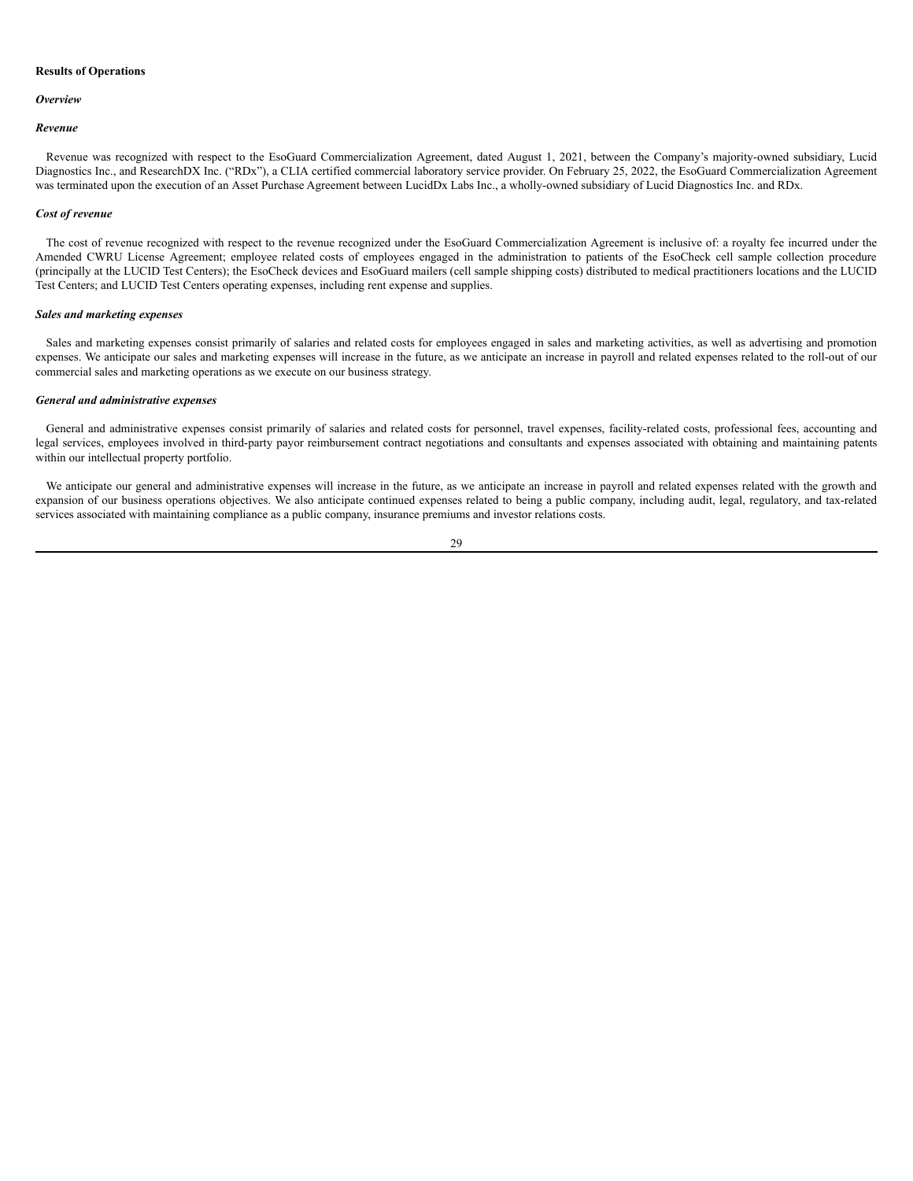**Results of Operations**

***Overview***

***Revenue***

Revenue was recognized with respect to the EsoGuard Commercialization Agreement, dated August 1, 2021, between the Company's majority-owned subsidiary, Lucid Diagnostics Inc., and ResearchDX Inc. ("RDx"), a CLIA certified commercial laboratory service provider. On February 25, 2022, the EsoGuard Commercialization Agreement was terminated upon the execution of an Asset Purchase Agreement between LucidDx Labs Inc., a wholly-owned subsidiary of Lucid Diagnostics Inc. and RDx.

***Cost of revenue***

The cost of revenue recognized with respect to the revenue recognized under the EsoGuard Commercialization Agreement is inclusive of: a royalty fee incurred under the Amended CWRU License Agreement; employee related costs of employees engaged in the administration to patients of the EsoCheck cell sample collection procedure (principally at the LUCID Test Centers); the EsoCheck devices and EsoGuard mailers (cell sample shipping costs) distributed to medical practitioners locations and the LUCID Test Centers; and LUCID Test Centers operating expenses, including rent expense and supplies.

***Sales and marketing expenses***

Sales and marketing expenses consist primarily of salaries and related costs for employees engaged in sales and marketing activities, as well as advertising and promotion expenses. We anticipate our sales and marketing expenses will increase in the future, as we anticipate an increase in payroll and related expenses related to the roll-out of our commercial sales and marketing operations as we execute on our business strategy.

***General and administrative expenses***

General and administrative expenses consist primarily of salaries and related costs for personnel, travel expenses, facility-related costs, professional fees, accounting and legal services, employees involved in third-party payor reimbursement contract negotiations and consultants and expenses associated with obtaining and maintaining patents within our intellectual property portfolio.

We anticipate our general and administrative expenses will increase in the future, as we anticipate an increase in payroll and related expenses related with the growth and expansion of our business operations objectives. We also anticipate continued expenses related to being a public company, including audit, legal, regulatory, and tax-related services associated with maintaining compliance as a public company, insurance premiums and investor relations costs.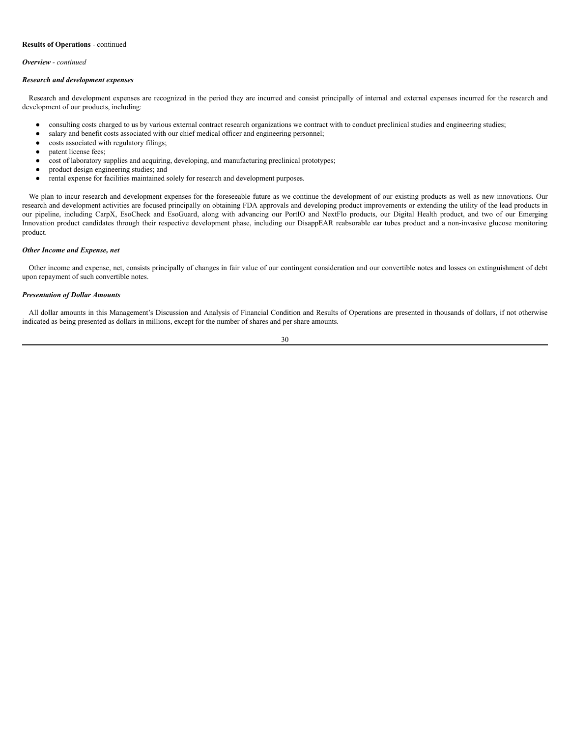**Results of Operations** - continued

***Overview*** *- continued*

***Research and development expenses***

Research and development expenses are recognized in the period they are incurred and consist principally of internal and external expenses incurred for the research and development of our products, including:

- consulting costs charged to us by various external contract research organizations we contract with to conduct preclinical studies and engineering studies;
- salary and benefit costs associated with our chief medical officer and engineering personnel;
- costs associated with regulatory filings;
- patent license fees;
- cost of laboratory supplies and acquiring, developing, and manufacturing preclinical prototypes;
- product design engineering studies; and
- rental expense for facilities maintained solely for research and development purposes.

We plan to incur research and development expenses for the foreseeable future as we continue the development of our existing products as well as new innovations. Our research and development activities are focused principally on obtaining FDA approvals and developing product improvements or extending the utility of the lead products in our pipeline, including CarpX, EsoCheck and EsoGuard, along with advancing our PortIO and NextFlo products, our Digital Health product, and two of our Emerging Innovation product candidates through their respective development phase, including our DisappEAR reabsorable ear tubes product and a non-invasive glucose monitoring product.

***Other Income and Expense, net***

Other income and expense, net, consists principally of changes in fair value of our contingent consideration and our convertible notes and losses on extinguishment of debt upon repayment of such convertible notes.

***Presentation of Dollar Amounts***

All dollar amounts in this Management's Discussion and Analysis of Financial Condition and Results of Operations are presented in thousands of dollars, if not otherwise indicated as being presented as dollars in millions, except for the number of shares and per share amounts.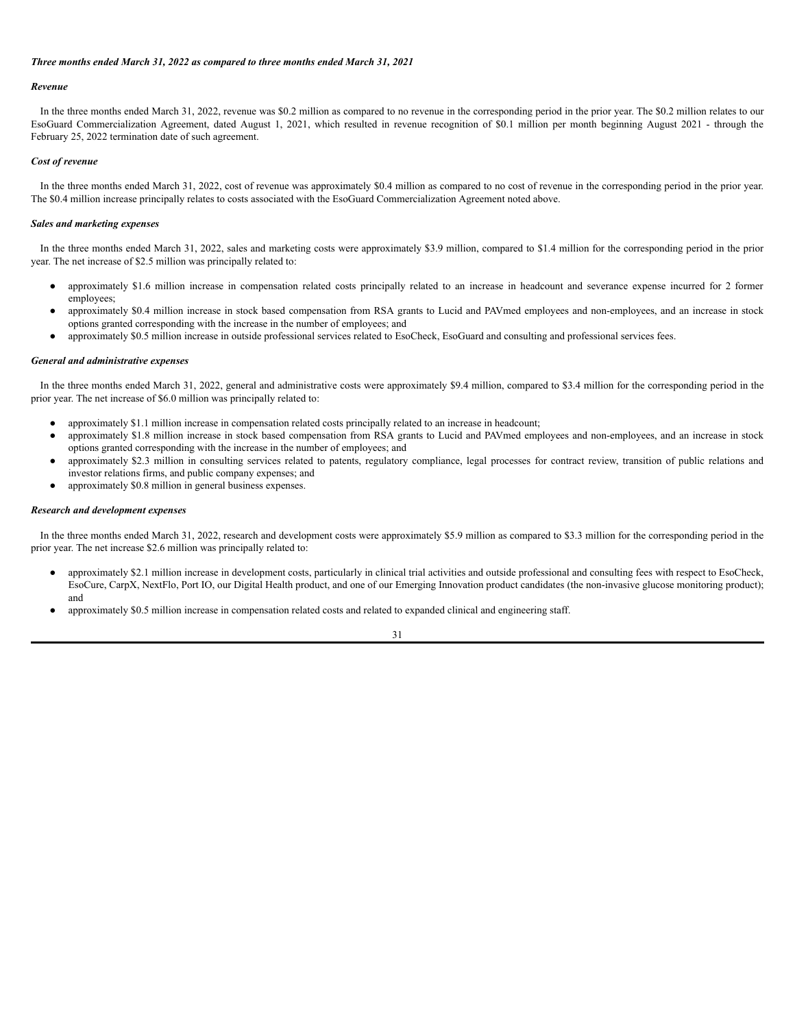***Three months ended March 31, 2022 as compared to three months ended March 31, 2021***

***Revenue***

In the three months ended March 31, 2022, revenue was $0.2 million as compared to no revenue in the corresponding period in the prior year. The $0.2 million relates to our EsoGuard Commercialization Agreement, dated August 1, 2021, which resulted in revenue recognition of $0.1 million per month beginning August 2021 - through the February 25, 2022 termination date of such agreement.

***Cost of revenue***

In the three months ended March 31, 2022, cost of revenue was approximately $0.4 million as compared to no cost of revenue in the corresponding period in the prior year. The $0.4 million increase principally relates to costs associated with the EsoGuard Commercialization Agreement noted above.

***Sales and marketing expenses***

In the three months ended March 31, 2022, sales and marketing costs were approximately $3.9 million, compared to $1.4 million for the corresponding period in the prior year. The net increase of $2.5 million was principally related to:

- approximately $1.6 million increase in compensation related costs principally related to an increase in headcount and severance expense incurred for 2 former employees;
- approximately $0.4 million increase in stock based compensation from RSA grants to Lucid and PAVmed employees and non-employees, and an increase in stock options granted corresponding with the increase in the number of employees; and
- approximately $0.5 million increase in outside professional services related to EsoCheck, EsoGuard and consulting and professional services fees.

***General and administrative expenses***

In the three months ended March 31, 2022, general and administrative costs were approximately $9.4 million, compared to $3.4 million for the corresponding period in the prior year. The net increase of $6.0 million was principally related to:

- approximately $1.1 million increase in compensation related costs principally related to an increase in headcount;
- approximately $1.8 million increase in stock based compensation from RSA grants to Lucid and PAVmed employees and non-employees, and an increase in stock options granted corresponding with the increase in the number of employees; and
- approximately $2.3 million in consulting services related to patents, regulatory compliance, legal processes for contract review, transition of public relations and investor relations firms, and public company expenses; and
- approximately $0.8 million in general business expenses.

***Research and development expenses***

In the three months ended March 31, 2022, research and development costs were approximately $5.9 million as compared to $3.3 million for the corresponding period in the prior year. The net increase $2.6 million was principally related to:

- approximately $2.1 million increase in development costs, particularly in clinical trial activities and outside professional and consulting fees with respect to EsoCheck, EsoCure, CarpX, NextFlo, Port IO, our Digital Health product, and one of our Emerging Innovation product candidates (the non-invasive glucose monitoring product); and
- approximately $0.5 million increase in compensation related costs and related to expanded clinical and engineering staff.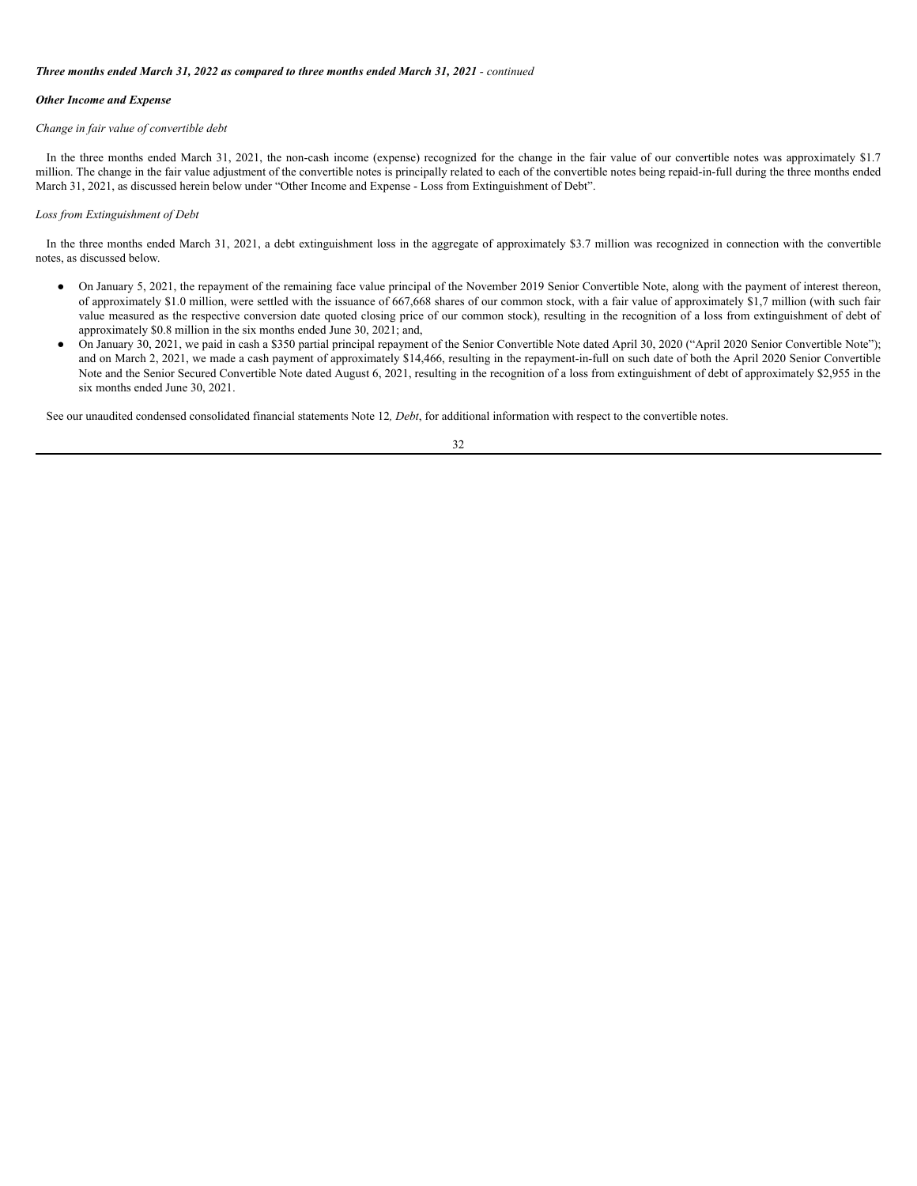***Three months ended March 31, 2022 as compared to three months ended March 31, 2021** - continued*

***Other Income and Expense***

*Change in fair value of convertible debt*

In the three months ended March 31, 2021, the non-cash income (expense) recognized for the change in the fair value of our convertible notes was approximately $1.7 million. The change in the fair value adjustment of the convertible notes is principally related to each of the convertible notes being repaid-in-full during the three months ended March 31, 2021, as discussed herein below under "Other Income and Expense - Loss from Extinguishment of Debt".

*Loss from Extinguishment of Debt*

In the three months ended March 31, 2021, a debt extinguishment loss in the aggregate of approximately $3.7 million was recognized in connection with the convertible notes, as discussed below.

- On January 5, 2021, the repayment of the remaining face value principal of the November 2019 Senior Convertible Note, along with the payment of interest thereon, of approximately $1.0 million, were settled with the issuance of 667,668 shares of our common stock, with a fair value of approximately $1,7 million (with such fair value measured as the respective conversion date quoted closing price of our common stock), resulting in the recognition of a loss from extinguishment of debt of approximately $0.8 million in the six months ended June 30, 2021; and,
- On January 30, 2021, we paid in cash a $350 partial principal repayment of the Senior Convertible Note dated April 30, 2020 ("April 2020 Senior Convertible Note"); and on March 2, 2021, we made a cash payment of approximately $14,466, resulting in the repayment-in-full on such date of both the April 2020 Senior Convertible Note and the Senior Secured Convertible Note dated August 6, 2021, resulting in the recognition of a loss from extinguishment of debt of approximately $2,955 in the six months ended June 30, 2021.

See our unaudited condensed consolidated financial statements Note 12*, Debt*, for additional information with respect to the convertible notes.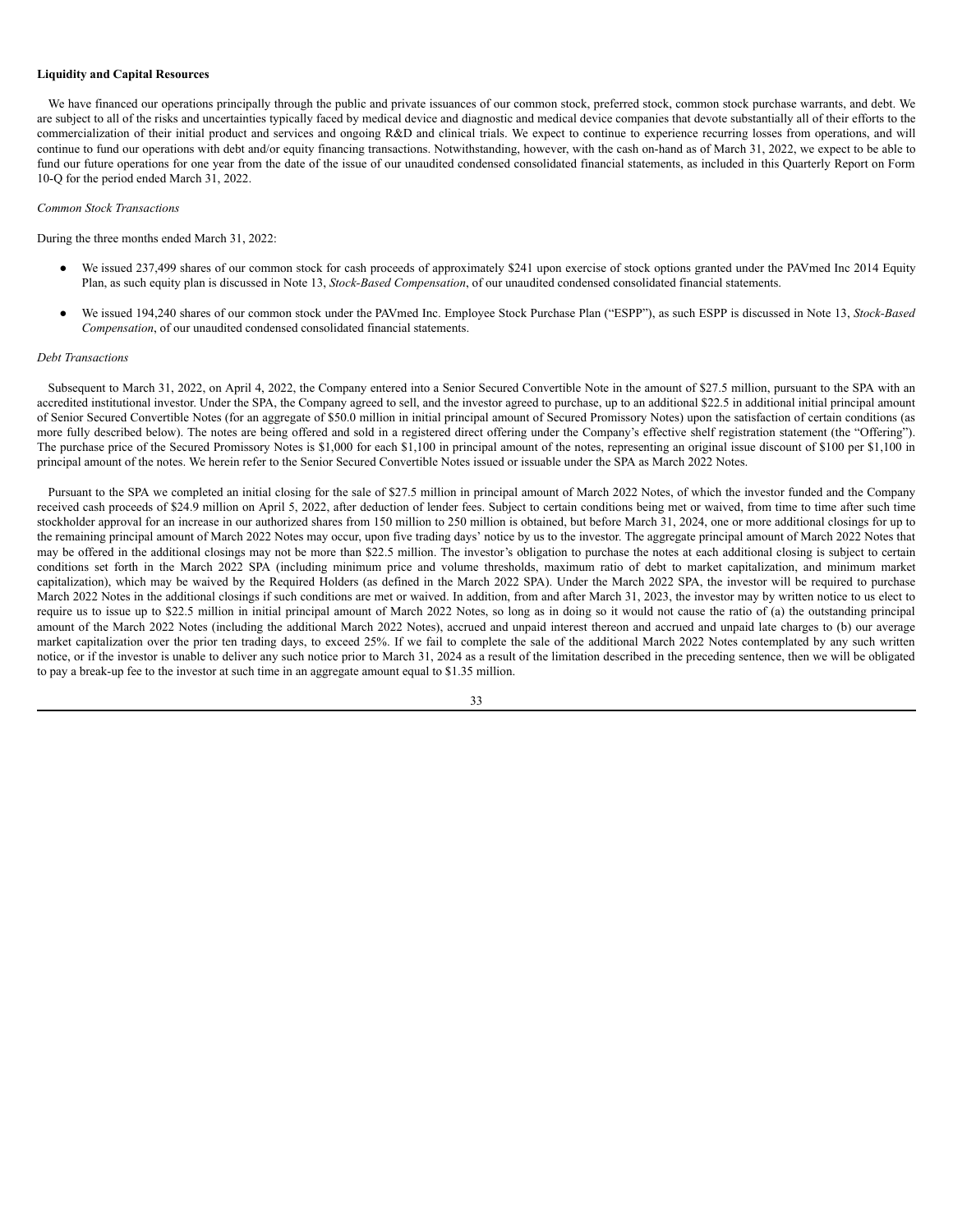**Liquidity and Capital Resources**

We have financed our operations principally through the public and private issuances of our common stock, preferred stock, common stock purchase warrants, and debt. We are subject to all of the risks and uncertainties typically faced by medical device and diagnostic and medical device companies that devote substantially all of their efforts to the commercialization of their initial product and services and ongoing R&D and clinical trials. We expect to continue to experience recurring losses from operations, and will continue to fund our operations with debt and/or equity financing transactions. Notwithstanding, however, with the cash on-hand as of March 31, 2022, we expect to be able to fund our future operations for one year from the date of the issue of our unaudited condensed consolidated financial statements, as included in this Quarterly Report on Form 10-Q for the period ended March 31, 2022.

*Common Stock Transactions*

During the three months ended March 31, 2022:

- We issued 237,499 shares of our common stock for cash proceeds of approximately $241 upon exercise of stock options granted under the PAVmed Inc 2014 Equity Plan, as such equity plan is discussed in Note 13, *Stock-Based Compensation*, of our unaudited condensed consolidated financial statements.

- We issued 194,240 shares of our common stock under the PAVmed Inc. Employee Stock Purchase Plan ("ESPP"), as such ESPP is discussed in Note 13, *Stock-Based Compensation*, of our unaudited condensed consolidated financial statements.

*Debt Transactions*

Subsequent to March 31, 2022, on April 4, 2022, the Company entered into a Senior Secured Convertible Note in the amount of $27.5 million, pursuant to the SPA with an accredited institutional investor. Under the SPA, the Company agreed to sell, and the investor agreed to purchase, up to an additional $22.5 in additional initial principal amount of Senior Secured Convertible Notes (for an aggregate of $50.0 million in initial principal amount of Secured Promissory Notes) upon the satisfaction of certain conditions (as more fully described below). The notes are being offered and sold in a registered direct offering under the Company's effective shelf registration statement (the "Offering"). The purchase price of the Secured Promissory Notes is $1,000 for each $1,100 in principal amount of the notes, representing an original issue discount of $100 per $1,100 in principal amount of the notes. We herein refer to the Senior Secured Convertible Notes issued or issuable under the SPA as March 2022 Notes.

Pursuant to the SPA we completed an initial closing for the sale of $27.5 million in principal amount of March 2022 Notes, of which the investor funded and the Company received cash proceeds of $24.9 million on April 5, 2022, after deduction of lender fees. Subject to certain conditions being met or waived, from time to time after such time stockholder approval for an increase in our authorized shares from 150 million to 250 million is obtained, but before March 31, 2024, one or more additional closings for up to the remaining principal amount of March 2022 Notes may occur, upon five trading days' notice by us to the investor. The aggregate principal amount of March 2022 Notes that may be offered in the additional closings may not be more than $22.5 million. The investor's obligation to purchase the notes at each additional closing is subject to certain conditions set forth in the March 2022 SPA (including minimum price and volume thresholds, maximum ratio of debt to market capitalization, and minimum market capitalization), which may be waived by the Required Holders (as defined in the March 2022 SPA). Under the March 2022 SPA, the investor will be required to purchase March 2022 Notes in the additional closings if such conditions are met or waived. In addition, from and after March 31, 2023, the investor may by written notice to us elect to require us to issue up to $22.5 million in initial principal amount of March 2022 Notes, so long as in doing so it would not cause the ratio of (a) the outstanding principal amount of the March 2022 Notes (including the additional March 2022 Notes), accrued and unpaid interest thereon and accrued and unpaid late charges to (b) our average market capitalization over the prior ten trading days, to exceed 25%. If we fail to complete the sale of the additional March 2022 Notes contemplated by any such written notice, or if the investor is unable to deliver any such notice prior to March 31, 2024 as a result of the limitation described in the preceding sentence, then we will be obligated to pay a break-up fee to the investor at such time in an aggregate amount equal to $1.35 million.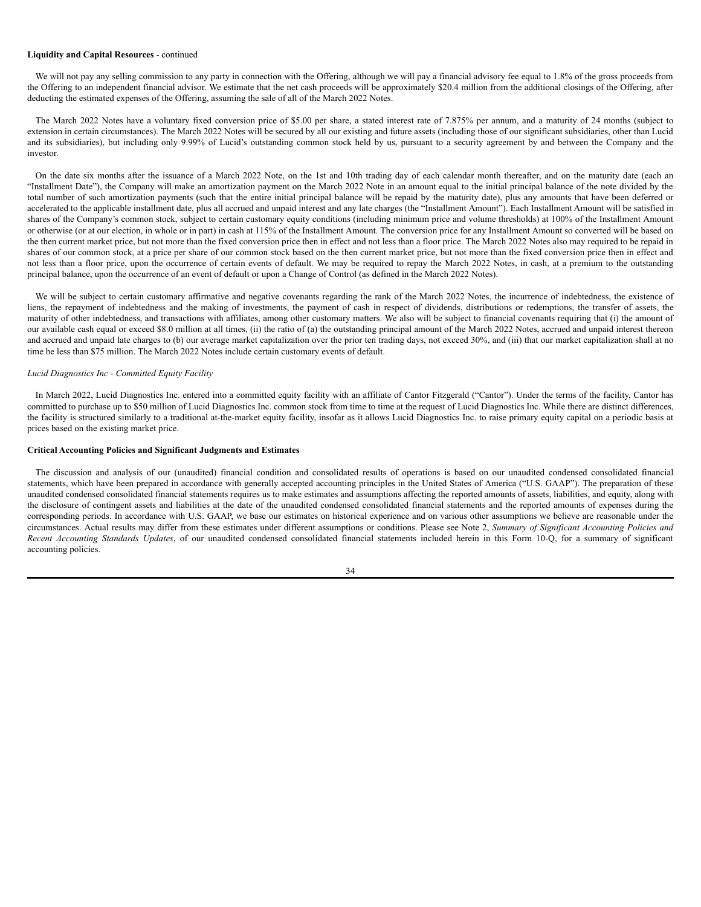**Liquidity and Capital Resources** - continued

We will not pay any selling commission to any party in connection with the Offering, although we will pay a financial advisory fee equal to 1.8% of the gross proceeds from the Offering to an independent financial advisor. We estimate that the net cash proceeds will be approximately $20.4 million from the additional closings of the Offering, after deducting the estimated expenses of the Offering, assuming the sale of all of the March 2022 Notes.

The March 2022 Notes have a voluntary fixed conversion price of $5.00 per share, a stated interest rate of 7.875% per annum, and a maturity of 24 months (subject to extension in certain circumstances). The March 2022 Notes will be secured by all our existing and future assets (including those of our significant subsidiaries, other than Lucid and its subsidiaries), but including only 9.99% of Lucid's outstanding common stock held by us, pursuant to a security agreement by and between the Company and the investor.

On the date six months after the issuance of a March 2022 Note, on the 1st and 10th trading day of each calendar month thereafter, and on the maturity date (each an "Installment Date"), the Company will make an amortization payment on the March 2022 Note in an amount equal to the initial principal balance of the note divided by the total number of such amortization payments (such that the entire initial principal balance will be repaid by the maturity date), plus any amounts that have been deferred or accelerated to the applicable installment date, plus all accrued and unpaid interest and any late charges (the "Installment Amount"). Each Installment Amount will be satisfied in shares of the Company's common stock, subject to certain customary equity conditions (including minimum price and volume thresholds) at 100% of the Installment Amount or otherwise (or at our election, in whole or in part) in cash at 115% of the Installment Amount. The conversion price for any Installment Amount so converted will be based on the then current market price, but not more than the fixed conversion price then in effect and not less than a floor price. The March 2022 Notes also may required to be repaid in shares of our common stock, at a price per share of our common stock based on the then current market price, but not more than the fixed conversion price then in effect and not less than a floor price, upon the occurrence of certain events of default. We may be required to repay the March 2022 Notes, in cash, at a premium to the outstanding principal balance, upon the occurrence of an event of default or upon a Change of Control (as defined in the March 2022 Notes).

We will be subject to certain customary affirmative and negative covenants regarding the rank of the March 2022 Notes, the incurrence of indebtedness, the existence of liens, the repayment of indebtedness and the making of investments, the payment of cash in respect of dividends, distributions or redemptions, the transfer of assets, the maturity of other indebtedness, and transactions with affiliates, among other customary matters. We also will be subject to financial covenants requiring that (i) the amount of our available cash equal or exceed $8.0 million at all times, (ii) the ratio of (a) the outstanding principal amount of the March 2022 Notes, accrued and unpaid interest thereon and accrued and unpaid late charges to (b) our average market capitalization over the prior ten trading days, not exceed 30%, and (iii) that our market capitalization shall at no time be less than $75 million. The March 2022 Notes include certain customary events of default.

*Lucid Diagnostics Inc - Committed Equity Facility*

In March 2022, Lucid Diagnostics Inc. entered into a committed equity facility with an affiliate of Cantor Fitzgerald ("Cantor"). Under the terms of the facility, Cantor has committed to purchase up to $50 million of Lucid Diagnostics Inc. common stock from time to time at the request of Lucid Diagnostics Inc. While there are distinct differences, the facility is structured similarly to a traditional at-the-market equity facility, insofar as it allows Lucid Diagnostics Inc. to raise primary equity capital on a periodic basis at prices based on the existing market price.

**Critical Accounting Policies and Significant Judgments and Estimates**

The discussion and analysis of our (unaudited) financial condition and consolidated results of operations is based on our unaudited condensed consolidated financial statements, which have been prepared in accordance with generally accepted accounting principles in the United States of America ("U.S. GAAP"). The preparation of these unaudited condensed consolidated financial statements requires us to make estimates and assumptions affecting the reported amounts of assets, liabilities, and equity, along with the disclosure of contingent assets and liabilities at the date of the unaudited condensed consolidated financial statements and the reported amounts of expenses during the corresponding periods. In accordance with U.S. GAAP, we base our estimates on historical experience and on various other assumptions we believe are reasonable under the circumstances. Actual results may differ from these estimates under different assumptions or conditions. Please see Note 2, *Summary of Significant Accounting Policies and Recent Accounting Standards Updates*, of our unaudited condensed consolidated financial statements included herein in this Form 10-Q, for a summary of significant accounting policies.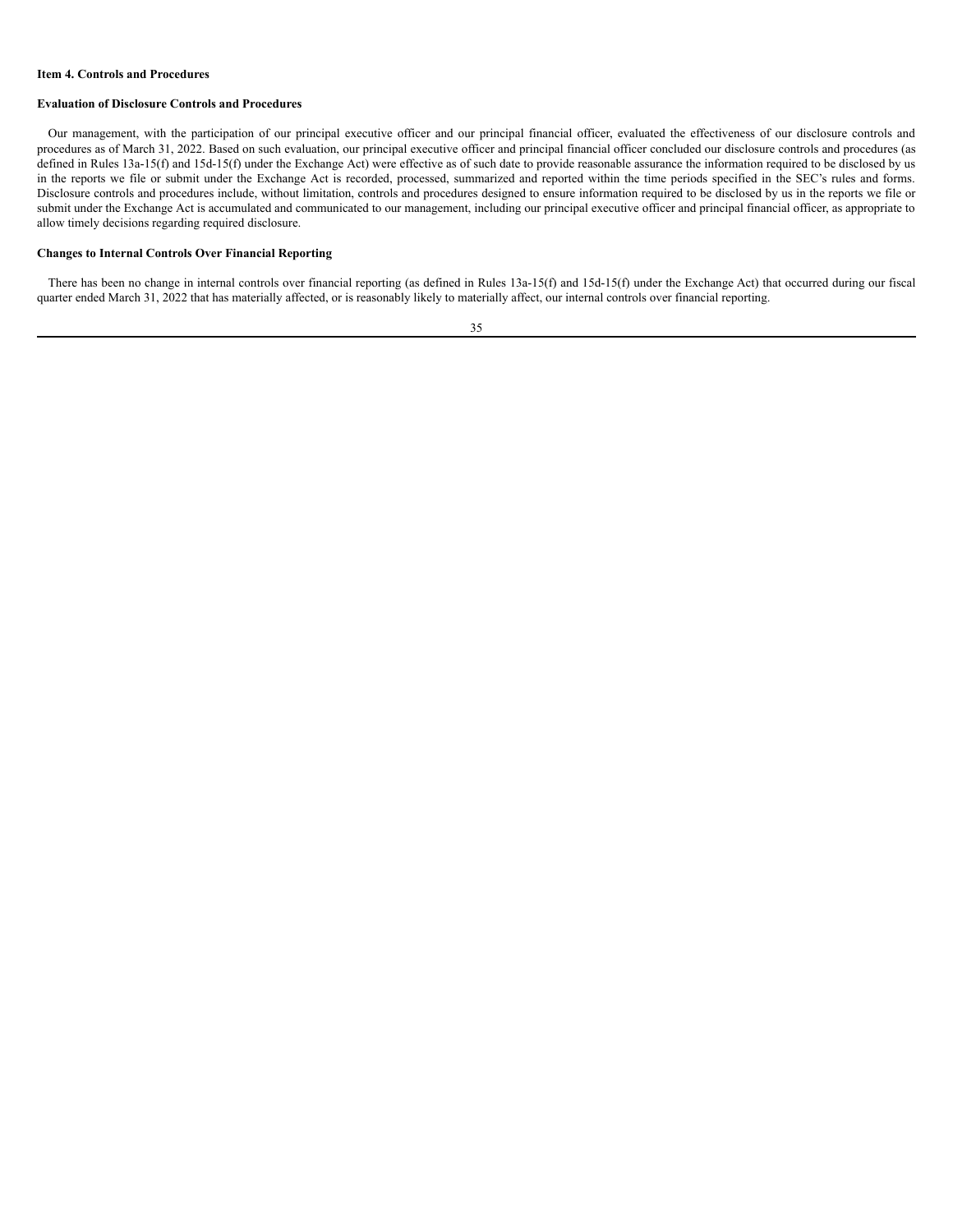**Item 4. Controls and Procedures**

**Evaluation of Disclosure Controls and Procedures**

Our management, with the participation of our principal executive officer and our principal financial officer, evaluated the effectiveness of our disclosure controls and procedures as of March 31, 2022. Based on such evaluation, our principal executive officer and principal financial officer concluded our disclosure controls and procedures (as defined in Rules 13a-15(f) and 15d-15(f) under the Exchange Act) were effective as of such date to provide reasonable assurance the information required to be disclosed by us in the reports we file or submit under the Exchange Act is recorded, processed, summarized and reported within the time periods specified in the SEC's rules and forms. Disclosure controls and procedures include, without limitation, controls and procedures designed to ensure information required to be disclosed by us in the reports we file or submit under the Exchange Act is accumulated and communicated to our management, including our principal executive officer and principal financial officer, as appropriate to allow timely decisions regarding required disclosure.

**Changes to Internal Controls Over Financial Reporting**

There has been no change in internal controls over financial reporting (as defined in Rules 13a-15(f) and 15d-15(f) under the Exchange Act) that occurred during our fiscal quarter ended March 31, 2022 that has materially affected, or is reasonably likely to materially affect, our internal controls over financial reporting.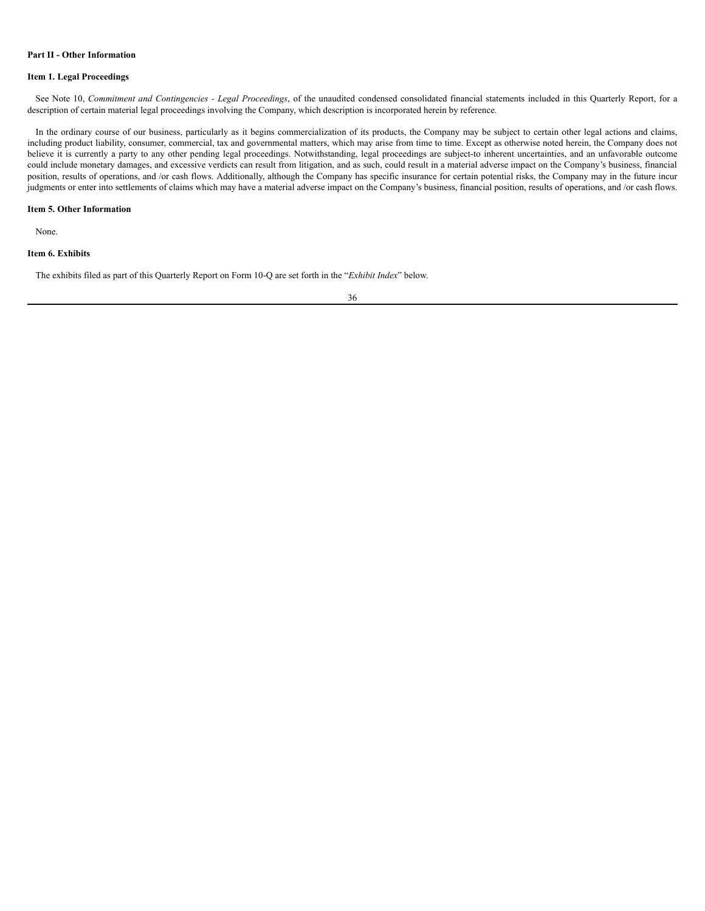**Part II - Other Information**

**Item 1. Legal Proceedings**

See Note 10, *Commitment and Contingencies - Legal Proceedings*, of the unaudited condensed consolidated financial statements included in this Quarterly Report, for a description of certain material legal proceedings involving the Company, which description is incorporated herein by reference.

In the ordinary course of our business, particularly as it begins commercialization of its products, the Company may be subject to certain other legal actions and claims, including product liability, consumer, commercial, tax and governmental matters, which may arise from time to time. Except as otherwise noted herein, the Company does not believe it is currently a party to any other pending legal proceedings. Notwithstanding, legal proceedings are subject-to inherent uncertainties, and an unfavorable outcome could include monetary damages, and excessive verdicts can result from litigation, and as such, could result in a material adverse impact on the Company's business, financial position, results of operations, and /or cash flows. Additionally, although the Company has specific insurance for certain potential risks, the Company may in the future incur judgments or enter into settlements of claims which may have a material adverse impact on the Company's business, financial position, results of operations, and /or cash flows.

**Item 5. Other Information**

None.

**Item 6. Exhibits**

The exhibits filed as part of this Quarterly Report on Form 10-Q are set forth in the "*Exhibit Index*" below.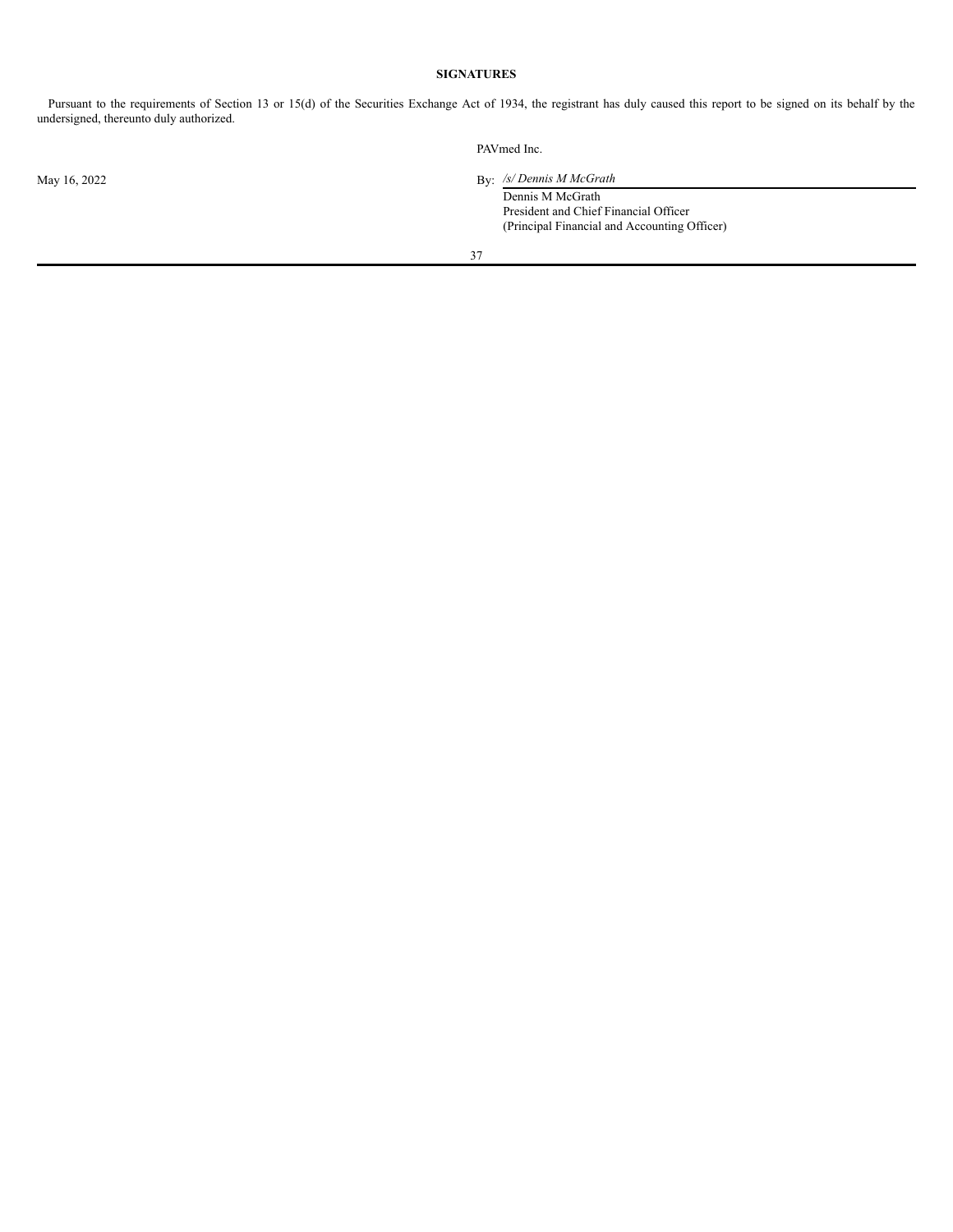# SIGNATURES

Pursuant to the requirements of Section 13 or 15(d) of the Securities Exchange Act of 1934, the registrant has duly caused this report to be signed on its behalf by the undersigned, thereunto duly authorized.

PAVmed Inc.

May 16, 2022

By: */s/ Dennis M McGrath*

Dennis M McGrath
President and Chief Financial Officer
(Principal Financial and Accounting Officer)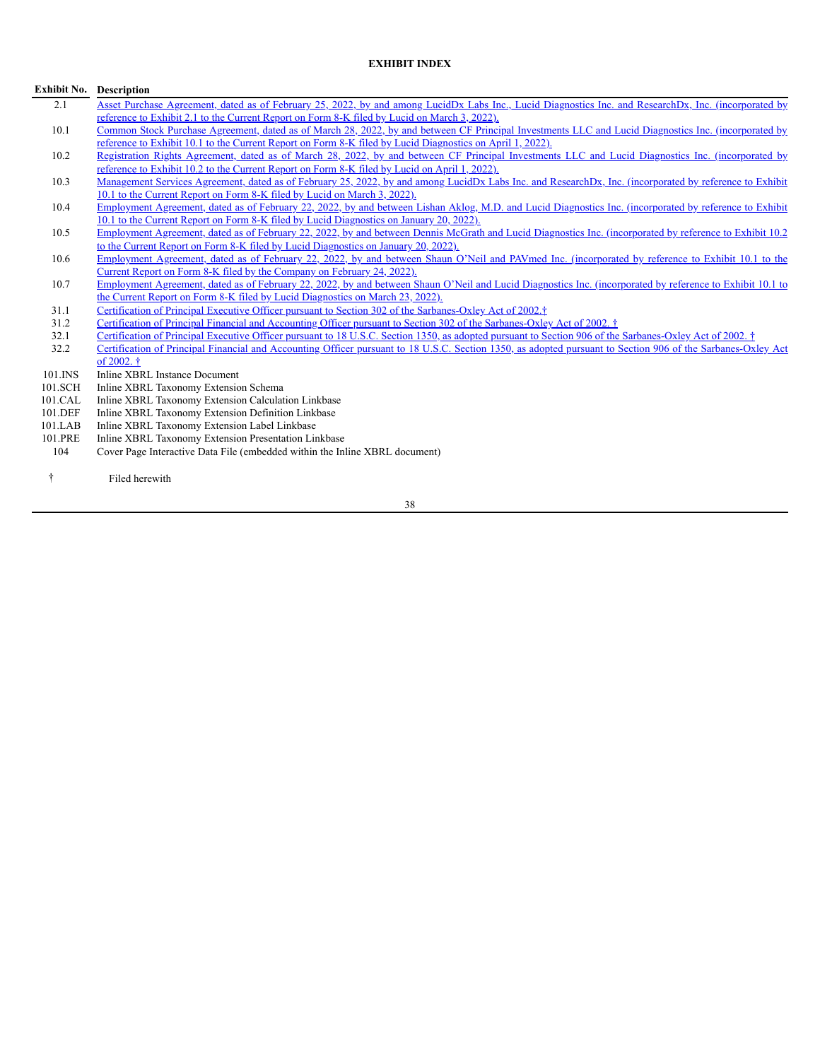**EXHIBIT INDEX**

| Exhibit No. | Description |
|---|---|
| 2.1 | Asset Purchase Agreement, dated as of February 25, 2022, by and among LucidDx Labs Inc., Lucid Diagnostics Inc. and ResearchDx, Inc. (incorporated by reference to Exhibit 2.1 to the Current Report on Form 8-K filed by Lucid on March 3, 2022). |
| 10.1 | Common Stock Purchase Agreement, dated as of March 28, 2022, by and between CF Principal Investments LLC and Lucid Diagnostics Inc. (incorporated by reference to Exhibit 10.1 to the Current Report on Form 8-K filed by Lucid Diagnostics on April 1, 2022). |
| 10.2 | Registration Rights Agreement, dated as of March 28, 2022, by and between CF Principal Investments LLC and Lucid Diagnostics Inc. (incorporated by reference to Exhibit 10.2 to the Current Report on Form 8-K filed by Lucid on April 1, 2022). |
| 10.3 | Management Services Agreement, dated as of February 25, 2022, by and among LucidDx Labs Inc. and ResearchDx, Inc. (incorporated by reference to Exhibit 10.1 to the Current Report on Form 8-K filed by Lucid on March 3, 2022). |
| 10.4 | Employment Agreement, dated as of February 22, 2022, by and between Lishan Aklog, M.D. and Lucid Diagnostics Inc. (incorporated by reference to Exhibit 10.1 to the Current Report on Form 8-K filed by Lucid Diagnostics on January 20, 2022). |
| 10.5 | Employment Agreement, dated as of February 22, 2022, by and between Dennis McGrath and Lucid Diagnostics Inc. (incorporated by reference to Exhibit 10.2 to the Current Report on Form 8-K filed by Lucid Diagnostics on January 20, 2022). |
| 10.6 | Employment Agreement, dated as of February 22, 2022, by and between Shaun O'Neil and PAVmed Inc. (incorporated by reference to Exhibit 10.1 to the Current Report on Form 8-K filed by the Company on February 24, 2022). |
| 10.7 | Employment Agreement, dated as of February 22, 2022, by and between Shaun O'Neil and Lucid Diagnostics Inc. (incorporated by reference to Exhibit 10.1 to the Current Report on Form 8-K filed by Lucid Diagnostics on March 23, 2022). |
| 31.1 | Certification of Principal Executive Officer pursuant to Section 302 of the Sarbanes-Oxley Act of 2002.† |
| 31.2 | Certification of Principal Financial and Accounting Officer pursuant to Section 302 of the Sarbanes-Oxley Act of 2002. † |
| 32.1 | Certification of Principal Executive Officer pursuant to 18 U.S.C. Section 1350, as adopted pursuant to Section 906 of the Sarbanes-Oxley Act of 2002. † |
| 32.2 | Certification of Principal Financial and Accounting Officer pursuant to 18 U.S.C. Section 1350, as adopted pursuant to Section 906 of the Sarbanes-Oxley Act of 2002. † |
| 101.INS | Inline XBRL Instance Document |
| 101.SCH | Inline XBRL Taxonomy Extension Schema |
| 101.CAL | Inline XBRL Taxonomy Extension Calculation Linkbase |
| 101.DEF | Inline XBRL Taxonomy Extension Definition Linkbase |
| 101.LAB | Inline XBRL Taxonomy Extension Label Linkbase |
| 101.PRE | Inline XBRL Taxonomy Extension Presentation Linkbase |
| 104 | Cover Page Interactive Data File (embedded within the Inline XBRL document) |

† Filed herewith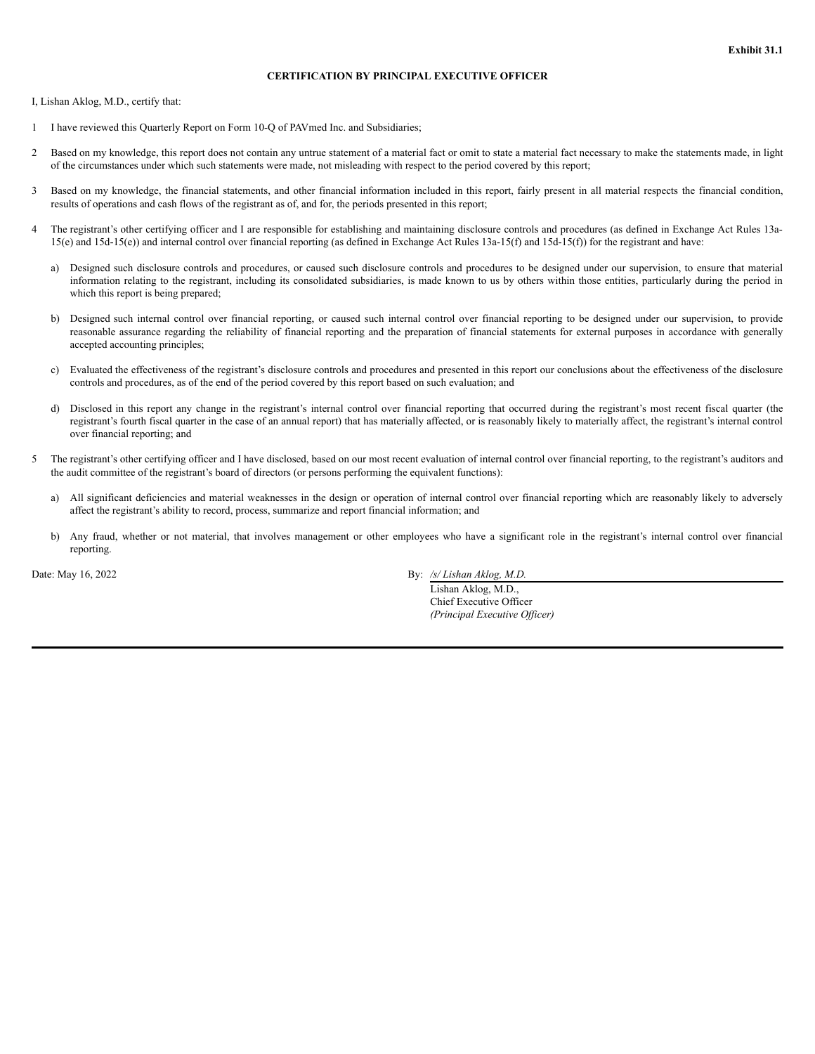**Exhibit 31.1**

**CERTIFICATION BY PRINCIPAL EXECUTIVE OFFICER**

I, Lishan Aklog, M.D., certify that:

1 I have reviewed this Quarterly Report on Form 10-Q of PAVmed Inc. and Subsidiaries;

2 Based on my knowledge, this report does not contain any untrue statement of a material fact or omit to state a material fact necessary to make the statements made, in light of the circumstances under which such statements were made, not misleading with respect to the period covered by this report;

3 Based on my knowledge, the financial statements, and other financial information included in this report, fairly present in all material respects the financial condition, results of operations and cash flows of the registrant as of, and for, the periods presented in this report;

4 The registrant's other certifying officer and I are responsible for establishing and maintaining disclosure controls and procedures (as defined in Exchange Act Rules 13a-15(e) and 15d-15(e)) and internal control over financial reporting (as defined in Exchange Act Rules 13a-15(f) and 15d-15(f)) for the registrant and have:

a) Designed such disclosure controls and procedures, or caused such disclosure controls and procedures to be designed under our supervision, to ensure that material information relating to the registrant, including its consolidated subsidiaries, is made known to us by others within those entities, particularly during the period in which this report is being prepared;

b) Designed such internal control over financial reporting, or caused such internal control over financial reporting to be designed under our supervision, to provide reasonable assurance regarding the reliability of financial reporting and the preparation of financial statements for external purposes in accordance with generally accepted accounting principles;

c) Evaluated the effectiveness of the registrant's disclosure controls and procedures and presented in this report our conclusions about the effectiveness of the disclosure controls and procedures, as of the end of the period covered by this report based on such evaluation; and

d) Disclosed in this report any change in the registrant's internal control over financial reporting that occurred during the registrant's most recent fiscal quarter (the registrant's fourth fiscal quarter in the case of an annual report) that has materially affected, or is reasonably likely to materially affect, the registrant's internal control over financial reporting; and

5 The registrant's other certifying officer and I have disclosed, based on our most recent evaluation of internal control over financial reporting, to the registrant's auditors and the audit committee of the registrant's board of directors (or persons performing the equivalent functions):

a) All significant deficiencies and material weaknesses in the design or operation of internal control over financial reporting which are reasonably likely to adversely affect the registrant's ability to record, process, summarize and report financial information; and

b) Any fraud, whether or not material, that involves management or other employees who have a significant role in the registrant's internal control over financial reporting.

Date: May 16, 2022

By: */s/ Lishan Aklog, M.D.*
Lishan Aklog, M.D.,
Chief Executive Officer
*(Principal Executive Officer)*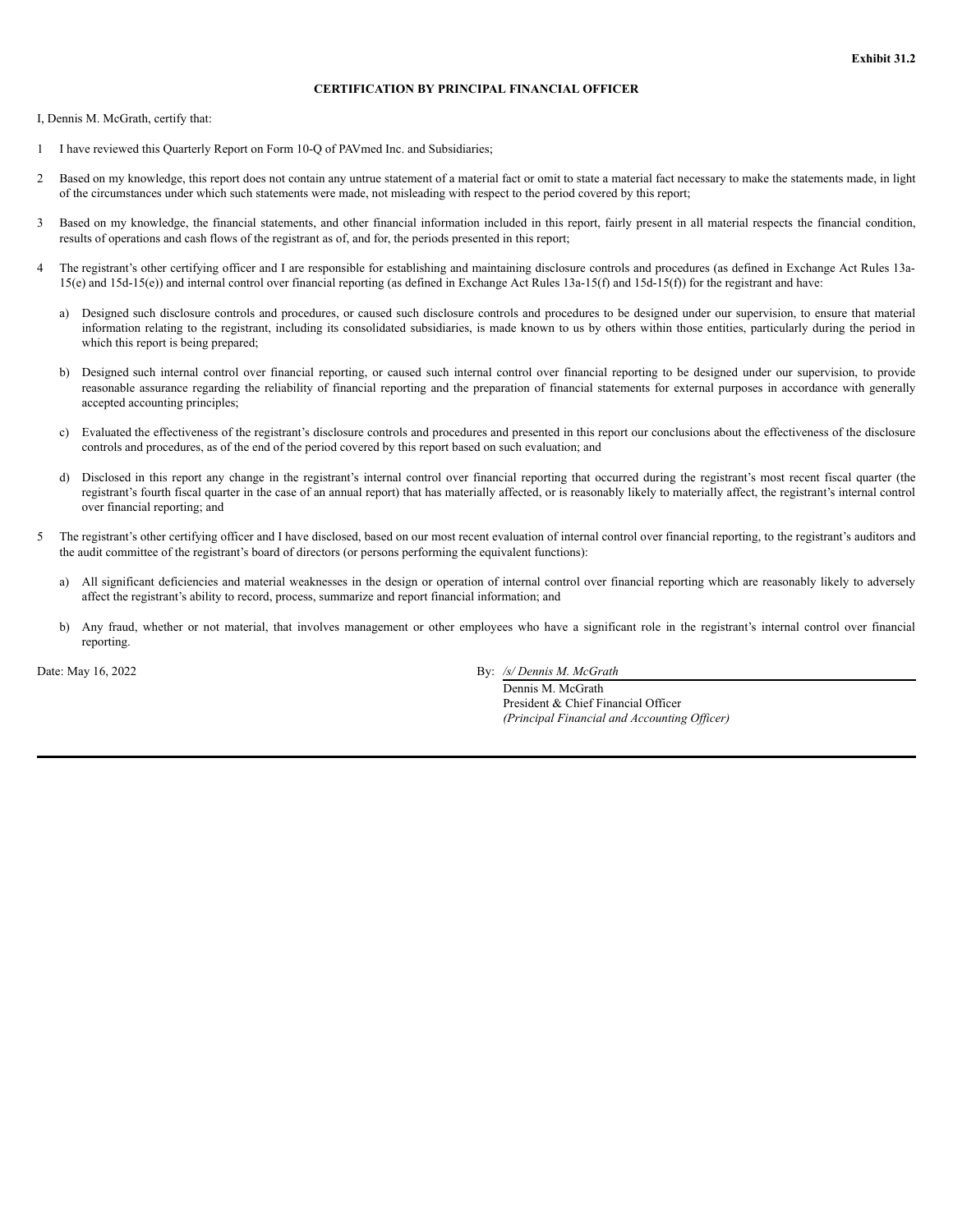**Exhibit 31.2**

**CERTIFICATION BY PRINCIPAL FINANCIAL OFFICER**

I, Dennis M. McGrath, certify that:

1 I have reviewed this Quarterly Report on Form 10-Q of PAVmed Inc. and Subsidiaries;

2 Based on my knowledge, this report does not contain any untrue statement of a material fact or omit to state a material fact necessary to make the statements made, in light of the circumstances under which such statements were made, not misleading with respect to the period covered by this report;

3 Based on my knowledge, the financial statements, and other financial information included in this report, fairly present in all material respects the financial condition, results of operations and cash flows of the registrant as of, and for, the periods presented in this report;

4 The registrant's other certifying officer and I are responsible for establishing and maintaining disclosure controls and procedures (as defined in Exchange Act Rules 13a-15(e) and 15d-15(e)) and internal control over financial reporting (as defined in Exchange Act Rules 13a-15(f) and 15d-15(f)) for the registrant and have:

a) Designed such disclosure controls and procedures, or caused such disclosure controls and procedures to be designed under our supervision, to ensure that material information relating to the registrant, including its consolidated subsidiaries, is made known to us by others within those entities, particularly during the period in which this report is being prepared;

b) Designed such internal control over financial reporting, or caused such internal control over financial reporting to be designed under our supervision, to provide reasonable assurance regarding the reliability of financial reporting and the preparation of financial statements for external purposes in accordance with generally accepted accounting principles;

c) Evaluated the effectiveness of the registrant's disclosure controls and procedures and presented in this report our conclusions about the effectiveness of the disclosure controls and procedures, as of the end of the period covered by this report based on such evaluation; and

d) Disclosed in this report any change in the registrant's internal control over financial reporting that occurred during the registrant's most recent fiscal quarter (the registrant's fourth fiscal quarter in the case of an annual report) that has materially affected, or is reasonably likely to materially affect, the registrant's internal control over financial reporting; and

5 The registrant's other certifying officer and I have disclosed, based on our most recent evaluation of internal control over financial reporting, to the registrant's auditors and the audit committee of the registrant's board of directors (or persons performing the equivalent functions):

a) All significant deficiencies and material weaknesses in the design or operation of internal control over financial reporting which are reasonably likely to adversely affect the registrant's ability to record, process, summarize and report financial information; and

b) Any fraud, whether or not material, that involves management or other employees who have a significant role in the registrant's internal control over financial reporting.

Date: May 16, 2022

By: */s/ Dennis M. McGrath*
Dennis M. McGrath
President & Chief Financial Officer
*(Principal Financial and Accounting Officer)*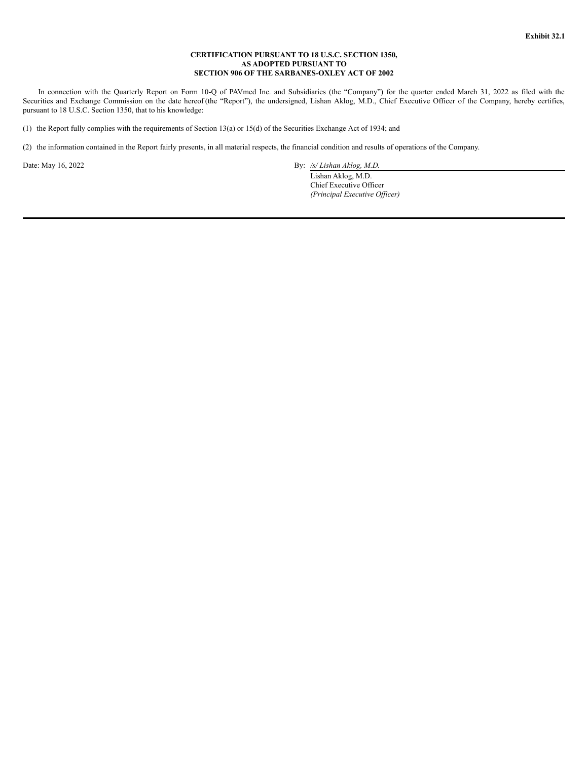**Exhibit 32.1**

**CERTIFICATION PURSUANT TO 18 U.S.C. SECTION 1350,
AS ADOPTED PURSUANT TO
SECTION 906 OF THE SARBANES-OXLEY ACT OF 2002**

In connection with the Quarterly Report on Form 10-Q of PAVmed Inc. and Subsidiaries (the "Company") for the quarter ended March 31, 2022 as filed with the Securities and Exchange Commission on the date hereof (the "Report"), the undersigned, Lishan Aklog, M.D., Chief Executive Officer of the Company, hereby certifies, pursuant to 18 U.S.C. Section 1350, that to his knowledge:

(1) the Report fully complies with the requirements of Section 13(a) or 15(d) of the Securities Exchange Act of 1934; and

(2) the information contained in the Report fairly presents, in all material respects, the financial condition and results of operations of the Company.

Date: May 16, 2022

By: */s/ Lishan Aklog, M.D.*
Lishan Aklog, M.D.
Chief Executive Officer
*(Principal Executive Officer)*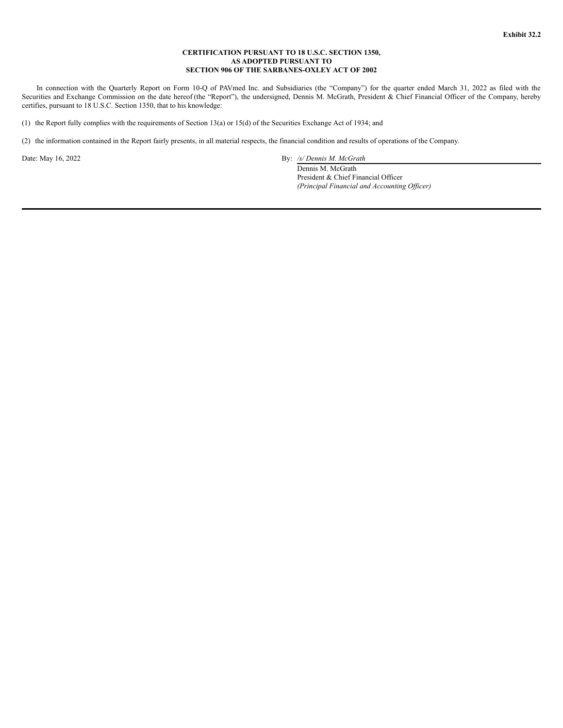**Exhibit 32.2**

**CERTIFICATION PURSUANT TO 18 U.S.C. SECTION 1350,**
**AS ADOPTED PURSUANT TO**
**SECTION 906 OF THE SARBANES-OXLEY ACT OF 2002**

In connection with the Quarterly Report on Form 10-Q of PAVmed Inc. and Subsidiaries (the "Company") for the quarter ended March 31, 2022 as filed with the Securities and Exchange Commission on the date hereof (the "Report"), the undersigned, Dennis M. McGrath, President & Chief Financial Officer of the Company, hereby certifies, pursuant to 18 U.S.C. Section 1350, that to his knowledge:

(1) the Report fully complies with the requirements of Section 13(a) or 15(d) of the Securities Exchange Act of 1934; and

(2) the information contained in the Report fairly presents, in all material respects, the financial condition and results of operations of the Company.

Date: May 16, 2022

By: */s/ Dennis M. McGrath*
Dennis M. McGrath
President & Chief Financial Officer
*(Principal Financial and Accounting Officer)*